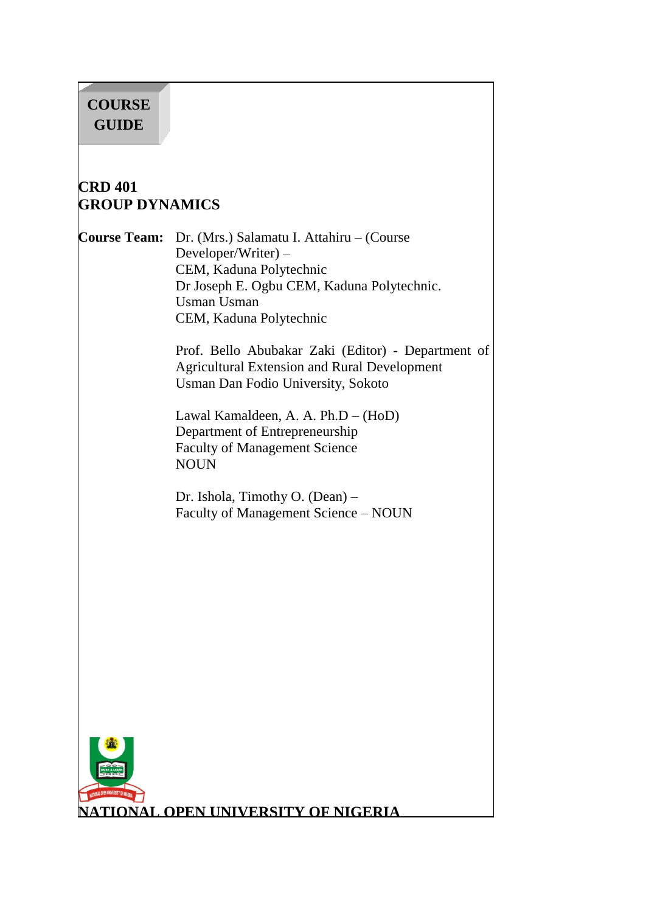**COURSE GUIDE**

# CRD 401
# GROUP DYNAMICS

**Course Team:** Dr. (Mrs.) Salamatu I. Attahiru – (Course Developer/Writer) –
CEM, Kaduna Polytechnic
Dr Joseph E. Ogbu CEM, Kaduna Polytechnic.
Usman Usman
CEM, Kaduna Polytechnic

Prof. Bello Abubakar Zaki (Editor) - Department of Agricultural Extension and Rural Development
Usman Dan Fodio University, Sokoto

Lawal Kamaldeen, A. A. Ph.D – (HoD)
Department of Entrepreneurship
Faculty of Management Science
NOUN

Dr. Ishola, Timothy O. (Dean) –
Faculty of Management Science – NOUN

**NATIONAL OPEN UNIVERSITY OF NIGERIA**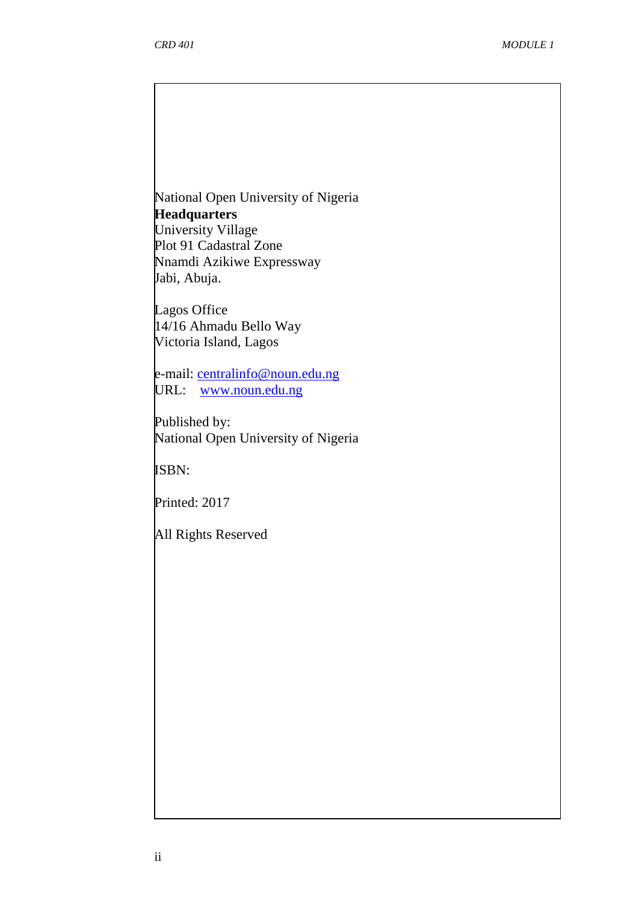National Open University of Nigeria  
**Headquarters**  
University Village  
Plot 91 Cadastral Zone  
Nnamdi Azikiwe Expressway  
Jabi, Abuja.

Lagos Office  
14/16 Ahmadu Bello Way  
Victoria Island, Lagos

e-mail: centralinfo@noun.edu.ng  
URL: www.noun.edu.ng

Published by:  
National Open University of Nigeria

ISBN:

Printed: 2017

All Rights Reserved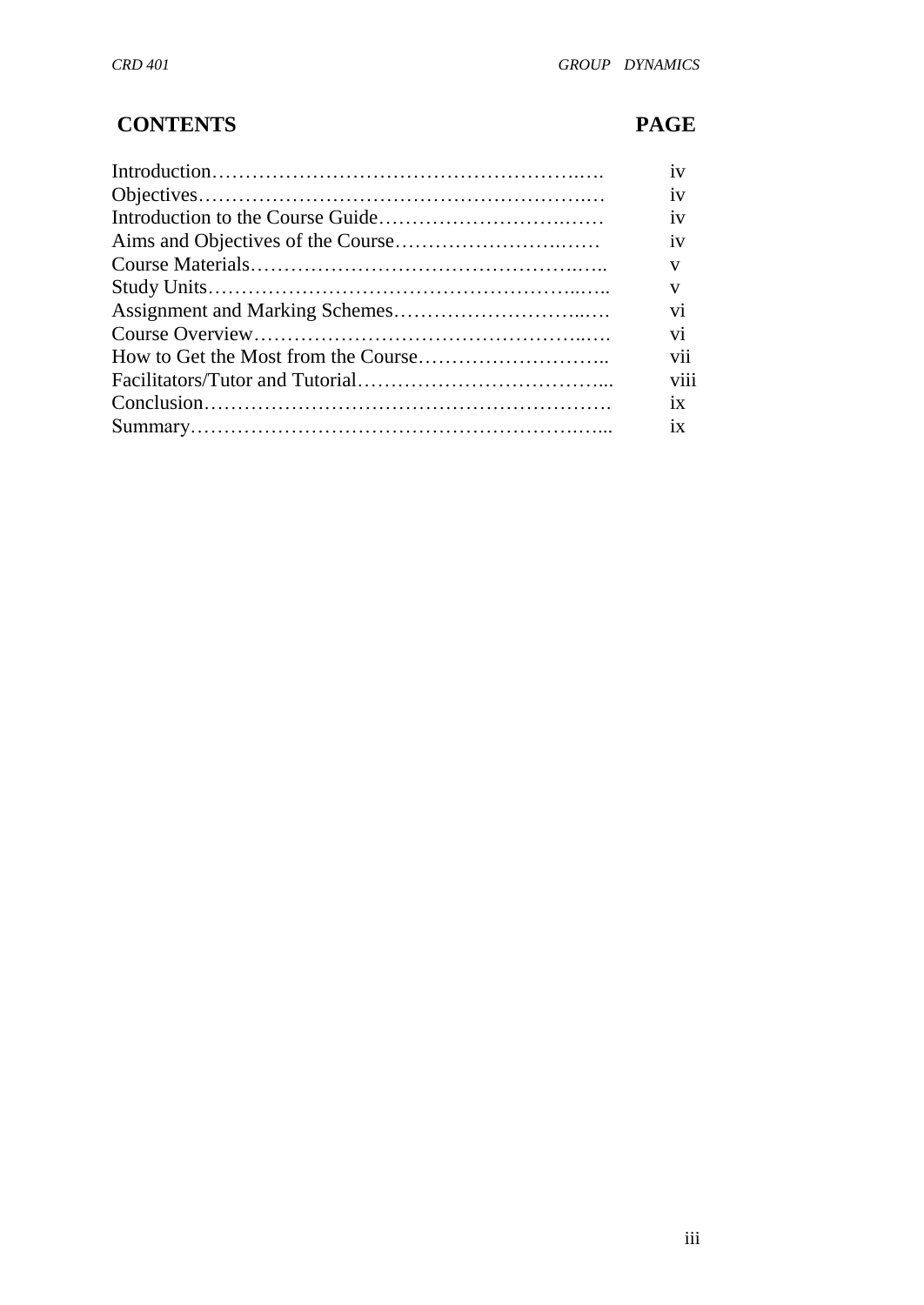| CONTENTS | PAGE |
| --- | --- |
| Introduction……………………………………………….…. | iv |
| Objectives…………………………………………………..… | iv |
| Introduction to the Course Guide………………………….…… | iv |
| Aims and Objectives of the Course…………………….…… | iv |
| Course Materials…………………………………………..….. | v |
| Study Units……………………………………………...….. | v |
| Assignment and Marking Schemes…………………………..…. | vi |
| Course Overview…………………………………………...…. | vi |
| How to Get the Most from the Course……………………….. | vii |
| Facilitators/Tutor and Tutorial……………………………….... | viii |
| Conclusion……………………………………………………. | ix |
| Summary…………………………………………………..…... | ix |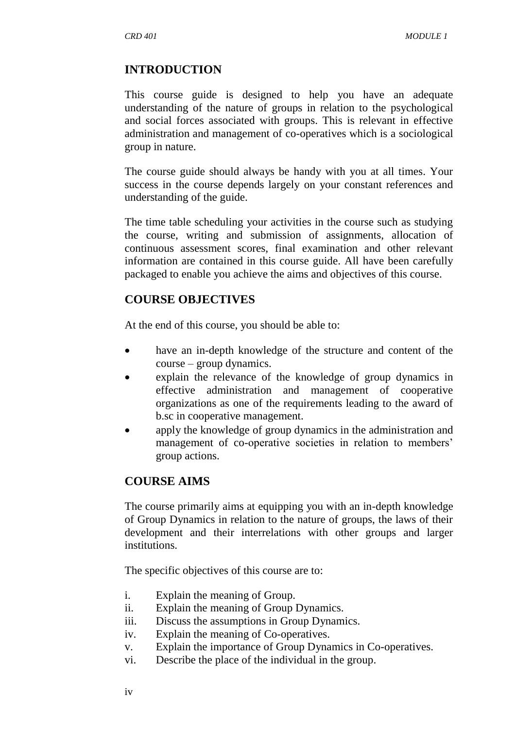## INTRODUCTION

This course guide is designed to help you have an adequate understanding of the nature of groups in relation to the psychological and social forces associated with groups. This is relevant in effective administration and management of co-operatives which is a sociological group in nature.

The course guide should always be handy with you at all times. Your success in the course depends largely on your constant references and understanding of the guide.

The time table scheduling your activities in the course such as studying the course, writing and submission of assignments, allocation of continuous assessment scores, final examination and other relevant information are contained in this course guide. All have been carefully packaged to enable you achieve the aims and objectives of this course.

## COURSE OBJECTIVES

At the end of this course, you should be able to:

- have an in-depth knowledge of the structure and content of the course – group dynamics.
- explain the relevance of the knowledge of group dynamics in effective administration and management of cooperative organizations as one of the requirements leading to the award of b.sc in cooperative management.
- apply the knowledge of group dynamics in the administration and management of co-operative societies in relation to members' group actions.

## COURSE AIMS

The course primarily aims at equipping you with an in-depth knowledge of Group Dynamics in relation to the nature of groups, the laws of their development and their interrelations with other groups and larger institutions.

The specific objectives of this course are to:

i. Explain the meaning of Group.
ii. Explain the meaning of Group Dynamics.
iii. Discuss the assumptions in Group Dynamics.
iv. Explain the meaning of Co-operatives.
v. Explain the importance of Group Dynamics in Co-operatives.
vi. Describe the place of the individual in the group.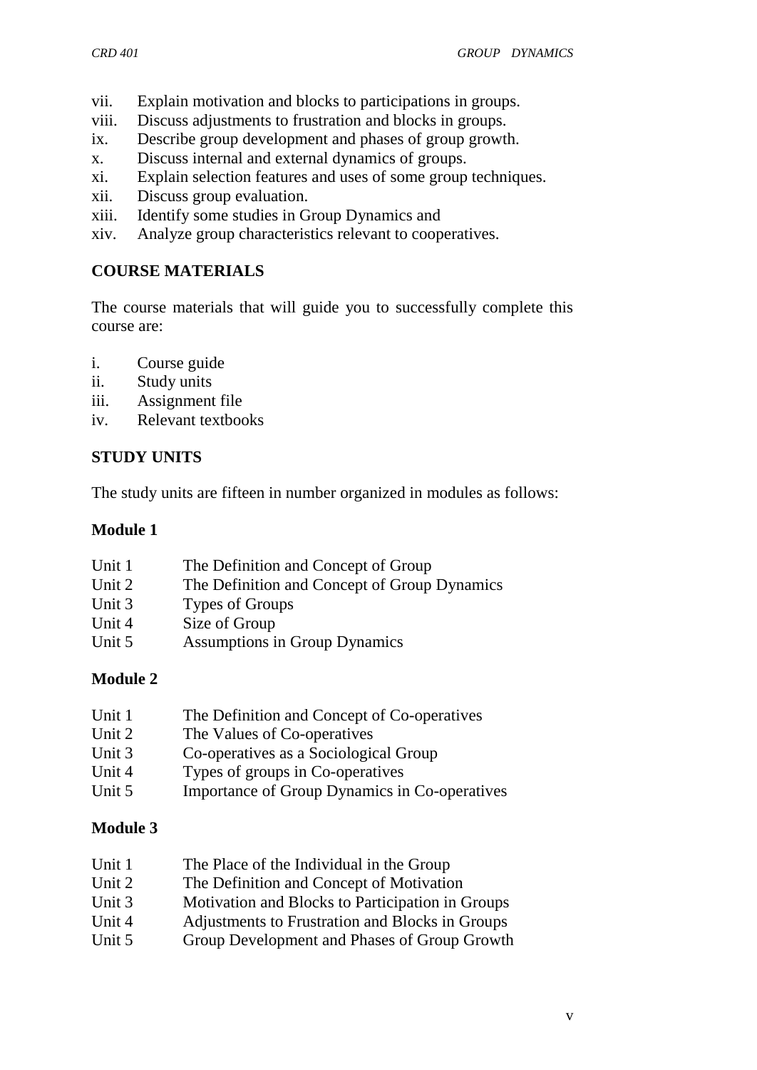vii. Explain motivation and blocks to participations in groups.
viii. Discuss adjustments to frustration and blocks in groups.
ix. Describe group development and phases of group growth.
x. Discuss internal and external dynamics of groups.
xi. Explain selection features and uses of some group techniques.
xii. Discuss group evaluation.
xiii. Identify some studies in Group Dynamics and
xiv. Analyze group characteristics relevant to cooperatives.

## COURSE MATERIALS

The course materials that will guide you to successfully complete this course are:

i. Course guide
ii. Study units
iii. Assignment file
iv. Relevant textbooks

## STUDY UNITS

The study units are fifteen in number organized in modules as follows:

### Module 1

Unit 1 The Definition and Concept of Group
Unit 2 The Definition and Concept of Group Dynamics
Unit 3 Types of Groups
Unit 4 Size of Group
Unit 5 Assumptions in Group Dynamics

### Module 2

Unit 1 The Definition and Concept of Co-operatives
Unit 2 The Values of Co-operatives
Unit 3 Co-operatives as a Sociological Group
Unit 4 Types of groups in Co-operatives
Unit 5 Importance of Group Dynamics in Co-operatives

### Module 3

Unit 1 The Place of the Individual in the Group
Unit 2 The Definition and Concept of Motivation
Unit 3 Motivation and Blocks to Participation in Groups
Unit 4 Adjustments to Frustration and Blocks in Groups
Unit 5 Group Development and Phases of Group Growth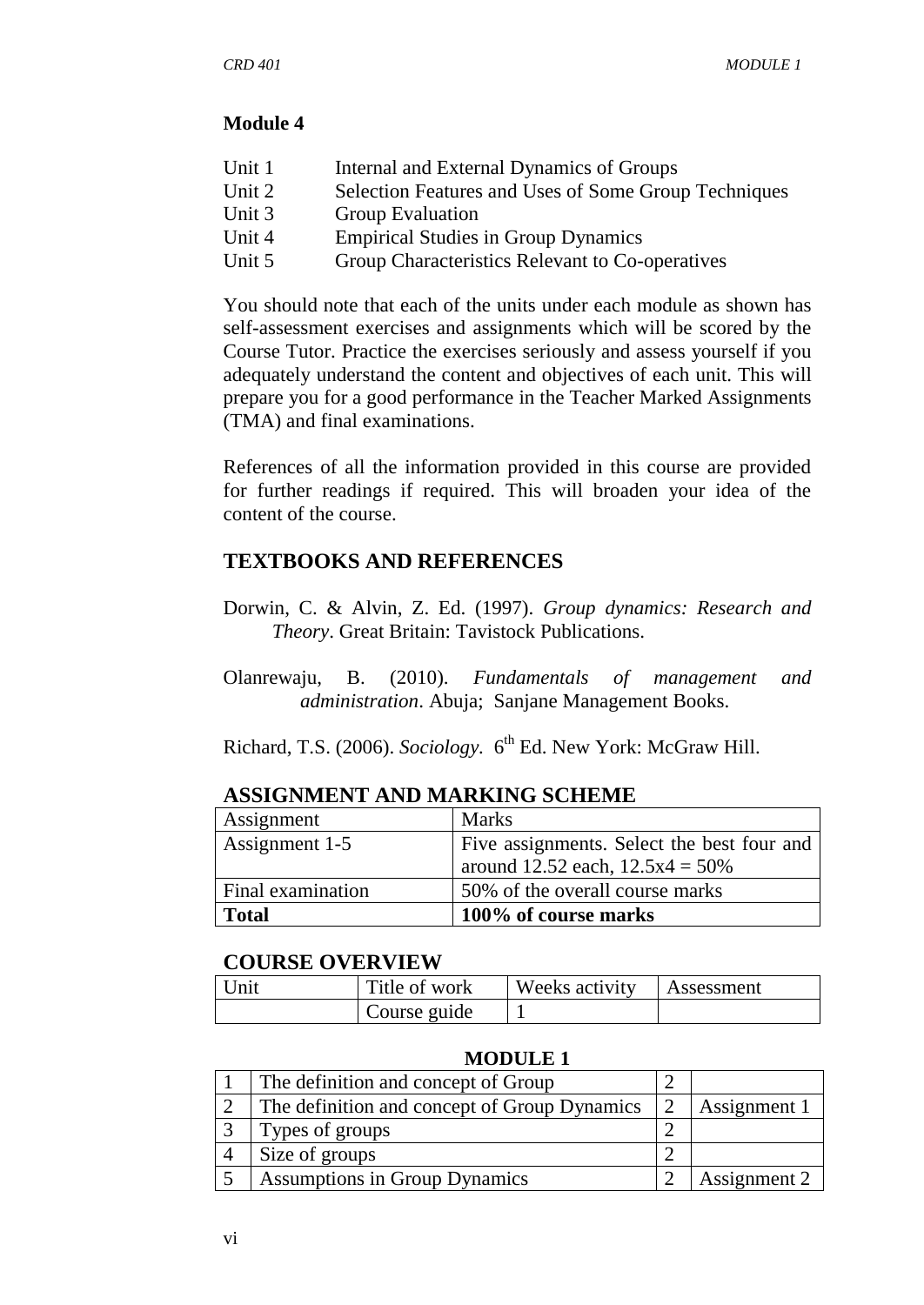**Module 4**

| | |
|---|---|
| Unit 1 | Internal and External Dynamics of Groups |
| Unit 2 | Selection Features and Uses of Some Group Techniques |
| Unit 3 | Group Evaluation |
| Unit 4 | Empirical Studies in Group Dynamics |
| Unit 5 | Group Characteristics Relevant to Co-operatives |

You should note that each of the units under each module as shown has self-assessment exercises and assignments which will be scored by the Course Tutor. Practice the exercises seriously and assess yourself if you adequately understand the content and objectives of each unit. This will prepare you for a good performance in the Teacher Marked Assignments (TMA) and final examinations.

References of all the information provided in this course are provided for further readings if required. This will broaden your idea of the content of the course.

## TEXTBOOKS AND REFERENCES

Dorwin, C. & Alvin, Z. Ed. (1997). *Group dynamics: Research and Theory*. Great Britain: Tavistock Publications.

Olanrewaju, B. (2010). *Fundamentals of management and administration*. Abuja; Sanjane Management Books.

Richard, T.S. (2006). *Sociology.* 6th Ed. New York: McGraw Hill.

## ASSIGNMENT AND MARKING SCHEME

| Assignment | Marks |
|---|---|
| Assignment 1-5 | Five assignments. Select the best four and around 12.52 each, 12.5x4 = 50% |
| Final examination | 50% of the overall course marks |
| **Total** | **100% of course marks** |

## COURSE OVERVIEW

| Unit | Title of work | Weeks activity | Assessment |
|---|---|---|---|
| | Course guide | 1 | |
| | **MODULE 1** | | |
| 1 | The definition and concept of Group | 2 | |
| 2 | The definition and concept of Group Dynamics | 2 | Assignment 1 |
| 3 | Types of groups | 2 | |
| 4 | Size of groups | 2 | |
| 5 | Assumptions in Group Dynamics | 2 | Assignment 2 |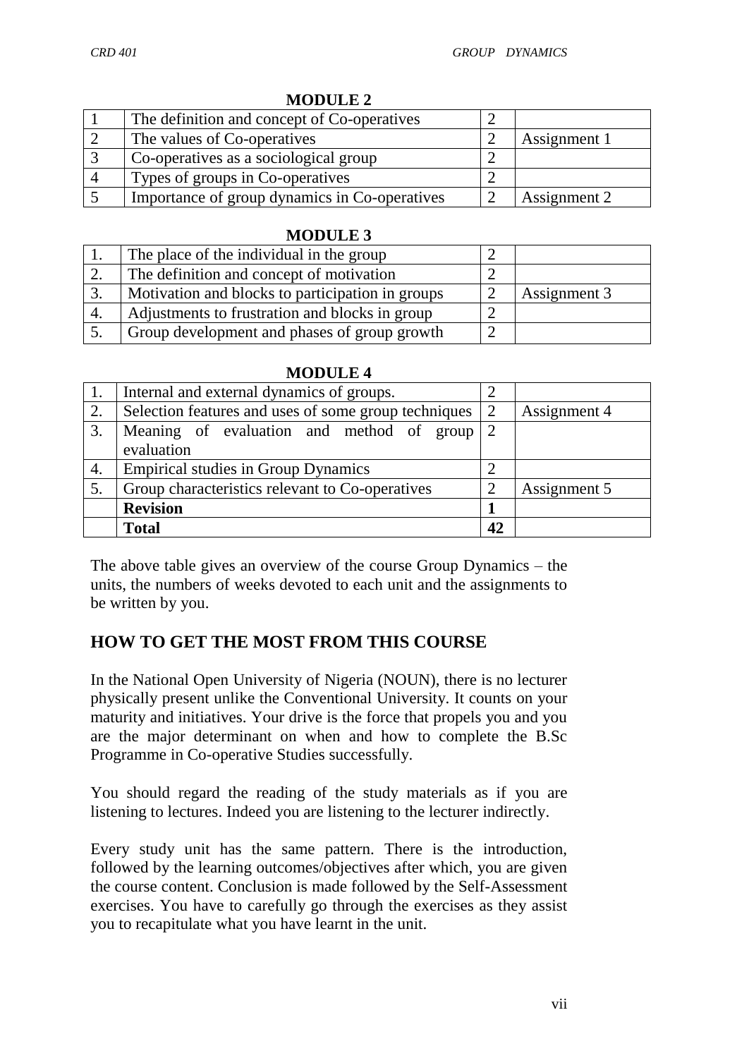**MODULE 2**

| | | | |
|---|---|---|---|
| 1 | The definition and concept of Co-operatives | 2 | |
| 2 | The values of Co-operatives | 2 | Assignment 1 |
| 3 | Co-operatives as a sociological group | 2 | |
| 4 | Types of groups in Co-operatives | 2 | |
| 5 | Importance of group dynamics in Co-operatives | 2 | Assignment 2 |

**MODULE 3**

| | | | |
|---|---|---|---|
| 1. | The place of the individual in the group | 2 | |
| 2. | The definition and concept of motivation | 2 | |
| 3. | Motivation and blocks to participation in groups | 2 | Assignment 3 |
| 4. | Adjustments to frustration and blocks in group | 2 | |
| 5. | Group development and phases of group growth | 2 | |

**MODULE 4**

| | | | |
|---|---|---|---|
| 1. | Internal and external dynamics of groups. | 2 | |
| 2. | Selection features and uses of some group techniques | 2 | Assignment 4 |
| 3. | Meaning of evaluation and method of group evaluation | 2 | |
| 4. | Empirical studies in Group Dynamics | 2 | |
| 5. | Group characteristics relevant to Co-operatives | 2 | Assignment 5 |
| | **Revision** | **1** | |
| | **Total** | **42** | |

The above table gives an overview of the course Group Dynamics – the units, the numbers of weeks devoted to each unit and the assignments to be written by you.

## HOW TO GET THE MOST FROM THIS COURSE

In the National Open University of Nigeria (NOUN), there is no lecturer physically present unlike the Conventional University. It counts on your maturity and initiatives. Your drive is the force that propels you and you are the major determinant on when and how to complete the B.Sc Programme in Co-operative Studies successfully.

You should regard the reading of the study materials as if you are listening to lectures. Indeed you are listening to the lecturer indirectly.

Every study unit has the same pattern. There is the introduction, followed by the learning outcomes/objectives after which, you are given the course content. Conclusion is made followed by the Self-Assessment exercises. You have to carefully go through the exercises as they assist you to recapitulate what you have learnt in the unit.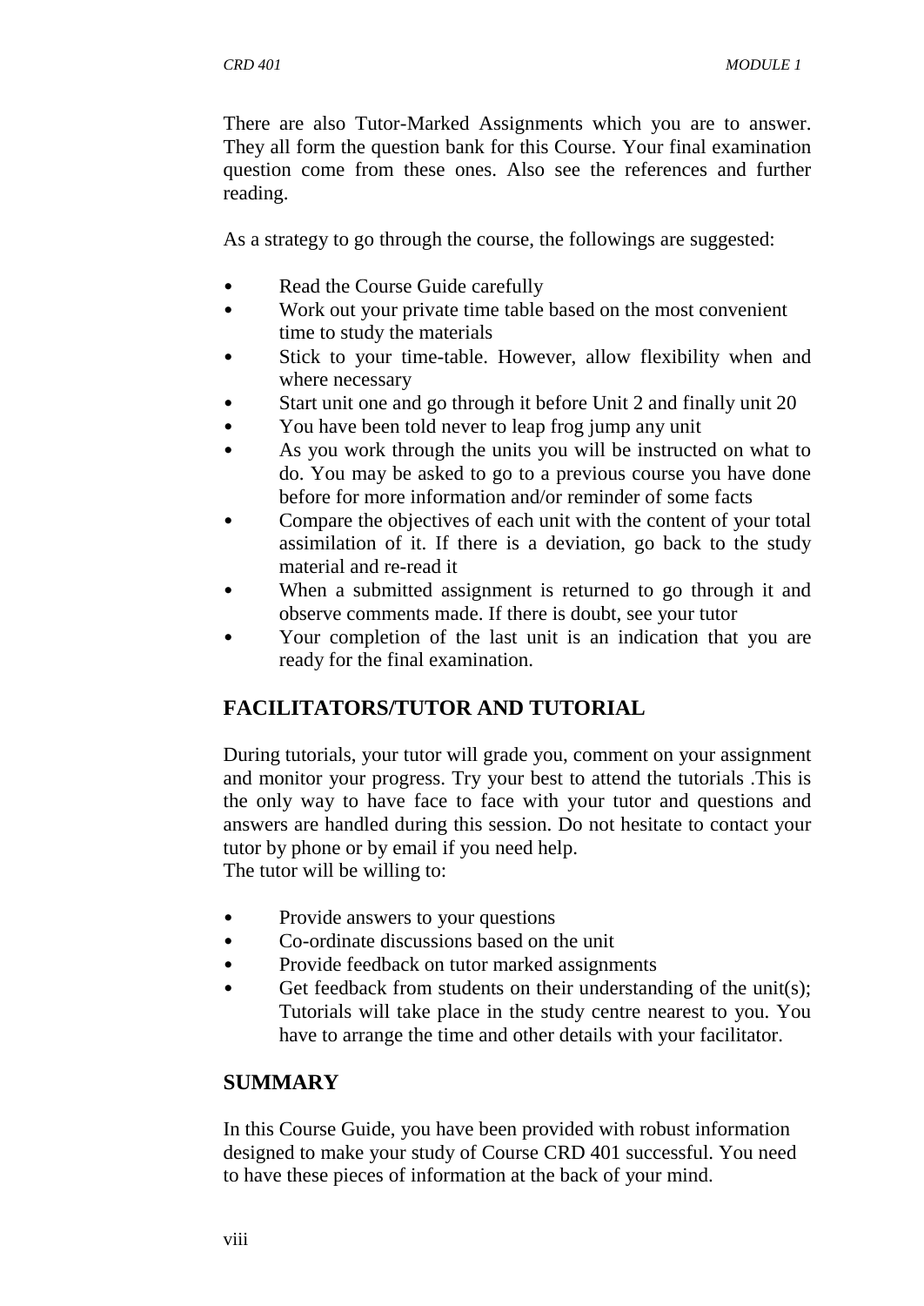There are also Tutor-Marked Assignments which you are to answer. They all form the question bank for this Course. Your final examination question come from these ones. Also see the references and further reading.

As a strategy to go through the course, the followings are suggested:

- Read the Course Guide carefully
- Work out your private time table based on the most convenient time to study the materials
- Stick to your time-table. However, allow flexibility when and where necessary
- Start unit one and go through it before Unit 2 and finally unit 20
- You have been told never to leap frog jump any unit
- As you work through the units you will be instructed on what to do. You may be asked to go to a previous course you have done before for more information and/or reminder of some facts
- Compare the objectives of each unit with the content of your total assimilation of it. If there is a deviation, go back to the study material and re-read it
- When a submitted assignment is returned to go through it and observe comments made. If there is doubt, see your tutor
- Your completion of the last unit is an indication that you are ready for the final examination.

## FACILITATORS/TUTOR AND TUTORIAL

During tutorials, your tutor will grade you, comment on your assignment and monitor your progress. Try your best to attend the tutorials .This is the only way to have face to face with your tutor and questions and answers are handled during this session. Do not hesitate to contact your tutor by phone or by email if you need help.
The tutor will be willing to:

- Provide answers to your questions
- Co-ordinate discussions based on the unit
- Provide feedback on tutor marked assignments
- Get feedback from students on their understanding of the unit(s); Tutorials will take place in the study centre nearest to you. You have to arrange the time and other details with your facilitator.

## SUMMARY

In this Course Guide, you have been provided with robust information designed to make your study of Course CRD 401 successful. You need to have these pieces of information at the back of your mind.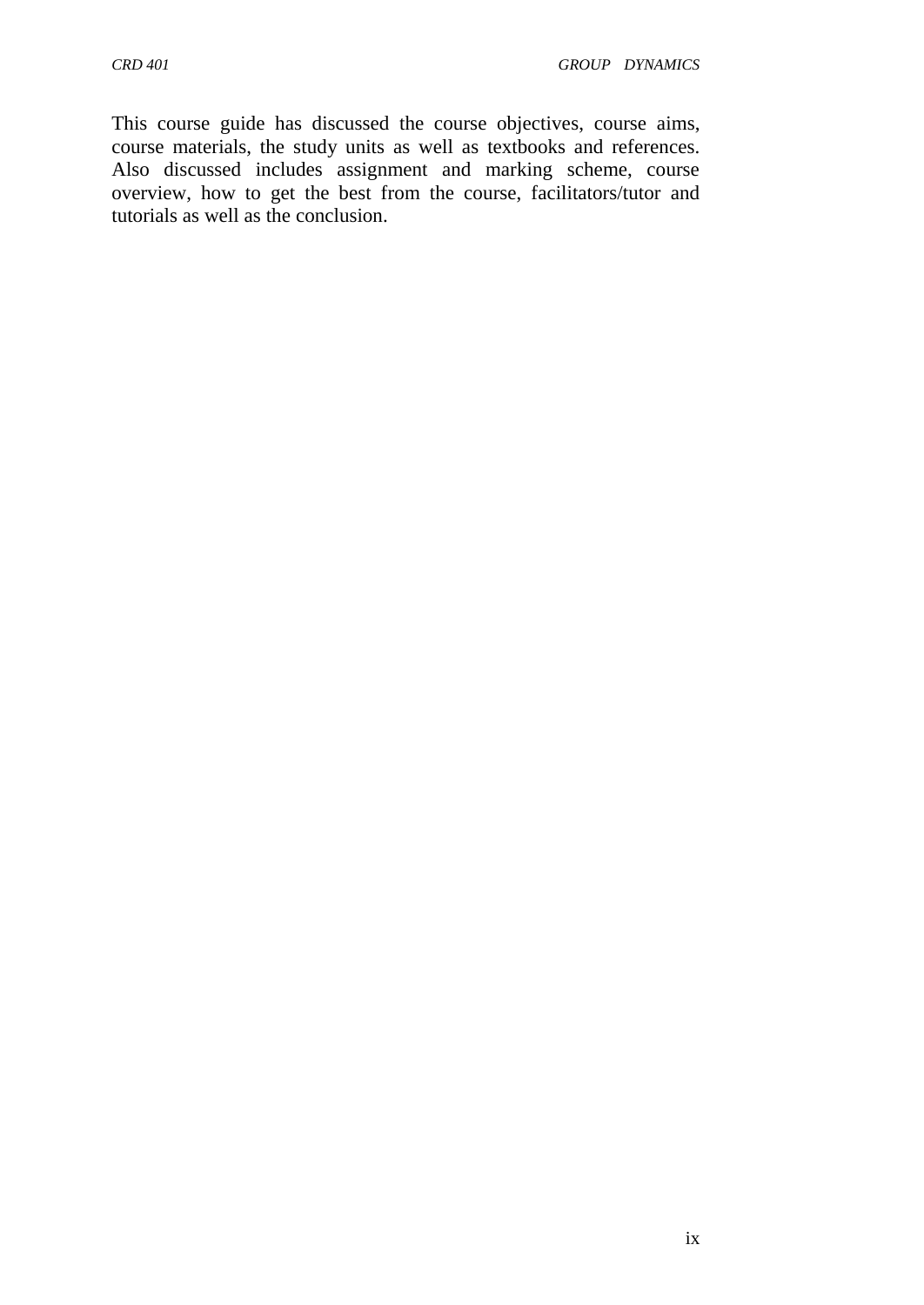This course guide has discussed the course objectives, course aims, course materials, the study units as well as textbooks and references. Also discussed includes assignment and marking scheme, course overview, how to get the best from the course, facilitators/tutor and tutorials as well as the conclusion.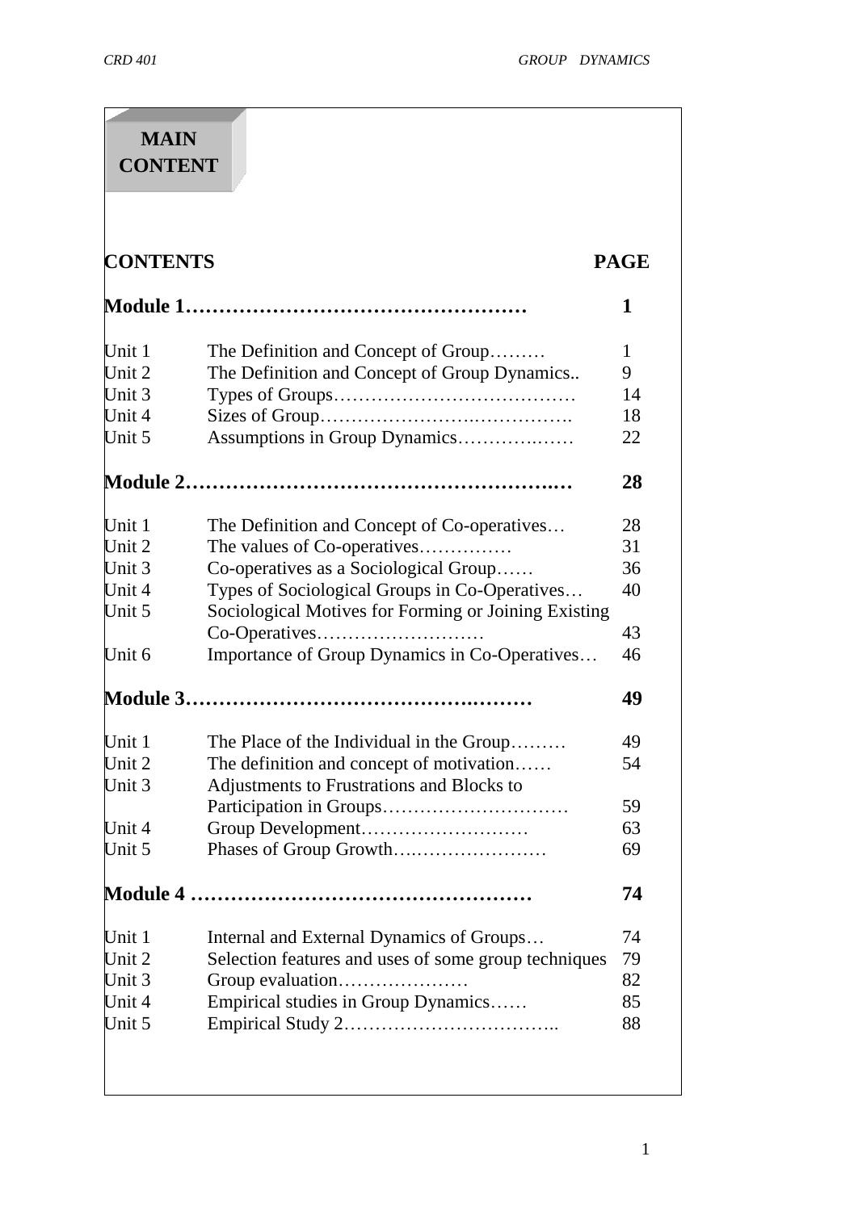# MAIN CONTENT

| CONTENTS | | PAGE |
|---|---|---|
| **Module 1……………………………………………** | | **1** |
| Unit 1 | The Definition and Concept of Group……… | 1 |
| Unit 2 | The Definition and Concept of Group Dynamics.. | 9 |
| Unit 3 | Types of Groups………………………………… | 14 |
| Unit 4 | Sizes of Group………………….……………. | 18 |
| Unit 5 | Assumptions in Group Dynamics…………..…… | 22 |
| **Module 2………………………………………….…** | | **28** |
| Unit 1 | The Definition and Concept of Co-operatives… | 28 |
| Unit 2 | The values of Co-operatives…………… | 31 |
| Unit 3 | Co-operatives as a Sociological Group…… | 36 |
| Unit 4 | Types of Sociological Groups in Co-Operatives… | 40 |
| Unit 5 | Sociological Motives for Forming or Joining Existing Co-Operatives……………………… | 43 |
| Unit 6 | Importance of Group Dynamics in Co-Operatives… | 46 |
| **Module 3……………………………………..………** | | **49** |
| Unit 1 | The Place of the Individual in the Group……… | 49 |
| Unit 2 | The definition and concept of motivation…… | 54 |
| Unit 3 | Adjustments to Frustrations and Blocks to Participation in Groups………………………… | 59 |
| Unit 4 | Group Development……………………… | 63 |
| Unit 5 | Phases of Group Growth…..………………… | 69 |
| **Module 4 ……………………………………………** | | **74** |
| Unit 1 | Internal and External Dynamics of Groups… | 74 |
| Unit 2 | Selection features and uses of some group techniques | 79 |
| Unit 3 | Group evaluation………………… | 82 |
| Unit 4 | Empirical studies in Group Dynamics…… | 85 |
| Unit 5 | Empirical Study 2…………………………….. | 88 |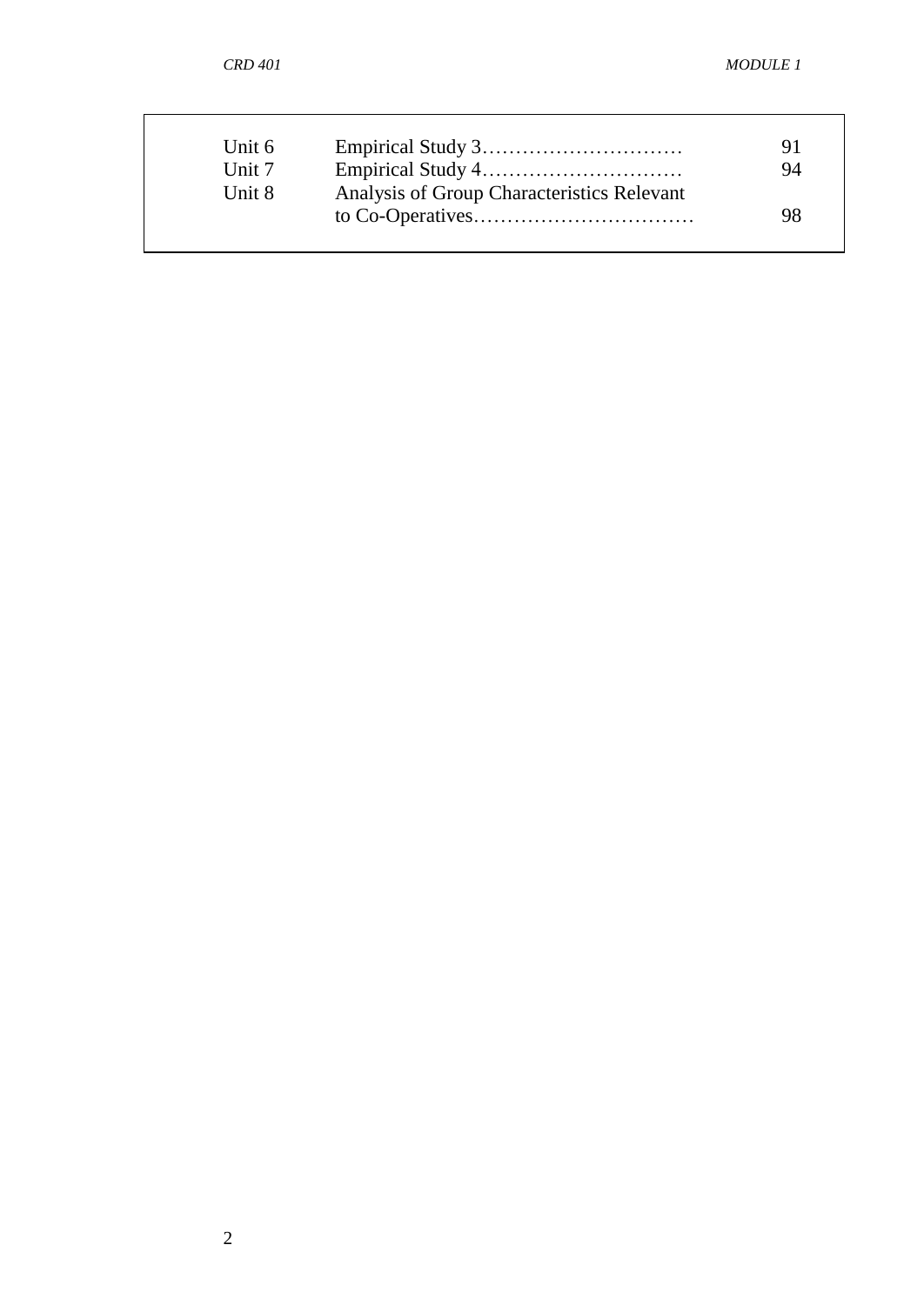| | | |
|---|---|---|
| Unit 6 | Empirical Study 3………………………… | 91 |
| Unit 7 | Empirical Study 4………………………… | 94 |
| Unit 8 | Analysis of Group Characteristics Relevant to Co-Operatives…………………………… | 98 |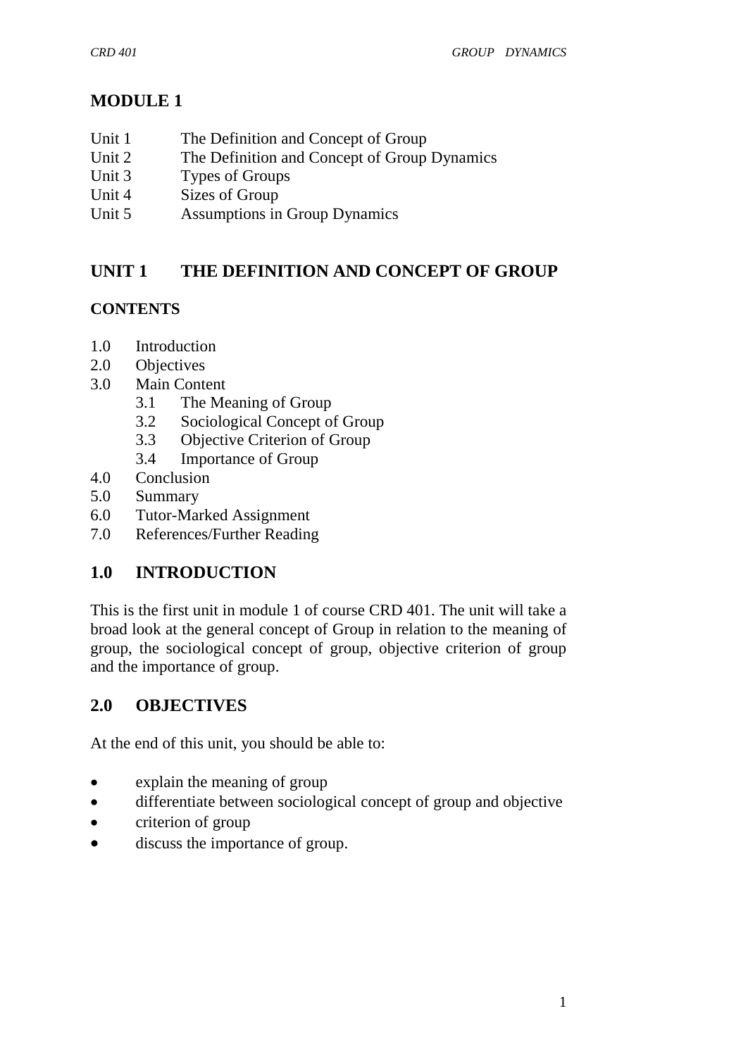# MODULE 1

Unit 1 The Definition and Concept of Group
Unit 2 The Definition and Concept of Group Dynamics
Unit 3 Types of Groups
Unit 4 Sizes of Group
Unit 5 Assumptions in Group Dynamics

## UNIT 1 THE DEFINITION AND CONCEPT OF GROUP

**CONTENTS**

- 1.0 Introduction
- 2.0 Objectives
- 3.0 Main Content
  - 3.1 The Meaning of Group
  - 3.2 Sociological Concept of Group
  - 3.3 Objective Criterion of Group
  - 3.4 Importance of Group
- 4.0 Conclusion
- 5.0 Summary
- 6.0 Tutor-Marked Assignment
- 7.0 References/Further Reading

## 1.0 INTRODUCTION

This is the first unit in module 1 of course CRD 401. The unit will take a broad look at the general concept of Group in relation to the meaning of group, the sociological concept of group, objective criterion of group and the importance of group.

## 2.0 OBJECTIVES

At the end of this unit, you should be able to:

- explain the meaning of group
- differentiate between sociological concept of group and objective
- criterion of group
- discuss the importance of group.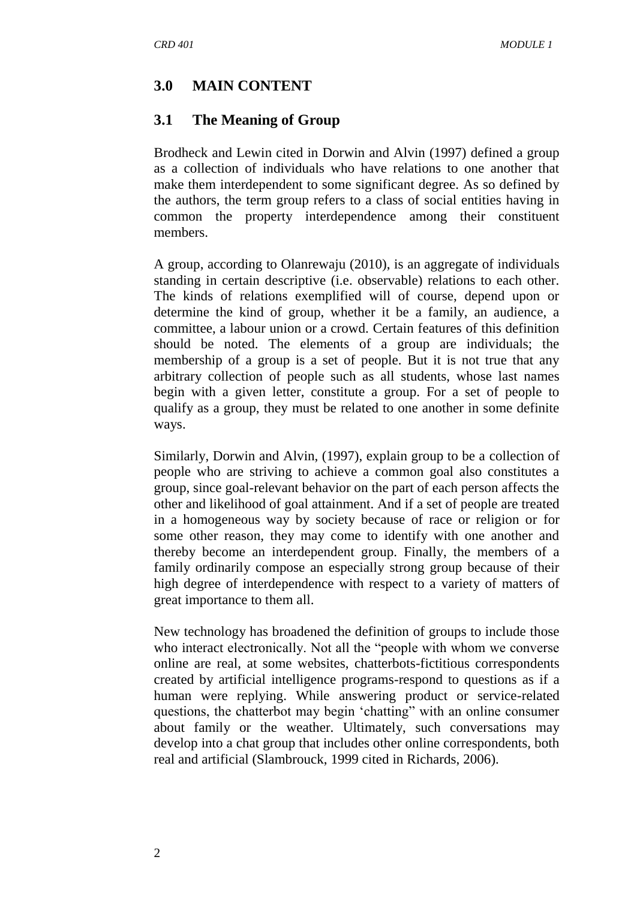## 3.0 MAIN CONTENT

### 3.1 The Meaning of Group

Brodheck and Lewin cited in Dorwin and Alvin (1997) defined a group as a collection of individuals who have relations to one another that make them interdependent to some significant degree. As so defined by the authors, the term group refers to a class of social entities having in common the property interdependence among their constituent members.

A group, according to Olanrewaju (2010), is an aggregate of individuals standing in certain descriptive (i.e. observable) relations to each other. The kinds of relations exemplified will of course, depend upon or determine the kind of group, whether it be a family, an audience, a committee, a labour union or a crowd. Certain features of this definition should be noted. The elements of a group are individuals; the membership of a group is a set of people. But it is not true that any arbitrary collection of people such as all students, whose last names begin with a given letter, constitute a group. For a set of people to qualify as a group, they must be related to one another in some definite ways.

Similarly, Dorwin and Alvin, (1997), explain group to be a collection of people who are striving to achieve a common goal also constitutes a group, since goal-relevant behavior on the part of each person affects the other and likelihood of goal attainment. And if a set of people are treated in a homogeneous way by society because of race or religion or for some other reason, they may come to identify with one another and thereby become an interdependent group. Finally, the members of a family ordinarily compose an especially strong group because of their high degree of interdependence with respect to a variety of matters of great importance to them all.

New technology has broadened the definition of groups to include those who interact electronically. Not all the "people with whom we converse online are real, at some websites, chatterbots-fictitious correspondents created by artificial intelligence programs-respond to questions as if a human were replying. While answering product or service-related questions, the chatterbot may begin 'chatting" with an online consumer about family or the weather. Ultimately, such conversations may develop into a chat group that includes other online correspondents, both real and artificial (Slambrouck, 1999 cited in Richards, 2006).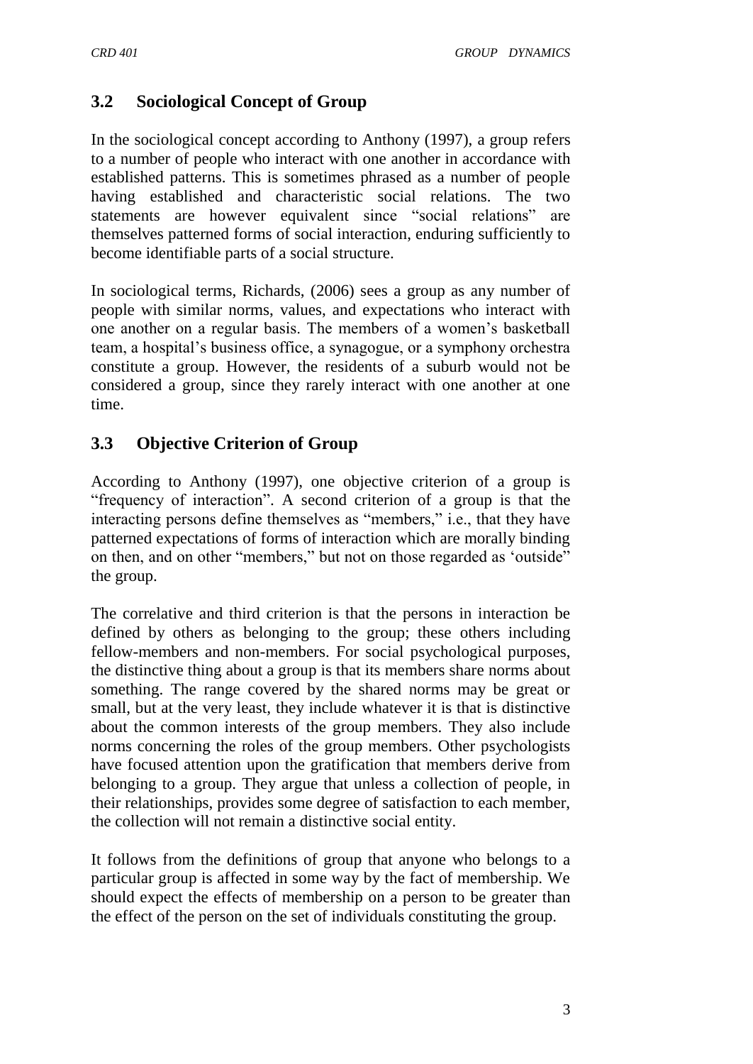## 3.2 Sociological Concept of Group

In the sociological concept according to Anthony (1997), a group refers to a number of people who interact with one another in accordance with established patterns. This is sometimes phrased as a number of people having established and characteristic social relations. The two statements are however equivalent since "social relations" are themselves patterned forms of social interaction, enduring sufficiently to become identifiable parts of a social structure.

In sociological terms, Richards, (2006) sees a group as any number of people with similar norms, values, and expectations who interact with one another on a regular basis. The members of a women's basketball team, a hospital's business office, a synagogue, or a symphony orchestra constitute a group. However, the residents of a suburb would not be considered a group, since they rarely interact with one another at one time.

## 3.3 Objective Criterion of Group

According to Anthony (1997), one objective criterion of a group is "frequency of interaction". A second criterion of a group is that the interacting persons define themselves as "members," i.e., that they have patterned expectations of forms of interaction which are morally binding on then, and on other "members," but not on those regarded as 'outside" the group.

The correlative and third criterion is that the persons in interaction be defined by others as belonging to the group; these others including fellow-members and non-members. For social psychological purposes, the distinctive thing about a group is that its members share norms about something. The range covered by the shared norms may be great or small, but at the very least, they include whatever it is that is distinctive about the common interests of the group members. They also include norms concerning the roles of the group members. Other psychologists have focused attention upon the gratification that members derive from belonging to a group. They argue that unless a collection of people, in their relationships, provides some degree of satisfaction to each member, the collection will not remain a distinctive social entity.

It follows from the definitions of group that anyone who belongs to a particular group is affected in some way by the fact of membership. We should expect the effects of membership on a person to be greater than the effect of the person on the set of individuals constituting the group.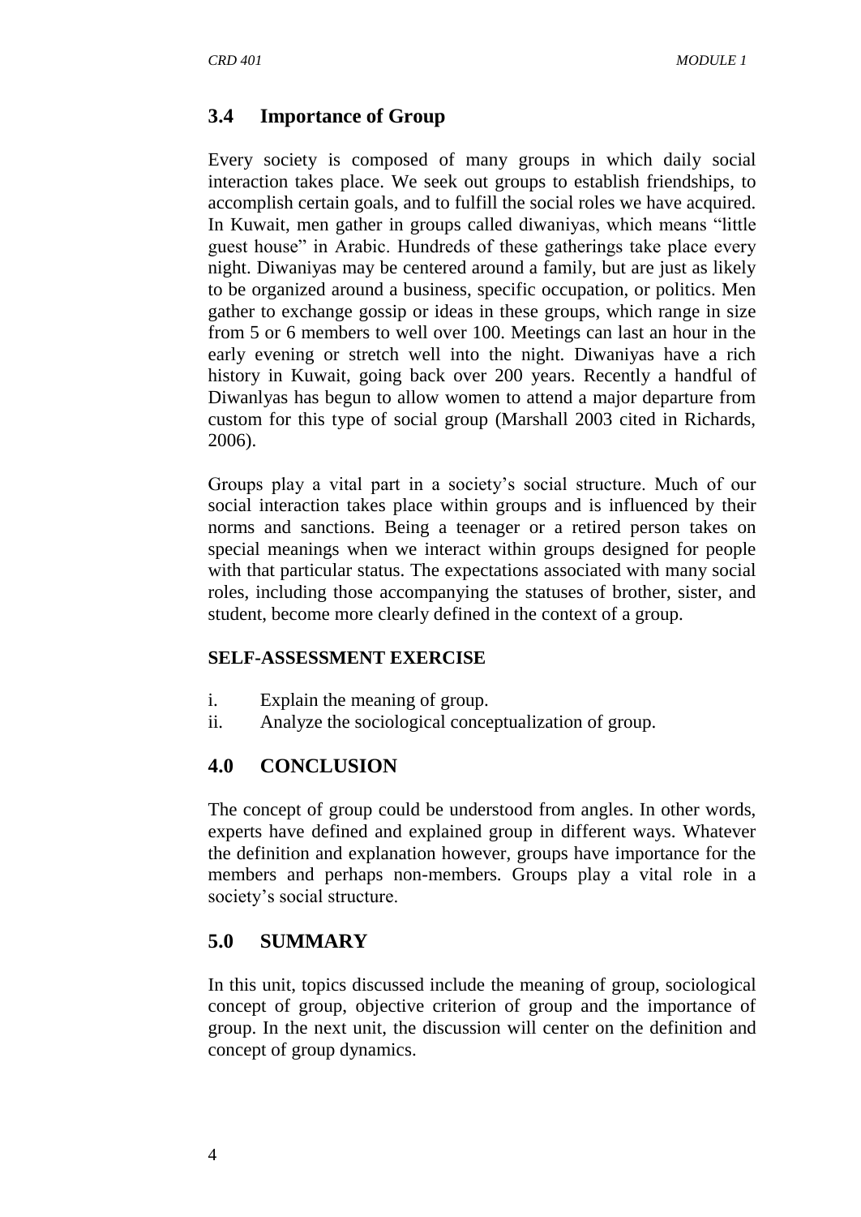## 3.4 Importance of Group

Every society is composed of many groups in which daily social interaction takes place. We seek out groups to establish friendships, to accomplish certain goals, and to fulfill the social roles we have acquired. In Kuwait, men gather in groups called diwaniyas, which means "little guest house" in Arabic. Hundreds of these gatherings take place every night. Diwaniyas may be centered around a family, but are just as likely to be organized around a business, specific occupation, or politics. Men gather to exchange gossip or ideas in these groups, which range in size from 5 or 6 members to well over 100. Meetings can last an hour in the early evening or stretch well into the night. Diwaniyas have a rich history in Kuwait, going back over 200 years. Recently a handful of Diwanlyas has begun to allow women to attend a major departure from custom for this type of social group (Marshall 2003 cited in Richards, 2006).

Groups play a vital part in a society's social structure. Much of our social interaction takes place within groups and is influenced by their norms and sanctions. Being a teenager or a retired person takes on special meanings when we interact within groups designed for people with that particular status. The expectations associated with many social roles, including those accompanying the statuses of brother, sister, and student, become more clearly defined in the context of a group.

#### SELF-ASSESSMENT EXERCISE

i. Explain the meaning of group.
ii. Analyze the sociological conceptualization of group.

## 4.0 CONCLUSION

The concept of group could be understood from angles. In other words, experts have defined and explained group in different ways. Whatever the definition and explanation however, groups have importance for the members and perhaps non-members. Groups play a vital role in a society's social structure.

## 5.0 SUMMARY

In this unit, topics discussed include the meaning of group, sociological concept of group, objective criterion of group and the importance of group. In the next unit, the discussion will center on the definition and concept of group dynamics.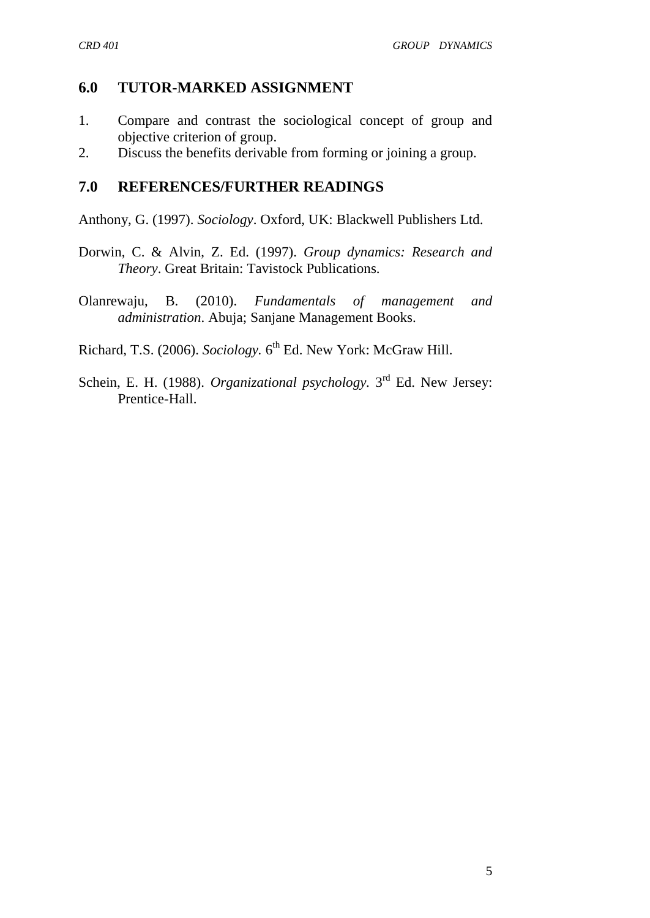## 6.0 TUTOR-MARKED ASSIGNMENT

1. Compare and contrast the sociological concept of group and objective criterion of group.
2. Discuss the benefits derivable from forming or joining a group.

## 7.0 REFERENCES/FURTHER READINGS

Anthony, G. (1997). *Sociology*. Oxford, UK: Blackwell Publishers Ltd.

Dorwin, C. & Alvin, Z. Ed. (1997). *Group dynamics: Research and Theory*. Great Britain: Tavistock Publications.

Olanrewaju, B. (2010). *Fundamentals of management and administration*. Abuja; Sanjane Management Books.

Richard, T.S. (2006). *Sociology.* 6th Ed. New York: McGraw Hill.

Schein, E. H. (1988). *Organizational psychology.* 3rd Ed. New Jersey: Prentice-Hall.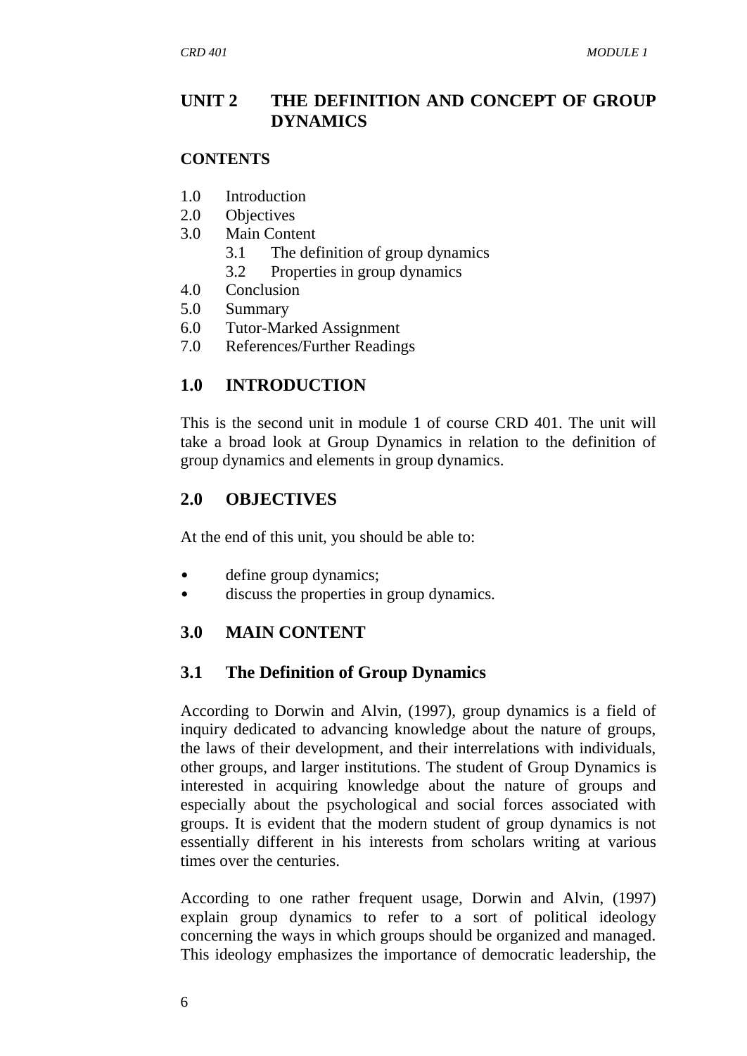# UNIT 2 THE DEFINITION AND CONCEPT OF GROUP DYNAMICS

**CONTENTS**

- 1.0 Introduction
- 2.0 Objectives
- 3.0 Main Content
    - 3.1 The definition of group dynamics
    - 3.2 Properties in group dynamics
- 4.0 Conclusion
- 5.0 Summary
- 6.0 Tutor-Marked Assignment
- 7.0 References/Further Readings

## 1.0 INTRODUCTION

This is the second unit in module 1 of course CRD 401. The unit will take a broad look at Group Dynamics in relation to the definition of group dynamics and elements in group dynamics.

## 2.0 OBJECTIVES

At the end of this unit, you should be able to:

- define group dynamics;
- discuss the properties in group dynamics.

## 3.0 MAIN CONTENT

### 3.1 The Definition of Group Dynamics

According to Dorwin and Alvin, (1997), group dynamics is a field of inquiry dedicated to advancing knowledge about the nature of groups, the laws of their development, and their interrelations with individuals, other groups, and larger institutions. The student of Group Dynamics is interested in acquiring knowledge about the nature of groups and especially about the psychological and social forces associated with groups. It is evident that the modern student of group dynamics is not essentially different in his interests from scholars writing at various times over the centuries.

According to one rather frequent usage, Dorwin and Alvin, (1997) explain group dynamics to refer to a sort of political ideology concerning the ways in which groups should be organized and managed. This ideology emphasizes the importance of democratic leadership, the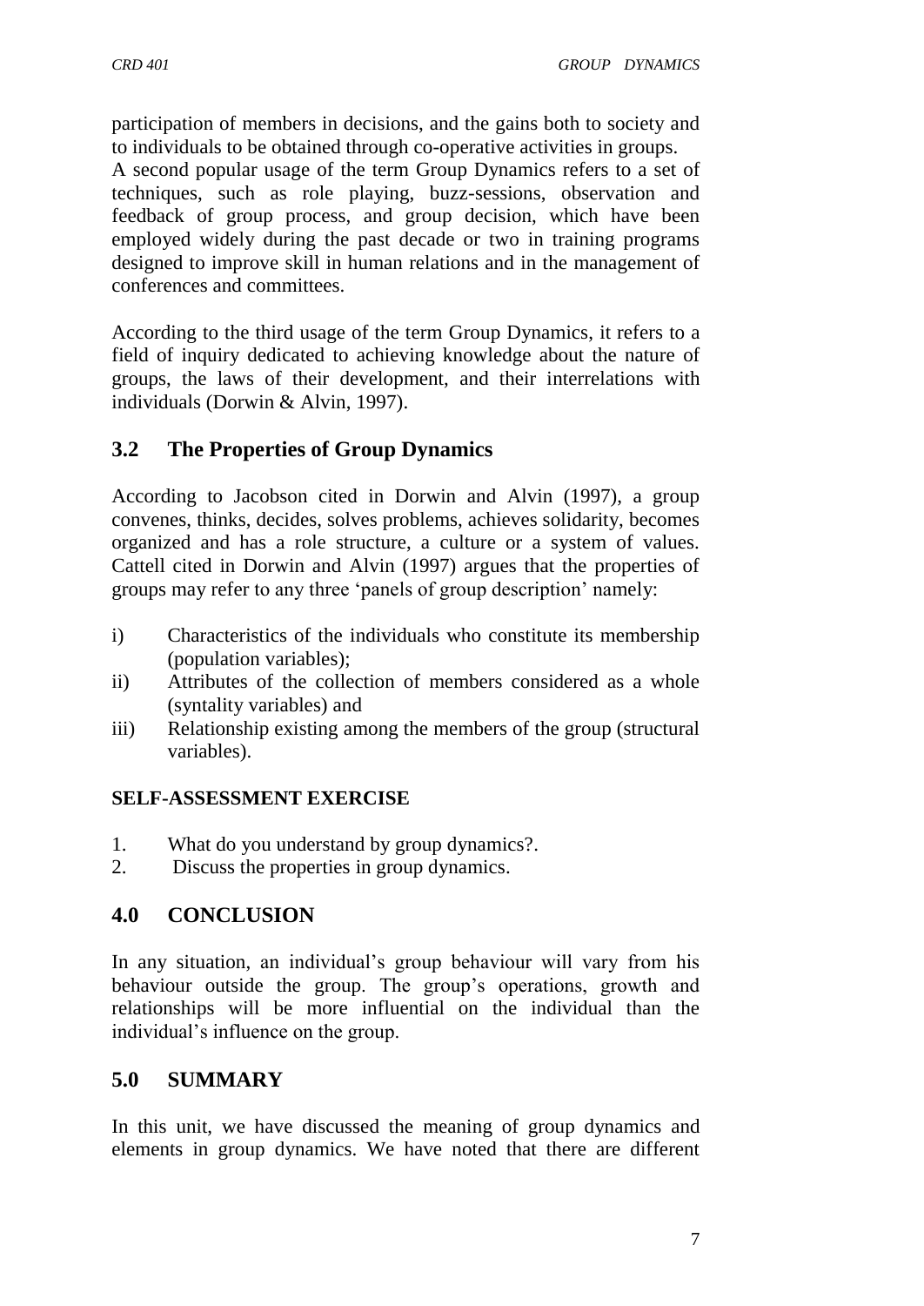participation of members in decisions, and the gains both to society and to individuals to be obtained through co-operative activities in groups.
A second popular usage of the term Group Dynamics refers to a set of techniques, such as role playing, buzz-sessions, observation and feedback of group process, and group decision, which have been employed widely during the past decade or two in training programs designed to improve skill in human relations and in the management of conferences and committees.

According to the third usage of the term Group Dynamics, it refers to a field of inquiry dedicated to achieving knowledge about the nature of groups, the laws of their development, and their interrelations with individuals (Dorwin & Alvin, 1997).

## 3.2 The Properties of Group Dynamics

According to Jacobson cited in Dorwin and Alvin (1997), a group convenes, thinks, decides, solves problems, achieves solidarity, becomes organized and has a role structure, a culture or a system of values. Cattell cited in Dorwin and Alvin (1997) argues that the properties of groups may refer to any three 'panels of group description' namely:

i) Characteristics of the individuals who constitute its membership (population variables);
ii) Attributes of the collection of members considered as a whole (syntality variables) and
iii) Relationship existing among the members of the group (structural variables).

**SELF-ASSESSMENT EXERCISE**

1. What do you understand by group dynamics?.
2. Discuss the properties in group dynamics.

## 4.0 CONCLUSION

In any situation, an individual's group behaviour will vary from his behaviour outside the group. The group's operations, growth and relationships will be more influential on the individual than the individual's influence on the group.

## 5.0 SUMMARY

In this unit, we have discussed the meaning of group dynamics and elements in group dynamics. We have noted that there are different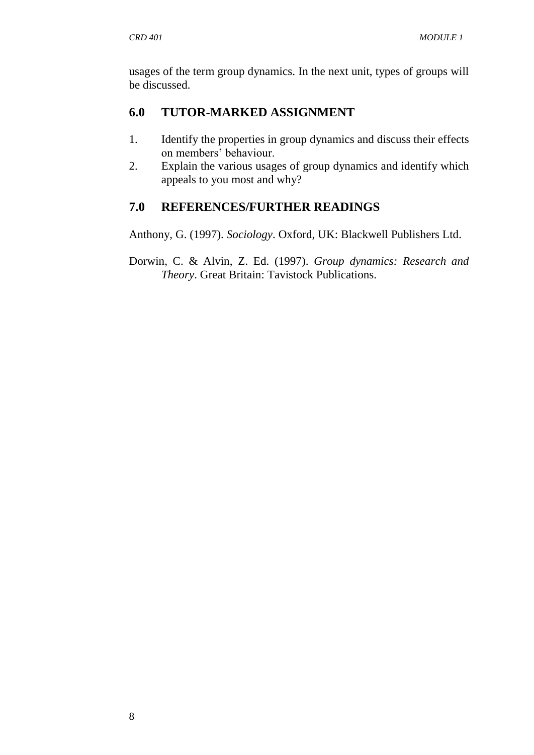usages of the term group dynamics. In the next unit, types of groups will be discussed.

## 6.0 TUTOR-MARKED ASSIGNMENT

1. Identify the properties in group dynamics and discuss their effects on members' behaviour.
2. Explain the various usages of group dynamics and identify which appeals to you most and why?

## 7.0 REFERENCES/FURTHER READINGS

Anthony, G. (1997). *Sociology*. Oxford, UK: Blackwell Publishers Ltd.

Dorwin, C. & Alvin, Z. Ed. (1997). *Group dynamics: Research and Theory*. Great Britain: Tavistock Publications.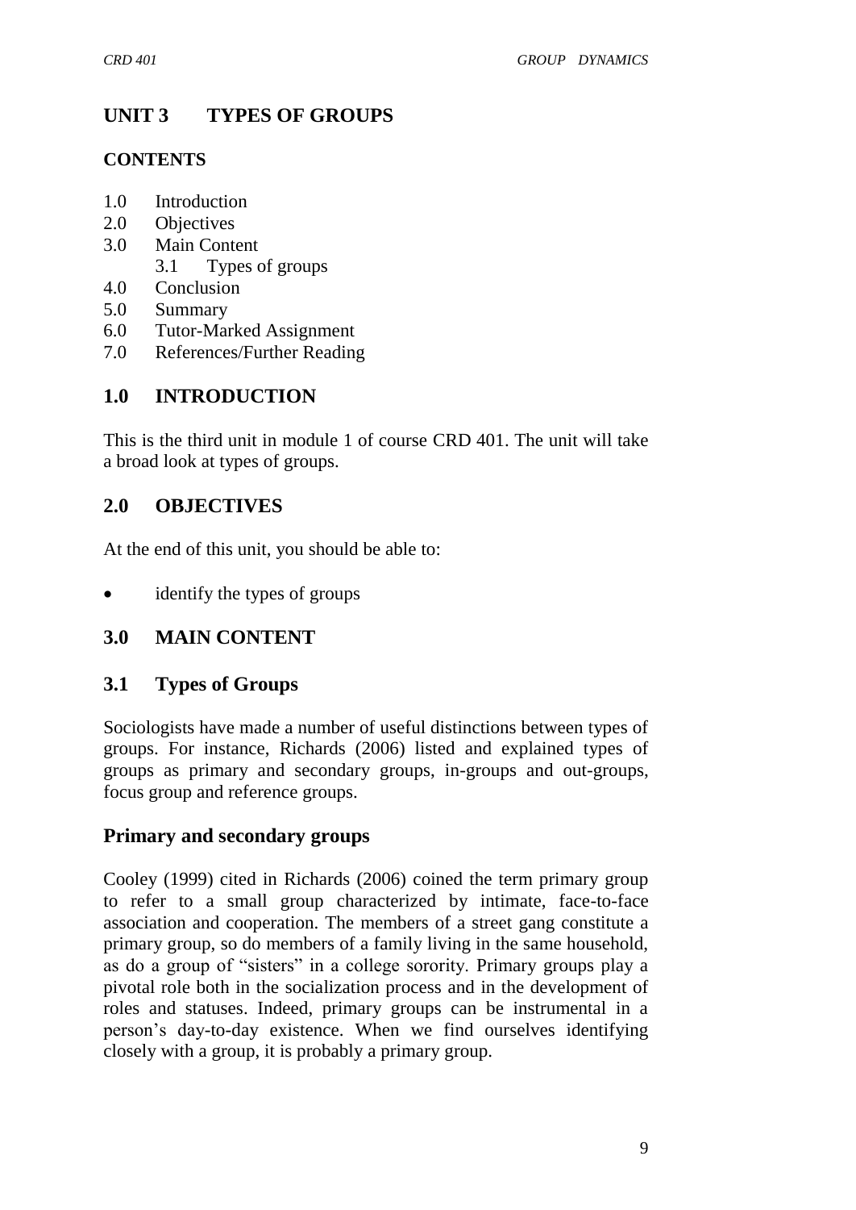# UNIT 3 TYPES OF GROUPS

## CONTENTS

1.0 Introduction
2.0 Objectives
3.0 Main Content
    3.1 Types of groups
4.0 Conclusion
5.0 Summary
6.0 Tutor-Marked Assignment
7.0 References/Further Reading

## 1.0 INTRODUCTION

This is the third unit in module 1 of course CRD 401. The unit will take a broad look at types of groups.

## 2.0 OBJECTIVES

At the end of this unit, you should be able to:

- identify the types of groups

## 3.0 MAIN CONTENT

### 3.1 Types of Groups

Sociologists have made a number of useful distinctions between types of groups. For instance, Richards (2006) listed and explained types of groups as primary and secondary groups, in-groups and out-groups, focus group and reference groups.

### Primary and secondary groups

Cooley (1999) cited in Richards (2006) coined the term primary group to refer to a small group characterized by intimate, face-to-face association and cooperation. The members of a street gang constitute a primary group, so do members of a family living in the same household, as do a group of "sisters" in a college sorority. Primary groups play a pivotal role both in the socialization process and in the development of roles and statuses. Indeed, primary groups can be instrumental in a person's day-to-day existence. When we find ourselves identifying closely with a group, it is probably a primary group.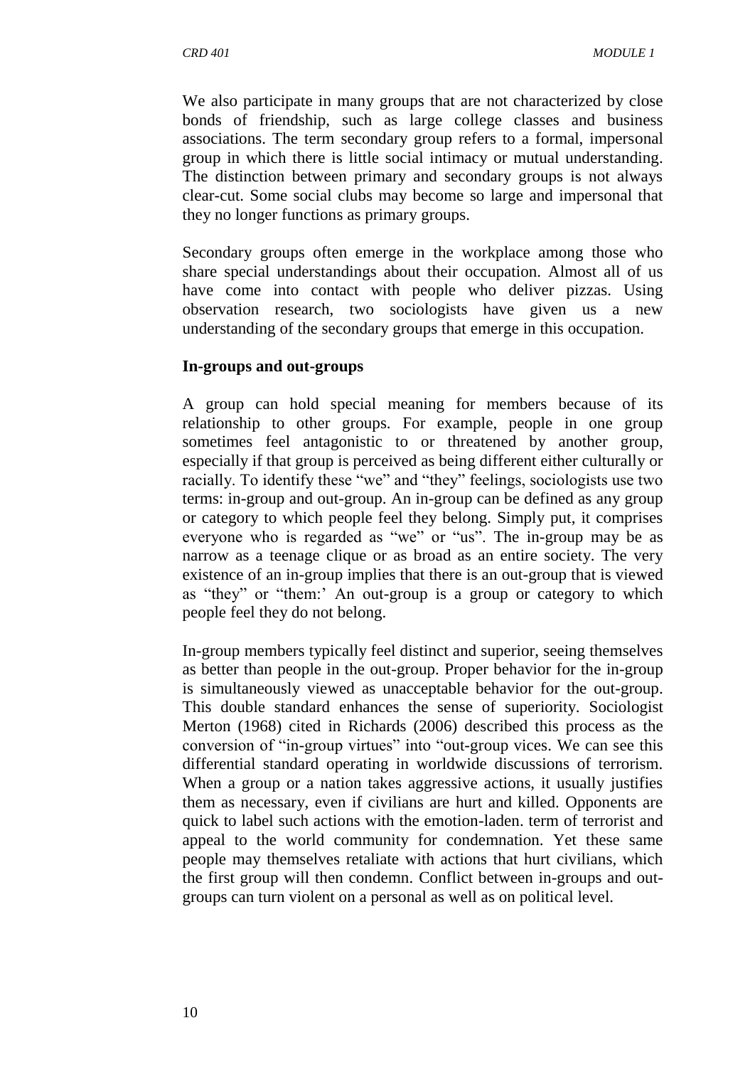We also participate in many groups that are not characterized by close bonds of friendship, such as large college classes and business associations. The term secondary group refers to a formal, impersonal group in which there is little social intimacy or mutual understanding. The distinction between primary and secondary groups is not always clear-cut. Some social clubs may become so large and impersonal that they no longer functions as primary groups.

Secondary groups often emerge in the workplace among those who share special understandings about their occupation. Almost all of us have come into contact with people who deliver pizzas. Using observation research, two sociologists have given us a new understanding of the secondary groups that emerge in this occupation.

**In-groups and out-groups**

A group can hold special meaning for members because of its relationship to other groups. For example, people in one group sometimes feel antagonistic to or threatened by another group, especially if that group is perceived as being different either culturally or racially. To identify these "we" and "they" feelings, sociologists use two terms: in-group and out-group. An in-group can be defined as any group or category to which people feel they belong. Simply put, it comprises everyone who is regarded as "we" or "us". The in-group may be as narrow as a teenage clique or as broad as an entire society. The very existence of an in-group implies that there is an out-group that is viewed as "they" or "them:' An out-group is a group or category to which people feel they do not belong.

In-group members typically feel distinct and superior, seeing themselves as better than people in the out-group. Proper behavior for the in-group is simultaneously viewed as unacceptable behavior for the out-group. This double standard enhances the sense of superiority. Sociologist Merton (1968) cited in Richards (2006) described this process as the conversion of "in-group virtues" into "out-group vices. We can see this differential standard operating in worldwide discussions of terrorism. When a group or a nation takes aggressive actions, it usually justifies them as necessary, even if civilians are hurt and killed. Opponents are quick to label such actions with the emotion-laden. term of terrorist and appeal to the world community for condemnation. Yet these same people may themselves retaliate with actions that hurt civilians, which the first group will then condemn. Conflict between in-groups and out-groups can turn violent on a personal as well as on political level.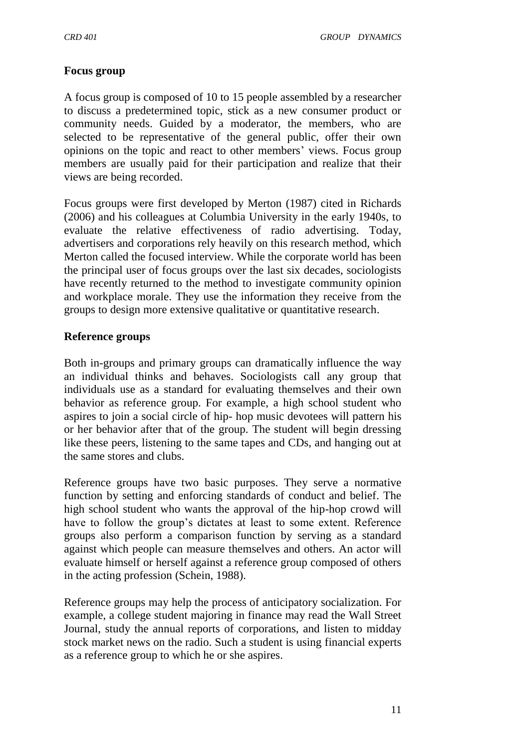**Focus group**

A focus group is composed of 10 to 15 people assembled by a researcher to discuss a predetermined topic, stick as a new consumer product or community needs. Guided by a moderator, the members, who are selected to be representative of the general public, offer their own opinions on the topic and react to other members' views. Focus group members are usually paid for their participation and realize that their views are being recorded.

Focus groups were first developed by Merton (1987) cited in Richards (2006) and his colleagues at Columbia University in the early 1940s, to evaluate the relative effectiveness of radio advertising. Today, advertisers and corporations rely heavily on this research method, which Merton called the focused interview. While the corporate world has been the principal user of focus groups over the last six decades, sociologists have recently returned to the method to investigate community opinion and workplace morale. They use the information they receive from the groups to design more extensive qualitative or quantitative research.

**Reference groups**

Both in-groups and primary groups can dramatically influence the way an individual thinks and behaves. Sociologists call any group that individuals use as a standard for evaluating themselves and their own behavior as reference group. For example, a high school student who aspires to join a social circle of hip- hop music devotees will pattern his or her behavior after that of the group. The student will begin dressing like these peers, listening to the same tapes and CDs, and hanging out at the same stores and clubs.

Reference groups have two basic purposes. They serve a normative function by setting and enforcing standards of conduct and belief. The high school student who wants the approval of the hip-hop crowd will have to follow the group's dictates at least to some extent. Reference groups also perform a comparison function by serving as a standard against which people can measure themselves and others. An actor will evaluate himself or herself against a reference group composed of others in the acting profession (Schein, 1988).

Reference groups may help the process of anticipatory socialization. For example, a college student majoring in finance may read the Wall Street Journal, study the annual reports of corporations, and listen to midday stock market news on the radio. Such a student is using financial experts as a reference group to which he or she aspires.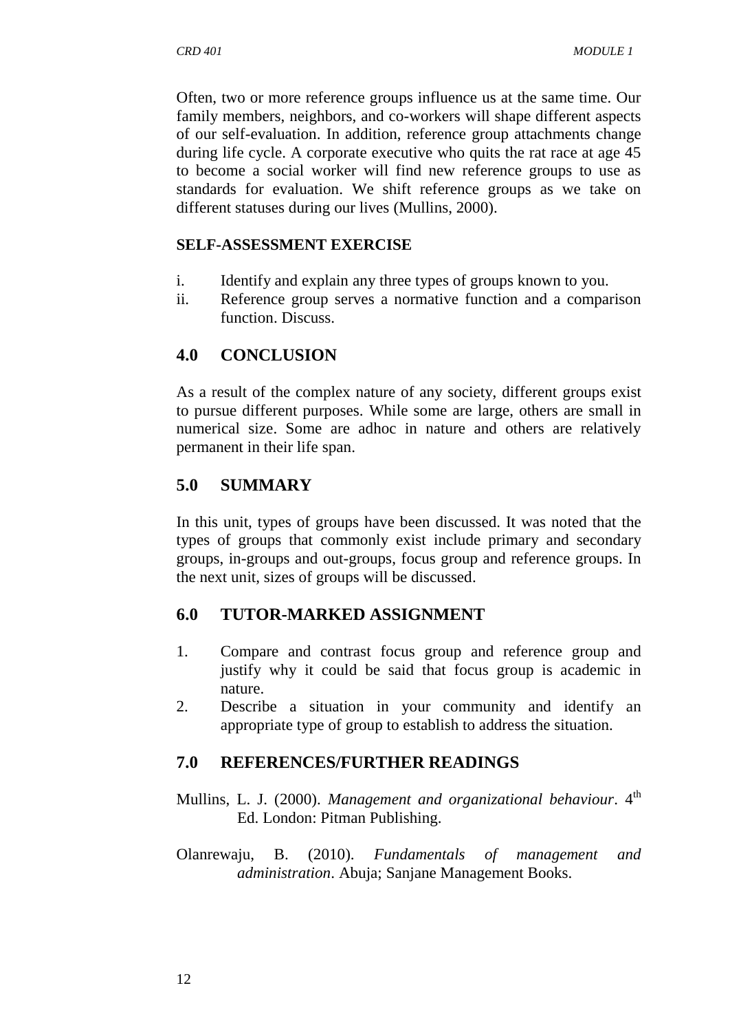Often, two or more reference groups influence us at the same time. Our family members, neighbors, and co-workers will shape different aspects of our self-evaluation. In addition, reference group attachments change during life cycle. A corporate executive who quits the rat race at age 45 to become a social worker will find new reference groups to use as standards for evaluation. We shift reference groups as we take on different statuses during our lives (Mullins, 2000).

**SELF-ASSESSMENT EXERCISE**

i. Identify and explain any three types of groups known to you.
ii. Reference group serves a normative function and a comparison function. Discuss.

## 4.0 CONCLUSION

As a result of the complex nature of any society, different groups exist to pursue different purposes. While some are large, others are small in numerical size. Some are adhoc in nature and others are relatively permanent in their life span.

## 5.0 SUMMARY

In this unit, types of groups have been discussed. It was noted that the types of groups that commonly exist include primary and secondary groups, in-groups and out-groups, focus group and reference groups. In the next unit, sizes of groups will be discussed.

## 6.0 TUTOR-MARKED ASSIGNMENT

1. Compare and contrast focus group and reference group and justify why it could be said that focus group is academic in nature.
2. Describe a situation in your community and identify an appropriate type of group to establish to address the situation.

## 7.0 REFERENCES/FURTHER READINGS

Mullins, L. J. (2000). *Management and organizational behaviour*. 4th Ed. London: Pitman Publishing.

Olanrewaju, B. (2010). *Fundamentals of management and administration*. Abuja; Sanjane Management Books.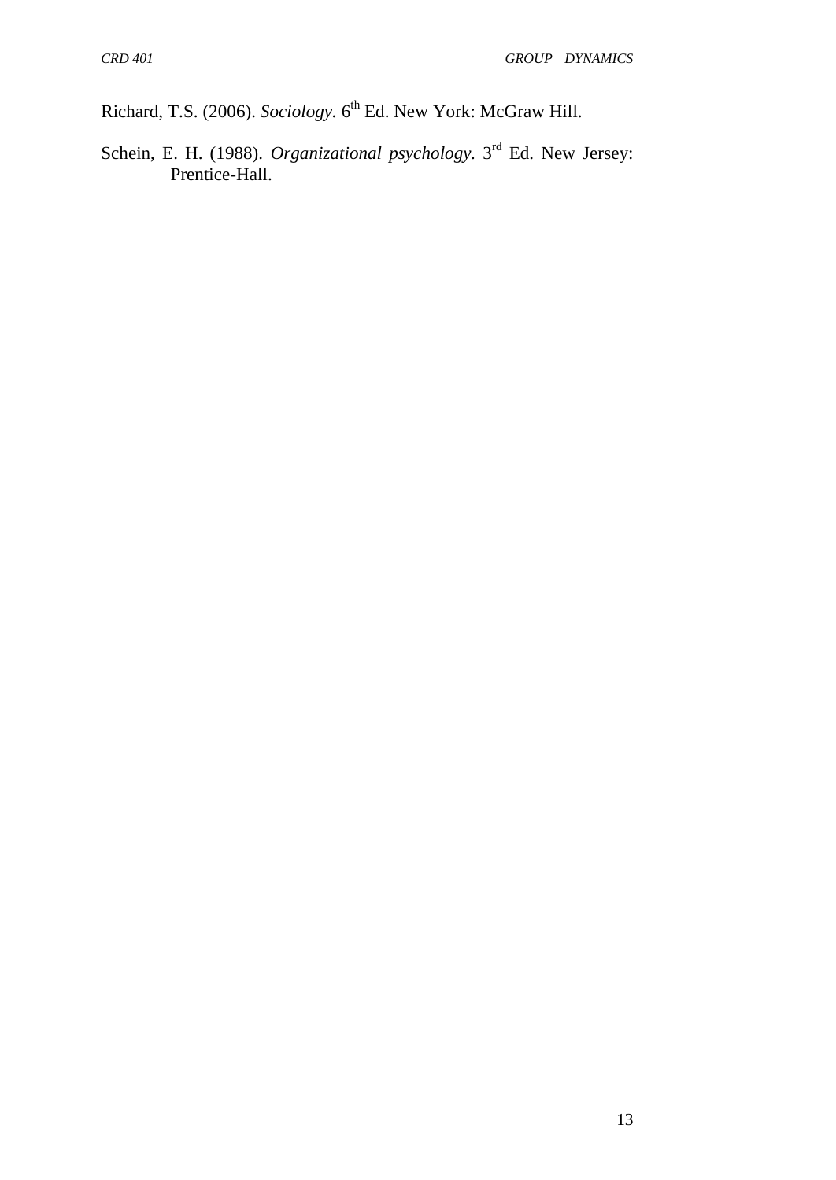Richard, T.S. (2006). *Sociology*. 6th Ed. New York: McGraw Hill.

Schein, E. H. (1988). *Organizational psychology*. 3rd Ed. New Jersey: Prentice-Hall.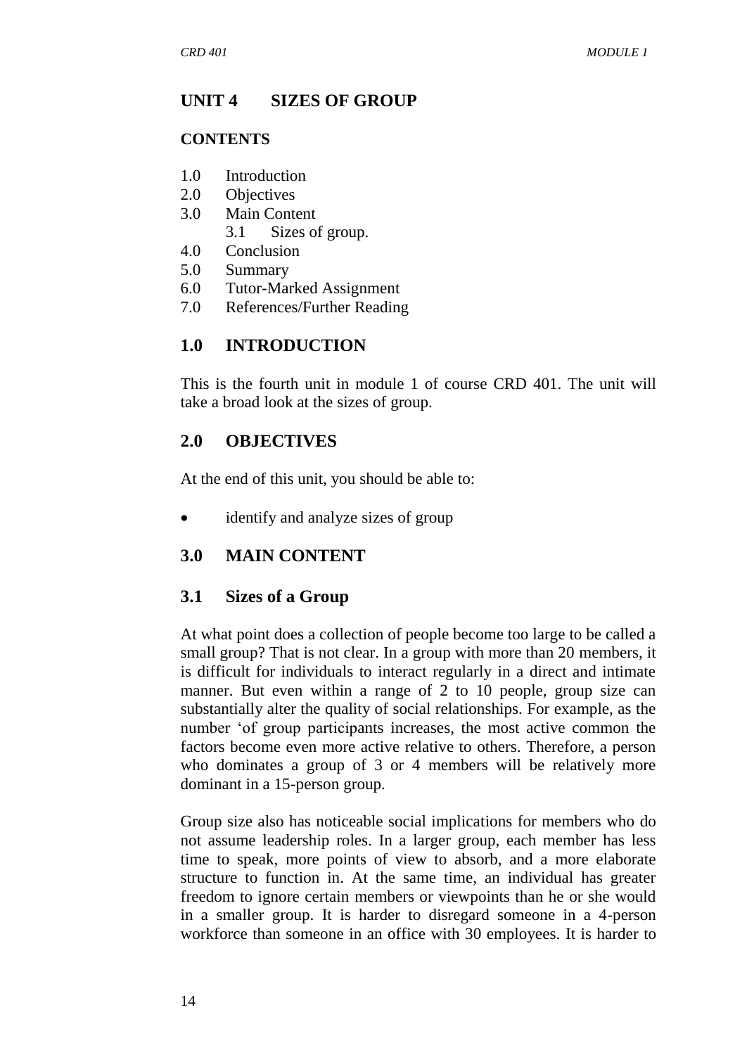## UNIT 4 SIZES OF GROUP

### CONTENTS

1.0 Introduction
2.0 Objectives
3.0 Main Content
    3.1 Sizes of group.
4.0 Conclusion
5.0 Summary
6.0 Tutor-Marked Assignment
7.0 References/Further Reading

## 1.0 INTRODUCTION

This is the fourth unit in module 1 of course CRD 401. The unit will take a broad look at the sizes of group.

## 2.0 OBJECTIVES

At the end of this unit, you should be able to:

- identify and analyze sizes of group

## 3.0 MAIN CONTENT

### 3.1 Sizes of a Group

At what point does a collection of people become too large to be called a small group? That is not clear. In a group with more than 20 members, it is difficult for individuals to interact regularly in a direct and intimate manner. But even within a range of 2 to 10 people, group size can substantially alter the quality of social relationships. For example, as the number ‘of group participants increases, the most active common the factors become even more active relative to others. Therefore, a person who dominates a group of 3 or 4 members will be relatively more dominant in a 15-person group.

Group size also has noticeable social implications for members who do not assume leadership roles. In a larger group, each member has less time to speak, more points of view to absorb, and a more elaborate structure to function in. At the same time, an individual has greater freedom to ignore certain members or viewpoints than he or she would in a smaller group. It is harder to disregard someone in a 4-person workforce than someone in an office with 30 employees. It is harder to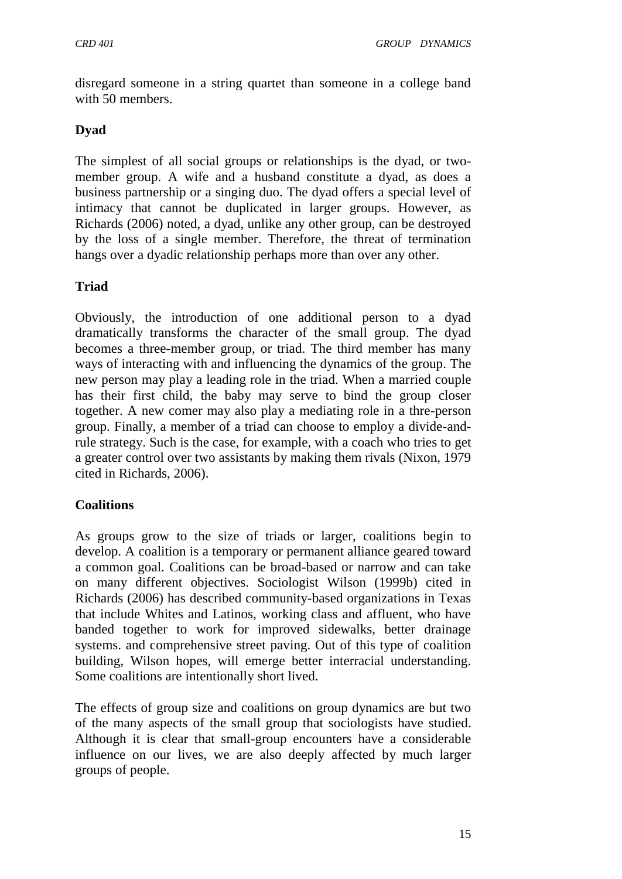disregard someone in a string quartet than someone in a college band with 50 members.

**Dyad**

The simplest of all social groups or relationships is the dyad, or two-member group. A wife and a husband constitute a dyad, as does a business partnership or a singing duo. The dyad offers a special level of intimacy that cannot be duplicated in larger groups. However, as Richards (2006) noted, a dyad, unlike any other group, can be destroyed by the loss of a single member. Therefore, the threat of termination hangs over a dyadic relationship perhaps more than over any other.

**Triad**

Obviously, the introduction of one additional person to a dyad dramatically transforms the character of the small group. The dyad becomes a three-member group, or triad. The third member has many ways of interacting with and influencing the dynamics of the group. The new person may play a leading role in the triad. When a married couple has their first child, the baby may serve to bind the group closer together. A new comer may also play a mediating role in a thre-person group. Finally, a member of a triad can choose to employ a divide-and-rule strategy. Such is the case, for example, with a coach who tries to get a greater control over two assistants by making them rivals (Nixon, 1979 cited in Richards, 2006).

**Coalitions**

As groups grow to the size of triads or larger, coalitions begin to develop. A coalition is a temporary or permanent alliance geared toward a common goal. Coalitions can be broad-based or narrow and can take on many different objectives. Sociologist Wilson (1999b) cited in Richards (2006) has described community-based organizations in Texas that include Whites and Latinos, working class and affluent, who have banded together to work for improved sidewalks, better drainage systems. and comprehensive street paving. Out of this type of coalition building, Wilson hopes, will emerge better interracial understanding. Some coalitions are intentionally short lived.

The effects of group size and coalitions on group dynamics are but two of the many aspects of the small group that sociologists have studied. Although it is clear that small-group encounters have a considerable influence on our lives, we are also deeply affected by much larger groups of people.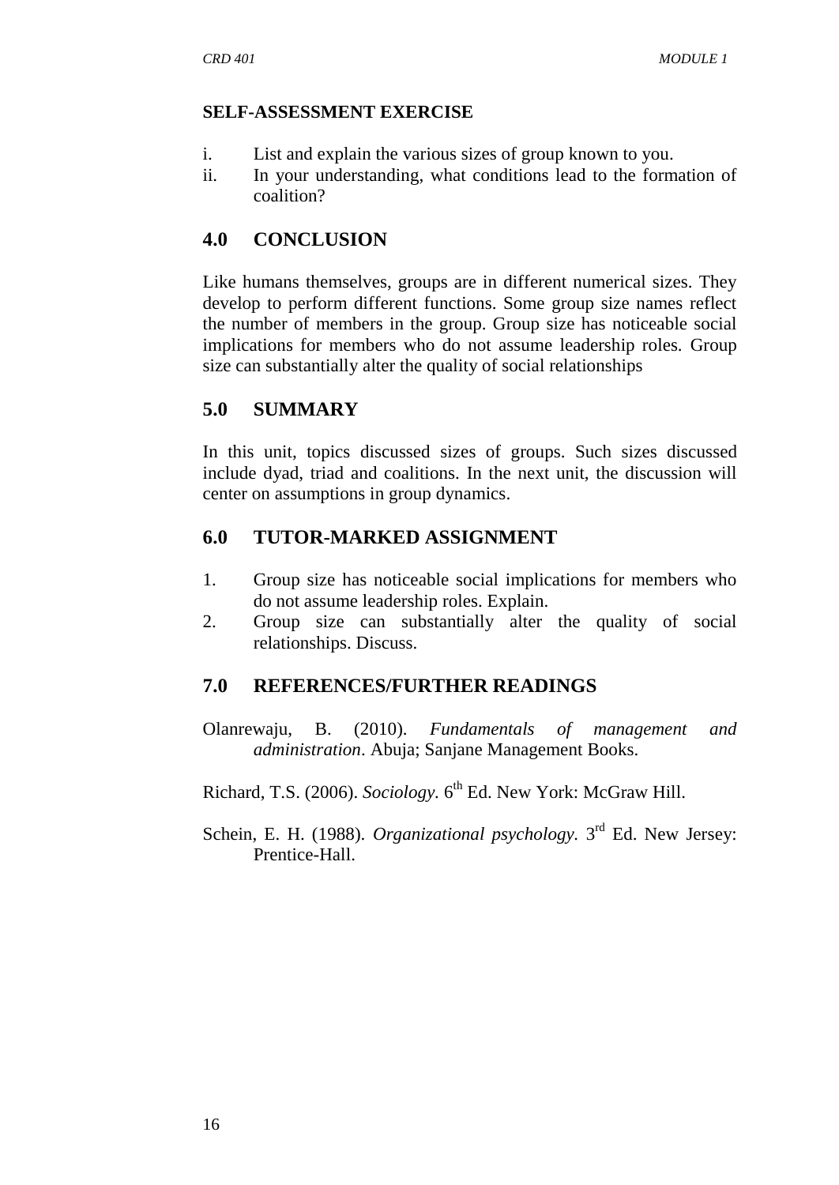**SELF-ASSESSMENT EXERCISE**

i. List and explain the various sizes of group known to you.
ii. In your understanding, what conditions lead to the formation of coalition?

## 4.0 CONCLUSION

Like humans themselves, groups are in different numerical sizes. They develop to perform different functions. Some group size names reflect the number of members in the group. Group size has noticeable social implications for members who do not assume leadership roles. Group size can substantially alter the quality of social relationships

## 5.0 SUMMARY

In this unit, topics discussed sizes of groups. Such sizes discussed include dyad, triad and coalitions. In the next unit, the discussion will center on assumptions in group dynamics.

## 6.0 TUTOR-MARKED ASSIGNMENT

1. Group size has noticeable social implications for members who do not assume leadership roles. Explain.
2. Group size can substantially alter the quality of social relationships. Discuss.

## 7.0 REFERENCES/FURTHER READINGS

Olanrewaju, B. (2010). *Fundamentals of management and administration*. Abuja; Sanjane Management Books.

Richard, T.S. (2006). *Sociology.* 6th Ed. New York: McGraw Hill.

Schein, E. H. (1988). *Organizational psychology.* 3rd Ed. New Jersey: Prentice-Hall.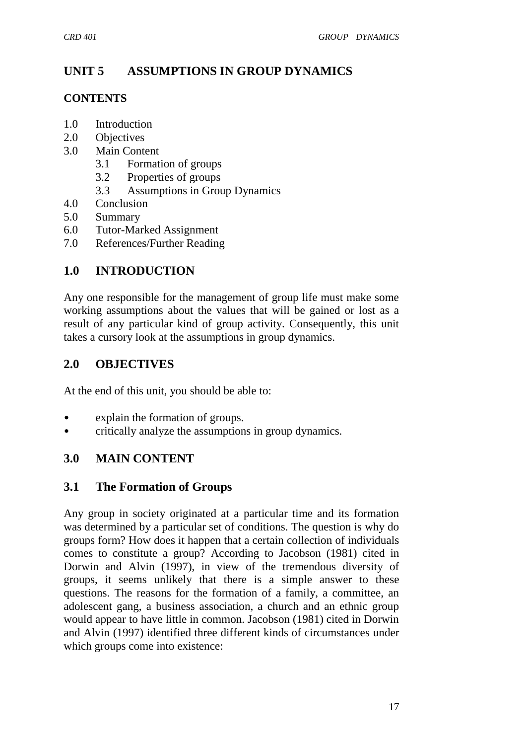# UNIT 5 ASSUMPTIONS IN GROUP DYNAMICS

**CONTENTS**

- 1.0 Introduction
- 2.0 Objectives
- 3.0 Main Content
  - 3.1 Formation of groups
  - 3.2 Properties of groups
  - 3.3 Assumptions in Group Dynamics
- 4.0 Conclusion
- 5.0 Summary
- 6.0 Tutor-Marked Assignment
- 7.0 References/Further Reading

## 1.0 INTRODUCTION

Any one responsible for the management of group life must make some working assumptions about the values that will be gained or lost as a result of any particular kind of group activity. Consequently, this unit takes a cursory look at the assumptions in group dynamics.

## 2.0 OBJECTIVES

At the end of this unit, you should be able to:

- explain the formation of groups.
- critically analyze the assumptions in group dynamics.

## 3.0 MAIN CONTENT

### 3.1 The Formation of Groups

Any group in society originated at a particular time and its formation was determined by a particular set of conditions. The question is why do groups form? How does it happen that a certain collection of individuals comes to constitute a group? According to Jacobson (1981) cited in Dorwin and Alvin (1997), in view of the tremendous diversity of groups, it seems unlikely that there is a simple answer to these questions. The reasons for the formation of a family, a committee, an adolescent gang, a business association, a church and an ethnic group would appear to have little in common. Jacobson (1981) cited in Dorwin and Alvin (1997) identified three different kinds of circumstances under which groups come into existence: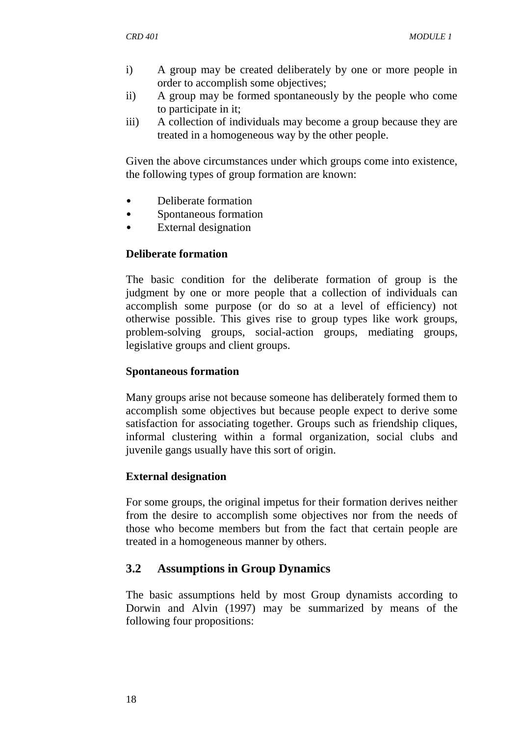i) A group may be created deliberately by one or more people in order to accomplish some objectives;
ii) A group may be formed spontaneously by the people who come to participate in it;
iii) A collection of individuals may become a group because they are treated in a homogeneous way by the other people.

Given the above circumstances under which groups come into existence, the following types of group formation are known:

- Deliberate formation
- Spontaneous formation
- External designation

**Deliberate formation**

The basic condition for the deliberate formation of group is the judgment by one or more people that a collection of individuals can accomplish some purpose (or do so at a level of efficiency) not otherwise possible. This gives rise to group types like work groups, problem-solving groups, social-action groups, mediating groups, legislative groups and client groups.

**Spontaneous formation**

Many groups arise not because someone has deliberately formed them to accomplish some objectives but because people expect to derive some satisfaction for associating together. Groups such as friendship cliques, informal clustering within a formal organization, social clubs and juvenile gangs usually have this sort of origin.

**External designation**

For some groups, the original impetus for their formation derives neither from the desire to accomplish some objectives nor from the needs of those who become members but from the fact that certain people are treated in a homogeneous manner by others.

## 3.2 Assumptions in Group Dynamics

The basic assumptions held by most Group dynamists according to Dorwin and Alvin (1997) may be summarized by means of the following four propositions: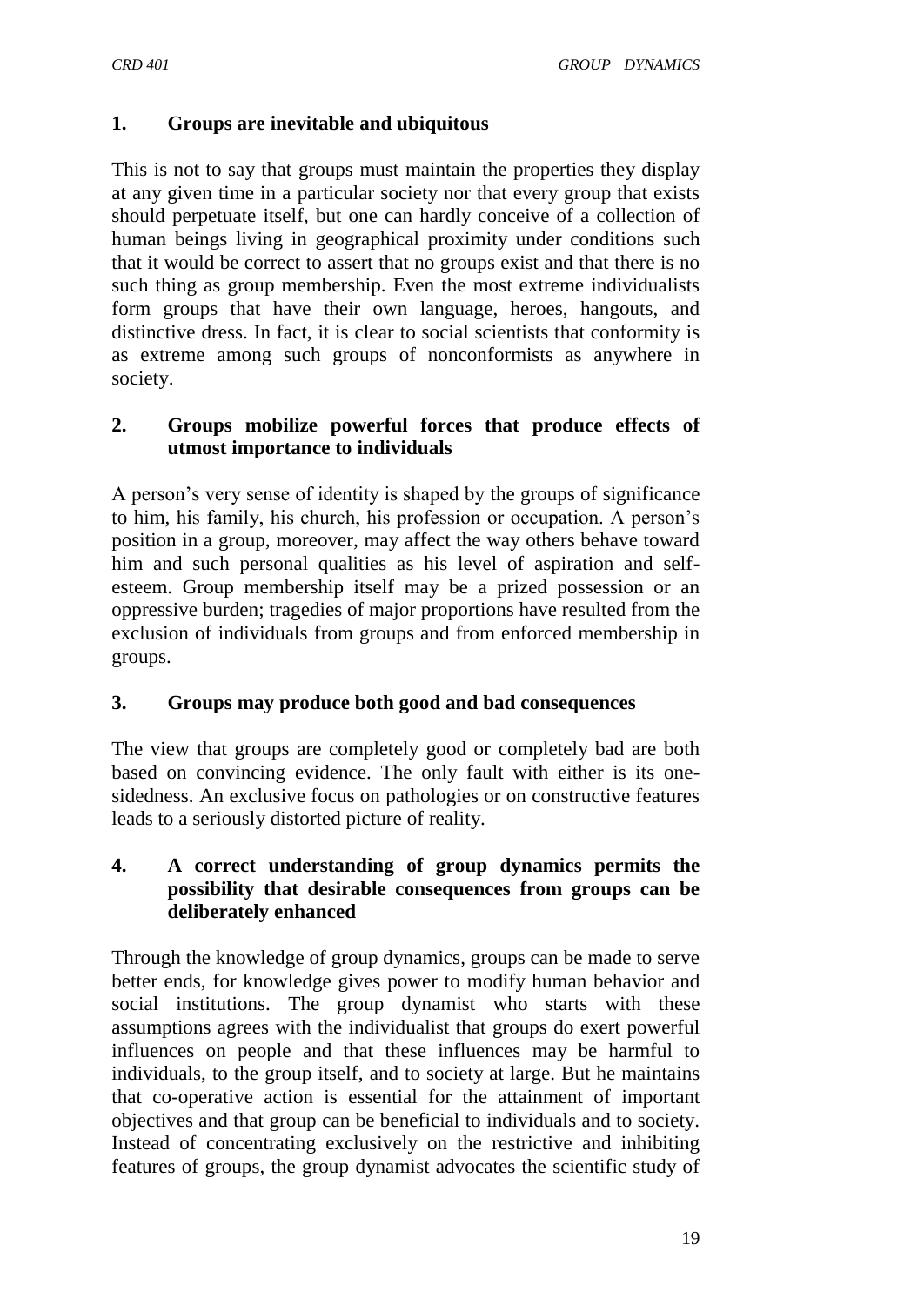**1. Groups are inevitable and ubiquitous**

This is not to say that groups must maintain the properties they display at any given time in a particular society nor that every group that exists should perpetuate itself, but one can hardly conceive of a collection of human beings living in geographical proximity under conditions such that it would be correct to assert that no groups exist and that there is no such thing as group membership. Even the most extreme individualists form groups that have their own language, heroes, hangouts, and distinctive dress. In fact, it is clear to social scientists that conformity is as extreme among such groups of nonconformists as anywhere in society.

**2. Groups mobilize powerful forces that produce effects of utmost importance to individuals**

A person's very sense of identity is shaped by the groups of significance to him, his family, his church, his profession or occupation. A person's position in a group, moreover, may affect the way others behave toward him and such personal qualities as his level of aspiration and self-esteem. Group membership itself may be a prized possession or an oppressive burden; tragedies of major proportions have resulted from the exclusion of individuals from groups and from enforced membership in groups.

**3. Groups may produce both good and bad consequences**

The view that groups are completely good or completely bad are both based on convincing evidence. The only fault with either is its one-sidedness. An exclusive focus on pathologies or on constructive features leads to a seriously distorted picture of reality.

**4. A correct understanding of group dynamics permits the possibility that desirable consequences from groups can be deliberately enhanced**

Through the knowledge of group dynamics, groups can be made to serve better ends, for knowledge gives power to modify human behavior and social institutions. The group dynamist who starts with these assumptions agrees with the individualist that groups do exert powerful influences on people and that these influences may be harmful to individuals, to the group itself, and to society at large. But he maintains that co-operative action is essential for the attainment of important objectives and that group can be beneficial to individuals and to society. Instead of concentrating exclusively on the restrictive and inhibiting features of groups, the group dynamist advocates the scientific study of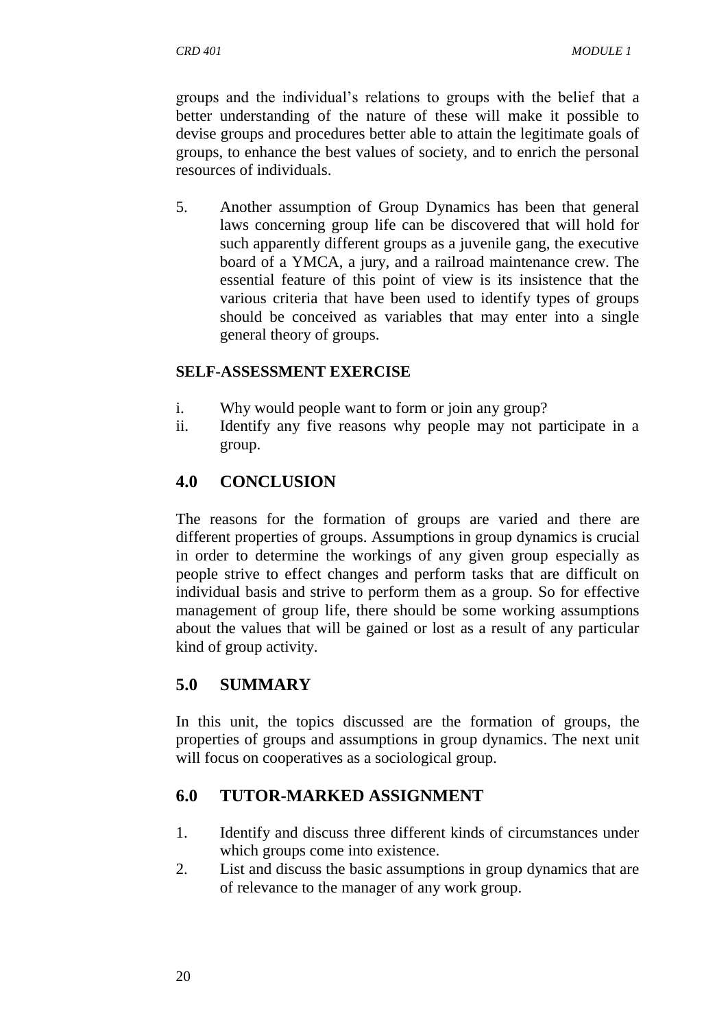groups and the individual's relations to groups with the belief that a better understanding of the nature of these will make it possible to devise groups and procedures better able to attain the legitimate goals of groups, to enhance the best values of society, and to enrich the personal resources of individuals.

5. Another assumption of Group Dynamics has been that general laws concerning group life can be discovered that will hold for such apparently different groups as a juvenile gang, the executive board of a YMCA, a jury, and a railroad maintenance crew. The essential feature of this point of view is its insistence that the various criteria that have been used to identify types of groups should be conceived as variables that may enter into a single general theory of groups.

**SELF-ASSESSMENT EXERCISE**

i. Why would people want to form or join any group?
ii. Identify any five reasons why people may not participate in a group.

## 4.0 CONCLUSION

The reasons for the formation of groups are varied and there are different properties of groups. Assumptions in group dynamics is crucial in order to determine the workings of any given group especially as people strive to effect changes and perform tasks that are difficult on individual basis and strive to perform them as a group. So for effective management of group life, there should be some working assumptions about the values that will be gained or lost as a result of any particular kind of group activity.

## 5.0 SUMMARY

In this unit, the topics discussed are the formation of groups, the properties of groups and assumptions in group dynamics. The next unit will focus on cooperatives as a sociological group.

## 6.0 TUTOR-MARKED ASSIGNMENT

1. Identify and discuss three different kinds of circumstances under which groups come into existence.
2. List and discuss the basic assumptions in group dynamics that are of relevance to the manager of any work group.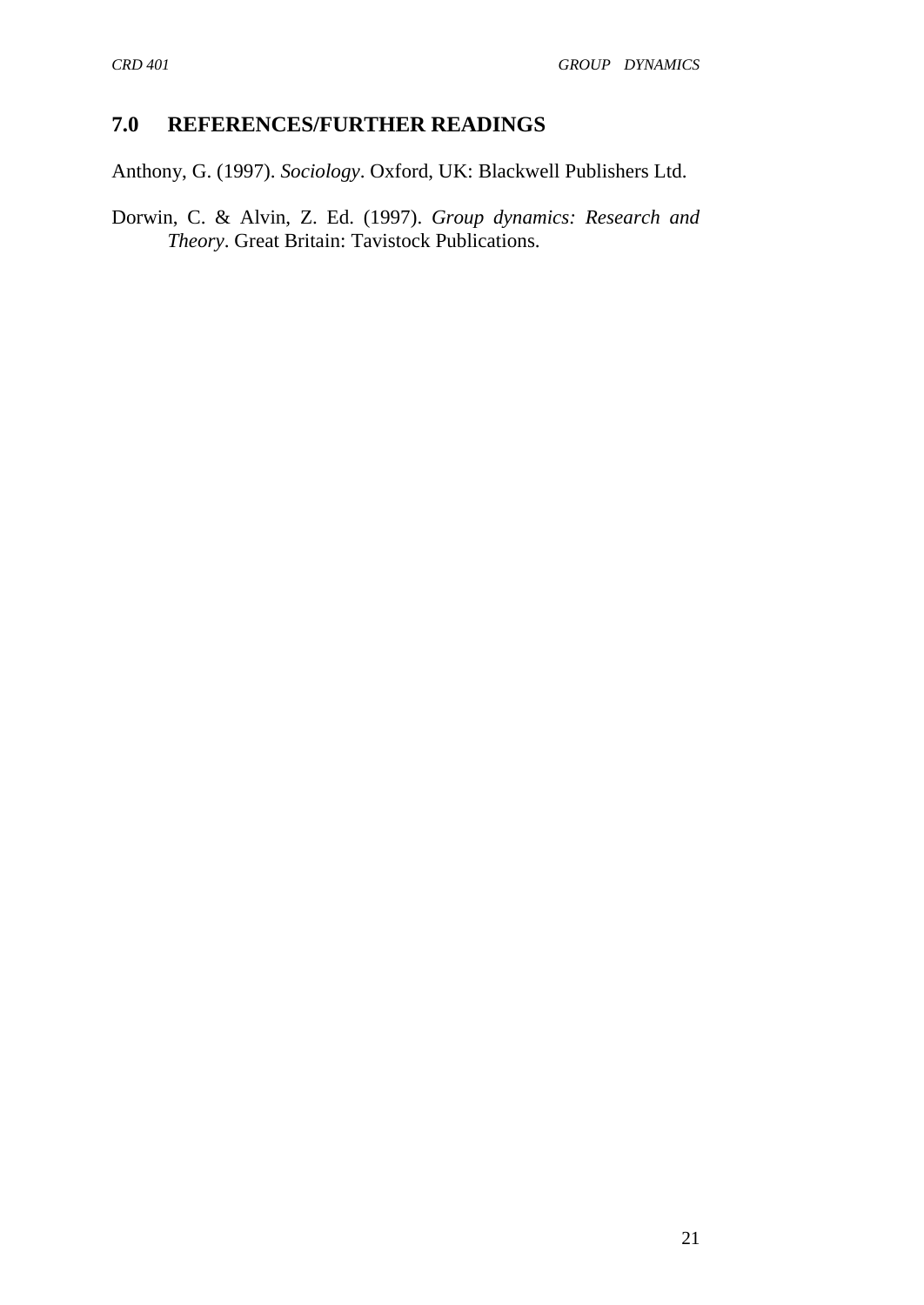## 7.0 REFERENCES/FURTHER READINGS

Anthony, G. (1997). *Sociology*. Oxford, UK: Blackwell Publishers Ltd.

Dorwin, C. & Alvin, Z. Ed. (1997). *Group dynamics: Research and Theory*. Great Britain: Tavistock Publications.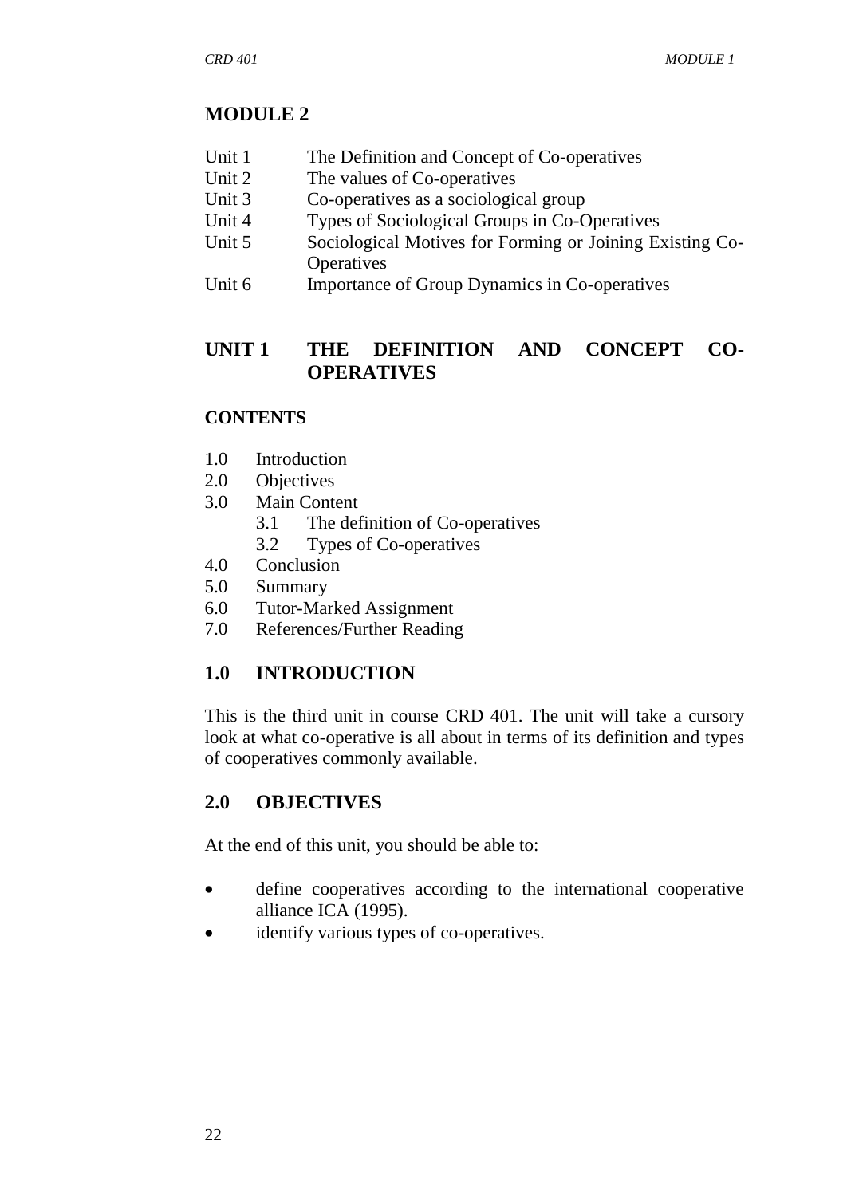# MODULE 2

- Unit 1 The Definition and Concept of Co-operatives
- Unit 2 The values of Co-operatives
- Unit 3 Co-operatives as a sociological group
- Unit 4 Types of Sociological Groups in Co-Operatives
- Unit 5 Sociological Motives for Forming or Joining Existing Co-Operatives
- Unit 6 Importance of Group Dynamics in Co-operatives

## UNIT 1 THE DEFINITION AND CONCEPT CO-OPERATIVES

### CONTENTS

- 1.0 Introduction
- 2.0 Objectives
- 3.0 Main Content
  - 3.1 The definition of Co-operatives
  - 3.2 Types of Co-operatives
- 4.0 Conclusion
- 5.0 Summary
- 6.0 Tutor-Marked Assignment
- 7.0 References/Further Reading

## 1.0 INTRODUCTION

This is the third unit in course CRD 401. The unit will take a cursory look at what co-operative is all about in terms of its definition and types of cooperatives commonly available.

## 2.0 OBJECTIVES

At the end of this unit, you should be able to:

- define cooperatives according to the international cooperative alliance ICA (1995).
- identify various types of co-operatives.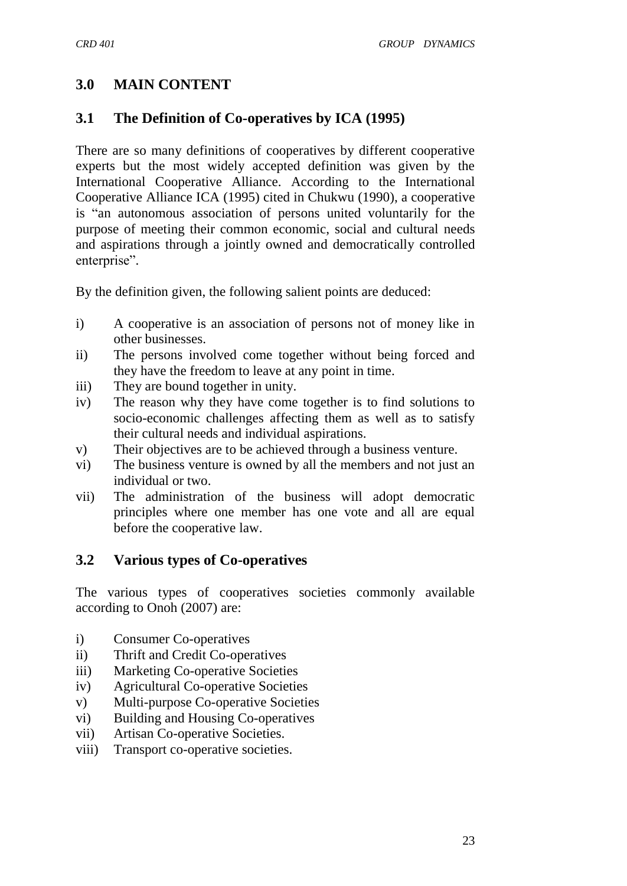## 3.0 MAIN CONTENT

### 3.1 The Definition of Co-operatives by ICA (1995)

There are so many definitions of cooperatives by different cooperative experts but the most widely accepted definition was given by the International Cooperative Alliance. According to the International Cooperative Alliance ICA (1995) cited in Chukwu (1990), a cooperative is "an autonomous association of persons united voluntarily for the purpose of meeting their common economic, social and cultural needs and aspirations through a jointly owned and democratically controlled enterprise".

By the definition given, the following salient points are deduced:

i) A cooperative is an association of persons not of money like in other businesses.
ii) The persons involved come together without being forced and they have the freedom to leave at any point in time.
iii) They are bound together in unity.
iv) The reason why they have come together is to find solutions to socio-economic challenges affecting them as well as to satisfy their cultural needs and individual aspirations.
v) Their objectives are to be achieved through a business venture.
vi) The business venture is owned by all the members and not just an individual or two.
vii) The administration of the business will adopt democratic principles where one member has one vote and all are equal before the cooperative law.

### 3.2 Various types of Co-operatives

The various types of cooperatives societies commonly available according to Onoh (2007) are:

i) Consumer Co-operatives
ii) Thrift and Credit Co-operatives
iii) Marketing Co-operative Societies
iv) Agricultural Co-operative Societies
v) Multi-purpose Co-operative Societies
vi) Building and Housing Co-operatives
vii) Artisan Co-operative Societies.
viii) Transport co-operative societies.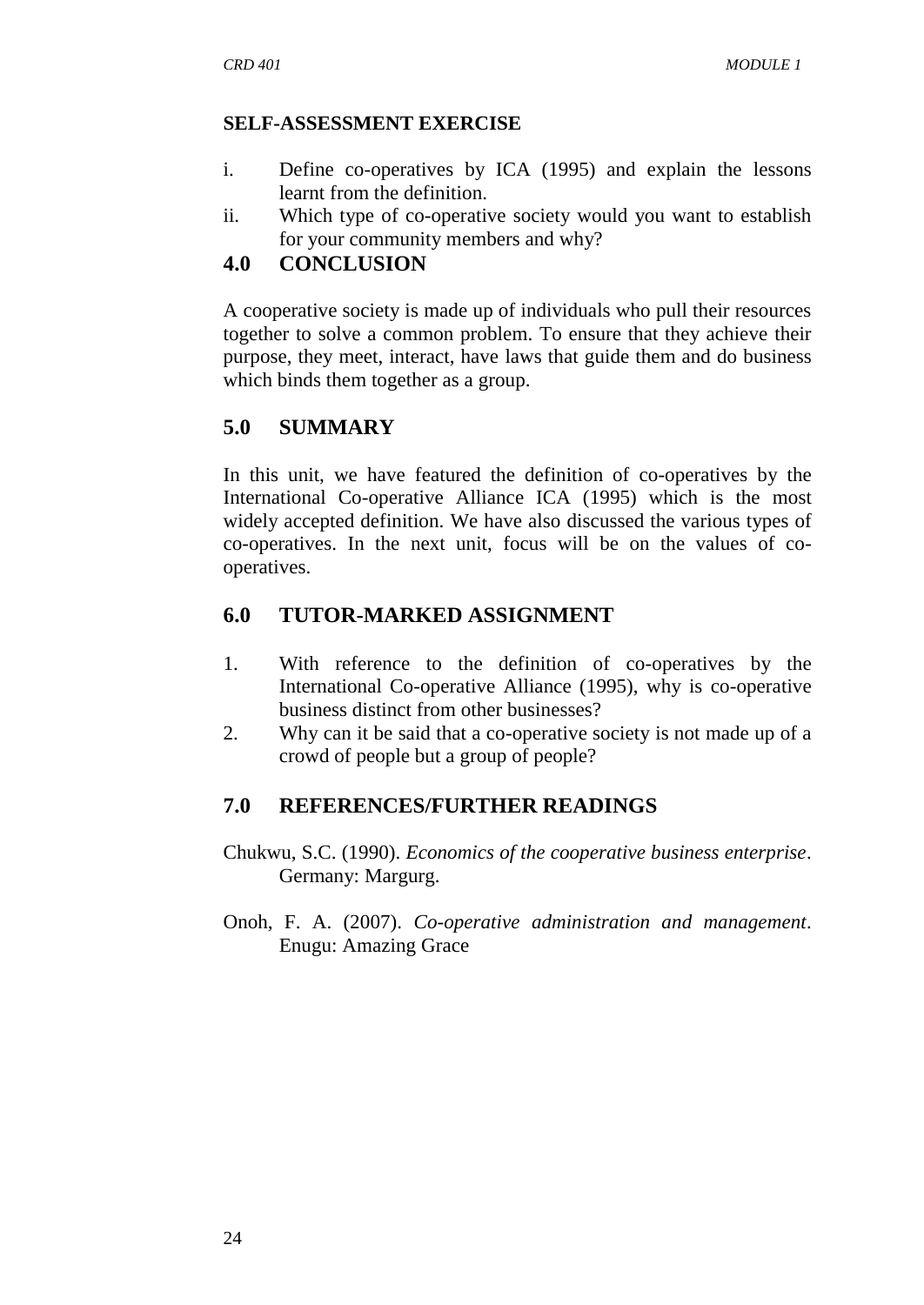**SELF-ASSESSMENT EXERCISE**

i. Define co-operatives by ICA (1995) and explain the lessons learnt from the definition.
ii. Which type of co-operative society would you want to establish for your community members and why?

## 4.0 CONCLUSION

A cooperative society is made up of individuals who pull their resources together to solve a common problem. To ensure that they achieve their purpose, they meet, interact, have laws that guide them and do business which binds them together as a group.

## 5.0 SUMMARY

In this unit, we have featured the definition of co-operatives by the International Co-operative Alliance ICA (1995) which is the most widely accepted definition. We have also discussed the various types of co-operatives. In the next unit, focus will be on the values of co-operatives.

## 6.0 TUTOR-MARKED ASSIGNMENT

1. With reference to the definition of co-operatives by the International Co-operative Alliance (1995), why is co-operative business distinct from other businesses?
2. Why can it be said that a co-operative society is not made up of a crowd of people but a group of people?

## 7.0 REFERENCES/FURTHER READINGS

Chukwu, S.C. (1990). *Economics of the cooperative business enterprise*. Germany: Margurg.

Onoh, F. A. (2007). *Co-operative administration and management*. Enugu: Amazing Grace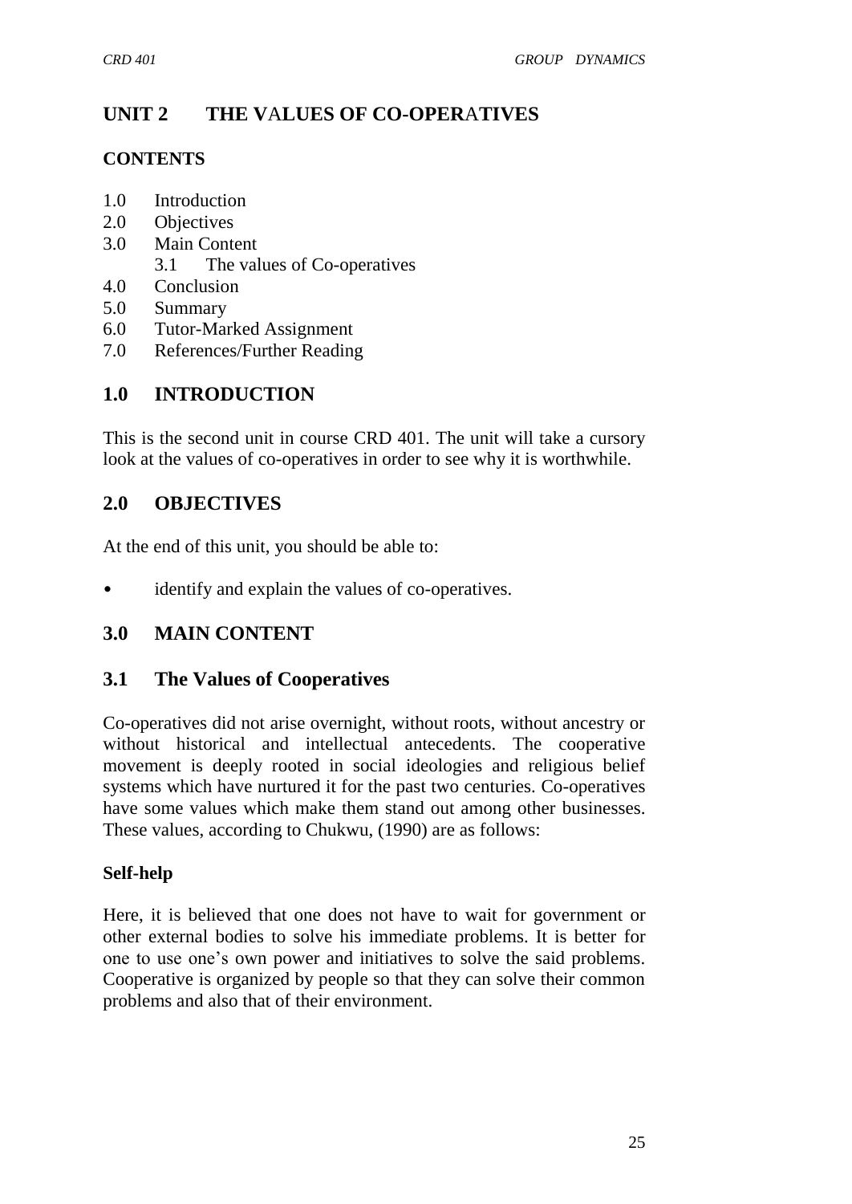# UNIT 2 THE VALUES OF CO-OPERATIVES

**CONTENTS**

1.0 Introduction
2.0 Objectives
3.0 Main Content
    3.1 The values of Co-operatives
4.0 Conclusion
5.0 Summary
6.0 Tutor-Marked Assignment
7.0 References/Further Reading

## 1.0 INTRODUCTION

This is the second unit in course CRD 401. The unit will take a cursory look at the values of co-operatives in order to see why it is worthwhile.

## 2.0 OBJECTIVES

At the end of this unit, you should be able to:

- identify and explain the values of co-operatives.

## 3.0 MAIN CONTENT

### 3.1 The Values of Cooperatives

Co-operatives did not arise overnight, without roots, without ancestry or without historical and intellectual antecedents. The cooperative movement is deeply rooted in social ideologies and religious belief systems which have nurtured it for the past two centuries. Co-operatives have some values which make them stand out among other businesses. These values, according to Chukwu, (1990) are as follows:

**Self-help**

Here, it is believed that one does not have to wait for government or other external bodies to solve his immediate problems. It is better for one to use one's own power and initiatives to solve the said problems. Cooperative is organized by people so that they can solve their common problems and also that of their environment.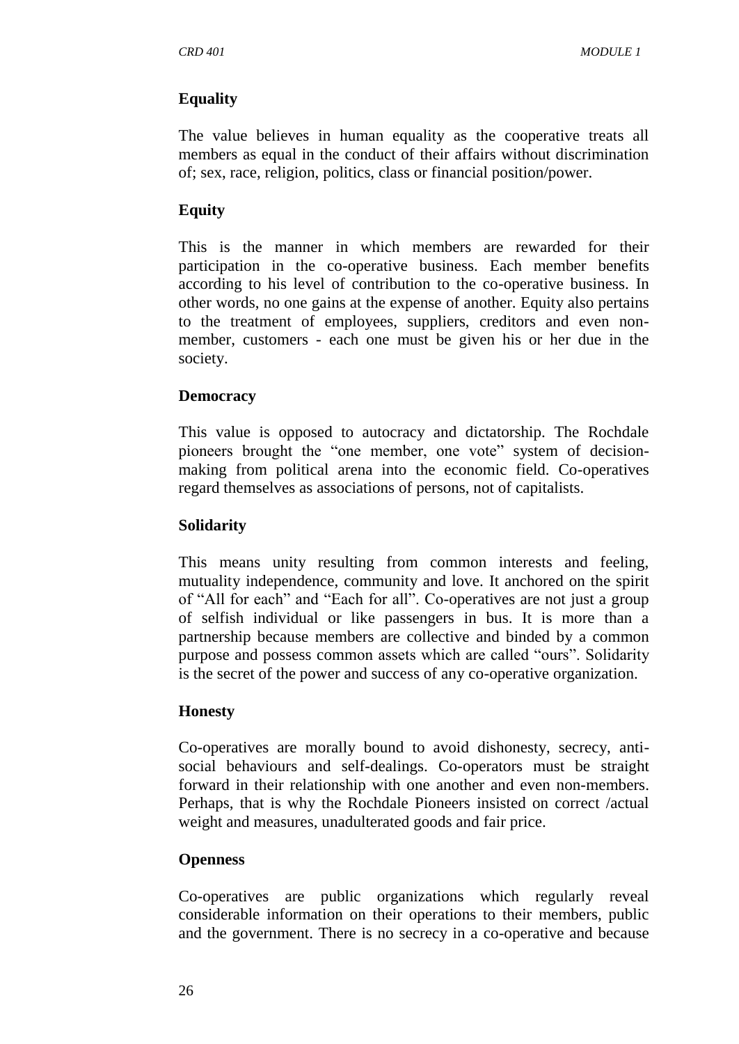**Equality**

The value believes in human equality as the cooperative treats all members as equal in the conduct of their affairs without discrimination of; sex, race, religion, politics, class or financial position/power.

**Equity**

This is the manner in which members are rewarded for their participation in the co-operative business. Each member benefits according to his level of contribution to the co-operative business. In other words, no one gains at the expense of another. Equity also pertains to the treatment of employees, suppliers, creditors and even non-member, customers - each one must be given his or her due in the society.

**Democracy**

This value is opposed to autocracy and dictatorship. The Rochdale pioneers brought the "one member, one vote" system of decision-making from political arena into the economic field. Co-operatives regard themselves as associations of persons, not of capitalists.

**Solidarity**

This means unity resulting from common interests and feeling, mutuality independence, community and love. It anchored on the spirit of "All for each" and "Each for all". Co-operatives are not just a group of selfish individual or like passengers in bus. It is more than a partnership because members are collective and binded by a common purpose and possess common assets which are called "ours". Solidarity is the secret of the power and success of any co-operative organization.

**Honesty**

Co-operatives are morally bound to avoid dishonesty, secrecy, anti-social behaviours and self-dealings. Co-operators must be straight forward in their relationship with one another and even non-members. Perhaps, that is why the Rochdale Pioneers insisted on correct /actual weight and measures, unadulterated goods and fair price.

**Openness**

Co-operatives are public organizations which regularly reveal considerable information on their operations to their members, public and the government. There is no secrecy in a co-operative and because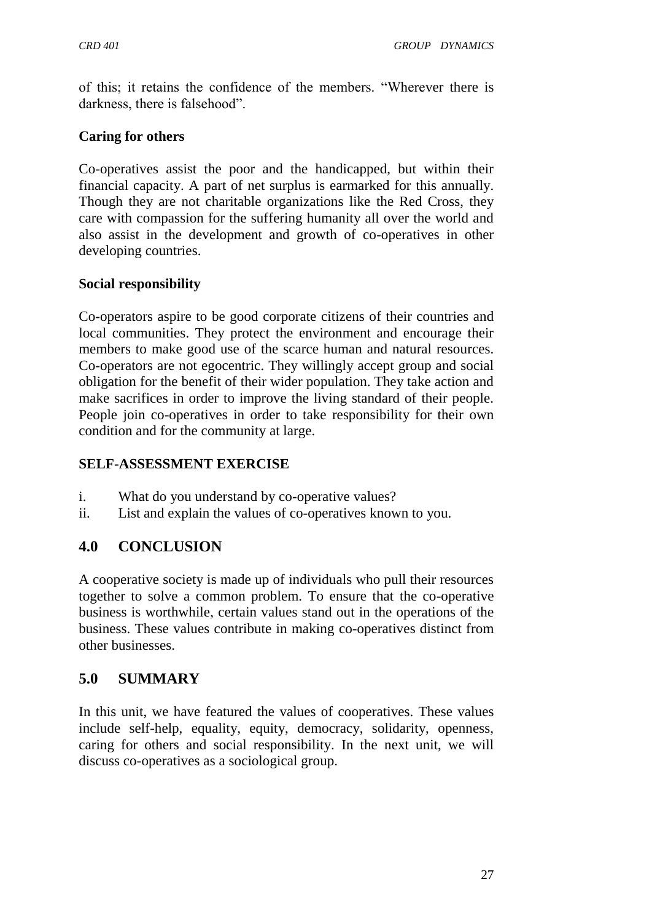of this; it retains the confidence of the members. "Wherever there is darkness, there is falsehood".

**Caring for others**

Co-operatives assist the poor and the handicapped, but within their financial capacity. A part of net surplus is earmarked for this annually. Though they are not charitable organizations like the Red Cross, they care with compassion for the suffering humanity all over the world and also assist in the development and growth of co-operatives in other developing countries.

**Social responsibility**

Co-operators aspire to be good corporate citizens of their countries and local communities. They protect the environment and encourage their members to make good use of the scarce human and natural resources. Co-operators are not egocentric. They willingly accept group and social obligation for the benefit of their wider population. They take action and make sacrifices in order to improve the living standard of their people. People join co-operatives in order to take responsibility for their own condition and for the community at large.

**SELF-ASSESSMENT EXERCISE**

i. What do you understand by co-operative values?
ii. List and explain the values of co-operatives known to you.

## 4.0 CONCLUSION

A cooperative society is made up of individuals who pull their resources together to solve a common problem. To ensure that the co-operative business is worthwhile, certain values stand out in the operations of the business. These values contribute in making co-operatives distinct from other businesses.

## 5.0 SUMMARY

In this unit, we have featured the values of cooperatives. These values include self-help, equality, equity, democracy, solidarity, openness, caring for others and social responsibility. In the next unit, we will discuss co-operatives as a sociological group.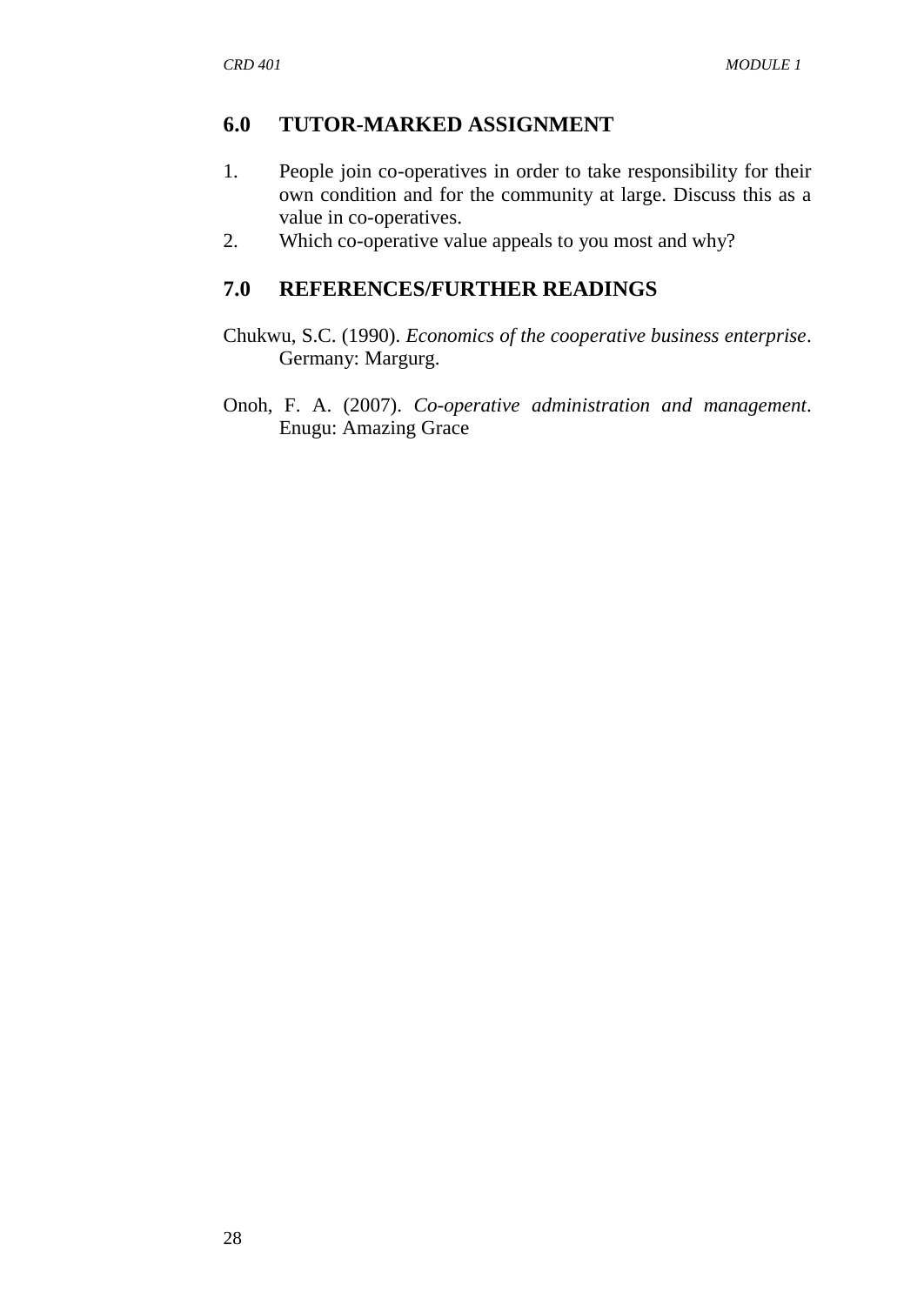## 6.0 TUTOR-MARKED ASSIGNMENT

1. People join co-operatives in order to take responsibility for their own condition and for the community at large. Discuss this as a value in co-operatives.
2. Which co-operative value appeals to you most and why?

## 7.0 REFERENCES/FURTHER READINGS

Chukwu, S.C. (1990). *Economics of the cooperative business enterprise*. Germany: Margurg.

Onoh, F. A. (2007). *Co-operative administration and management*. Enugu: Amazing Grace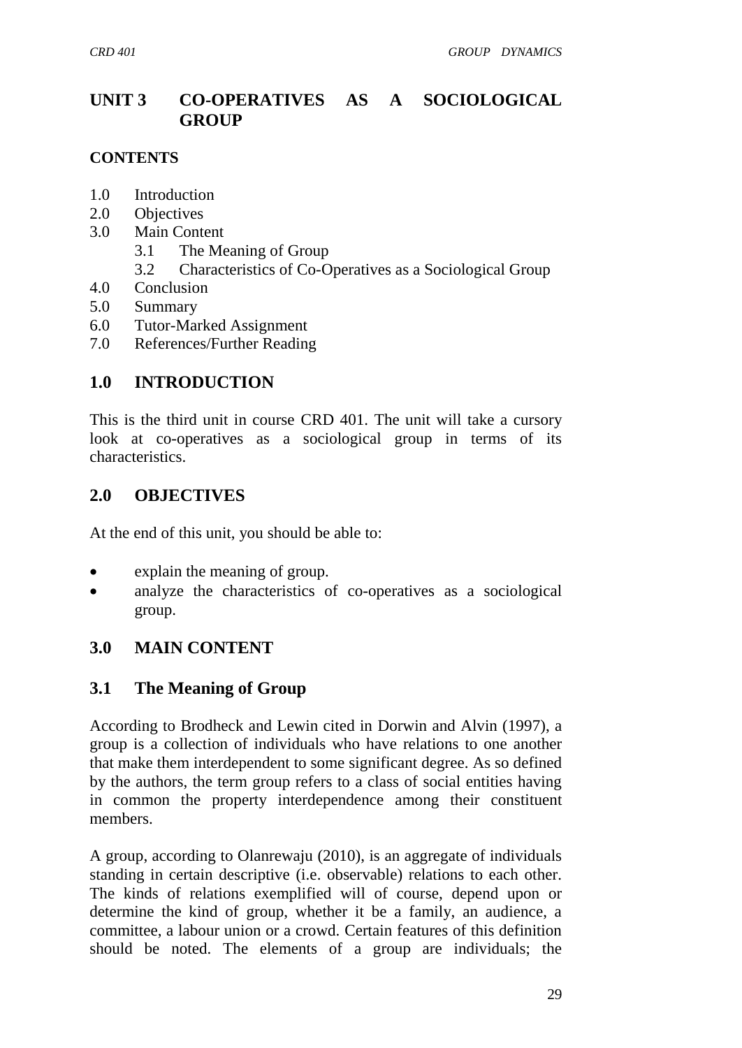# UNIT 3 CO-OPERATIVES AS A SOCIOLOGICAL GROUP

**CONTENTS**

1.0 Introduction
2.0 Objectives
3.0 Main Content
  3.1 The Meaning of Group
  3.2 Characteristics of Co-Operatives as a Sociological Group
4.0 Conclusion
5.0 Summary
6.0 Tutor-Marked Assignment
7.0 References/Further Reading

## 1.0 INTRODUCTION

This is the third unit in course CRD 401. The unit will take a cursory look at co-operatives as a sociological group in terms of its characteristics.

## 2.0 OBJECTIVES

At the end of this unit, you should be able to:

- explain the meaning of group.
- analyze the characteristics of co-operatives as a sociological group.

## 3.0 MAIN CONTENT

### 3.1 The Meaning of Group

According to Brodheck and Lewin cited in Dorwin and Alvin (1997), a group is a collection of individuals who have relations to one another that make them interdependent to some significant degree. As so defined by the authors, the term group refers to a class of social entities having in common the property interdependence among their constituent members.

A group, according to Olanrewaju (2010), is an aggregate of individuals standing in certain descriptive (i.e. observable) relations to each other. The kinds of relations exemplified will of course, depend upon or determine the kind of group, whether it be a family, an audience, a committee, a labour union or a crowd. Certain features of this definition should be noted. The elements of a group are individuals; the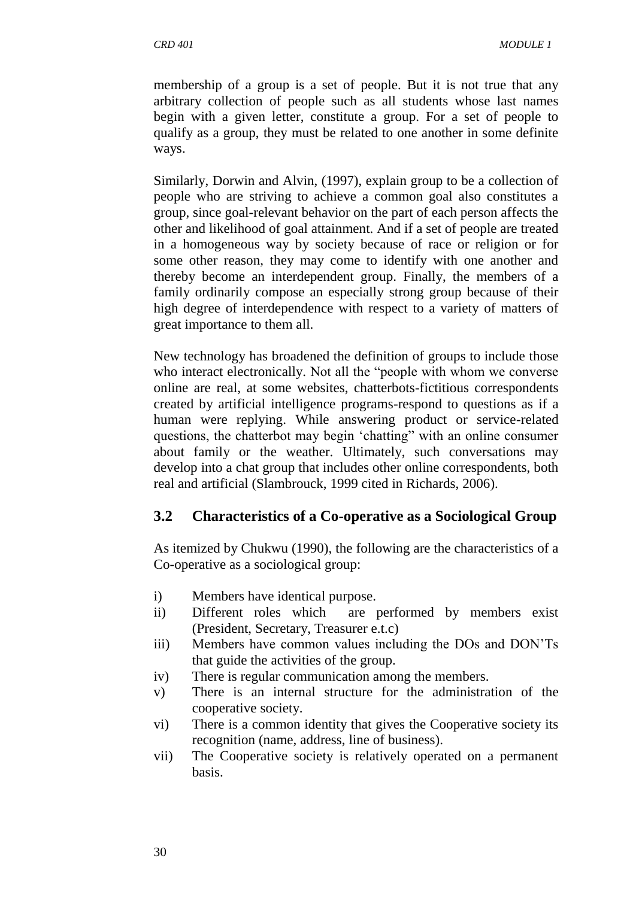membership of a group is a set of people. But it is not true that any arbitrary collection of people such as all students whose last names begin with a given letter, constitute a group. For a set of people to qualify as a group, they must be related to one another in some definite ways.

Similarly, Dorwin and Alvin, (1997), explain group to be a collection of people who are striving to achieve a common goal also constitutes a group, since goal-relevant behavior on the part of each person affects the other and likelihood of goal attainment. And if a set of people are treated in a homogeneous way by society because of race or religion or for some other reason, they may come to identify with one another and thereby become an interdependent group. Finally, the members of a family ordinarily compose an especially strong group because of their high degree of interdependence with respect to a variety of matters of great importance to them all.

New technology has broadened the definition of groups to include those who interact electronically. Not all the "people with whom we converse online are real, at some websites, chatterbots-fictitious correspondents created by artificial intelligence programs-respond to questions as if a human were replying. While answering product or service-related questions, the chatterbot may begin 'chatting" with an online consumer about family or the weather. Ultimately, such conversations may develop into a chat group that includes other online correspondents, both real and artificial (Slambrouck, 1999 cited in Richards, 2006).

## 3.2 Characteristics of a Co-operative as a Sociological Group

As itemized by Chukwu (1990), the following are the characteristics of a Co-operative as a sociological group:

i) Members have identical purpose.
ii) Different roles which are performed by members exist (President, Secretary, Treasurer e.t.c)
iii) Members have common values including the DOs and DON'Ts that guide the activities of the group.
iv) There is regular communication among the members.
v) There is an internal structure for the administration of the cooperative society.
vi) There is a common identity that gives the Cooperative society its recognition (name, address, line of business).
vii) The Cooperative society is relatively operated on a permanent basis.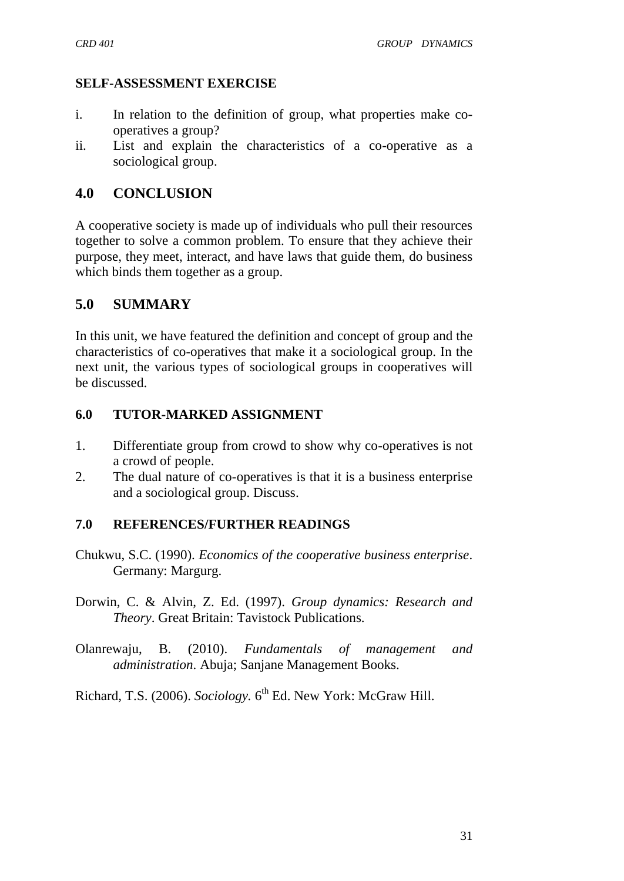**SELF-ASSESSMENT EXERCISE**

i. In relation to the definition of group, what properties make co-operatives a group?
ii. List and explain the characteristics of a co-operative as a sociological group.

## 4.0 CONCLUSION

A cooperative society is made up of individuals who pull their resources together to solve a common problem. To ensure that they achieve their purpose, they meet, interact, and have laws that guide them, do business which binds them together as a group.

## 5.0 SUMMARY

In this unit, we have featured the definition and concept of group and the characteristics of co-operatives that make it a sociological group. In the next unit, the various types of sociological groups in cooperatives will be discussed.

### 6.0 TUTOR-MARKED ASSIGNMENT

1. Differentiate group from crowd to show why co-operatives is not a crowd of people.
2. The dual nature of co-operatives is that it is a business enterprise and a sociological group. Discuss.

### 7.0 REFERENCES/FURTHER READINGS

Chukwu, S.C. (1990). *Economics of the cooperative business enterprise*. Germany: Margurg.

Dorwin, C. & Alvin, Z. Ed. (1997). *Group dynamics: Research and Theory*. Great Britain: Tavistock Publications.

Olanrewaju, B. (2010). *Fundamentals of management and administration*. Abuja; Sanjane Management Books.

Richard, T.S. (2006). *Sociology*. 6th Ed. New York: McGraw Hill.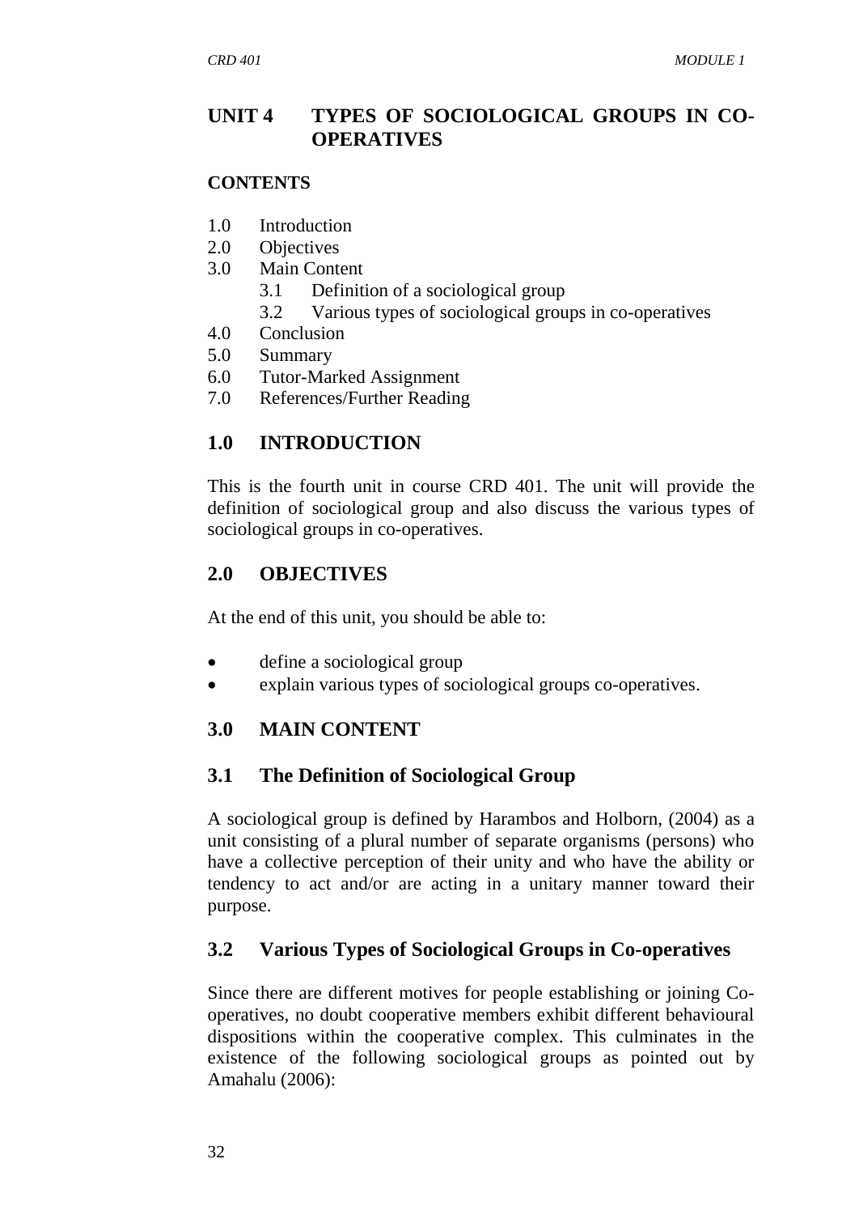## UNIT 4 TYPES OF SOCIOLOGICAL GROUPS IN CO-OPERATIVES

**CONTENTS**

1.0 Introduction
2.0 Objectives
3.0 Main Content
    3.1 Definition of a sociological group
    3.2 Various types of sociological groups in co-operatives
4.0 Conclusion
5.0 Summary
6.0 Tutor-Marked Assignment
7.0 References/Further Reading

## 1.0 INTRODUCTION

This is the fourth unit in course CRD 401. The unit will provide the definition of sociological group and also discuss the various types of sociological groups in co-operatives.

## 2.0 OBJECTIVES

At the end of this unit, you should be able to:

- define a sociological group
- explain various types of sociological groups co-operatives.

## 3.0 MAIN CONTENT

### 3.1 The Definition of Sociological Group

A sociological group is defined by Harambos and Holborn, (2004) as a unit consisting of a plural number of separate organisms (persons) who have a collective perception of their unity and who have the ability or tendency to act and/or are acting in a unitary manner toward their purpose.

### 3.2 Various Types of Sociological Groups in Co-operatives

Since there are different motives for people establishing or joining Co-operatives, no doubt cooperative members exhibit different behavioural dispositions within the cooperative complex. This culminates in the existence of the following sociological groups as pointed out by Amahalu (2006):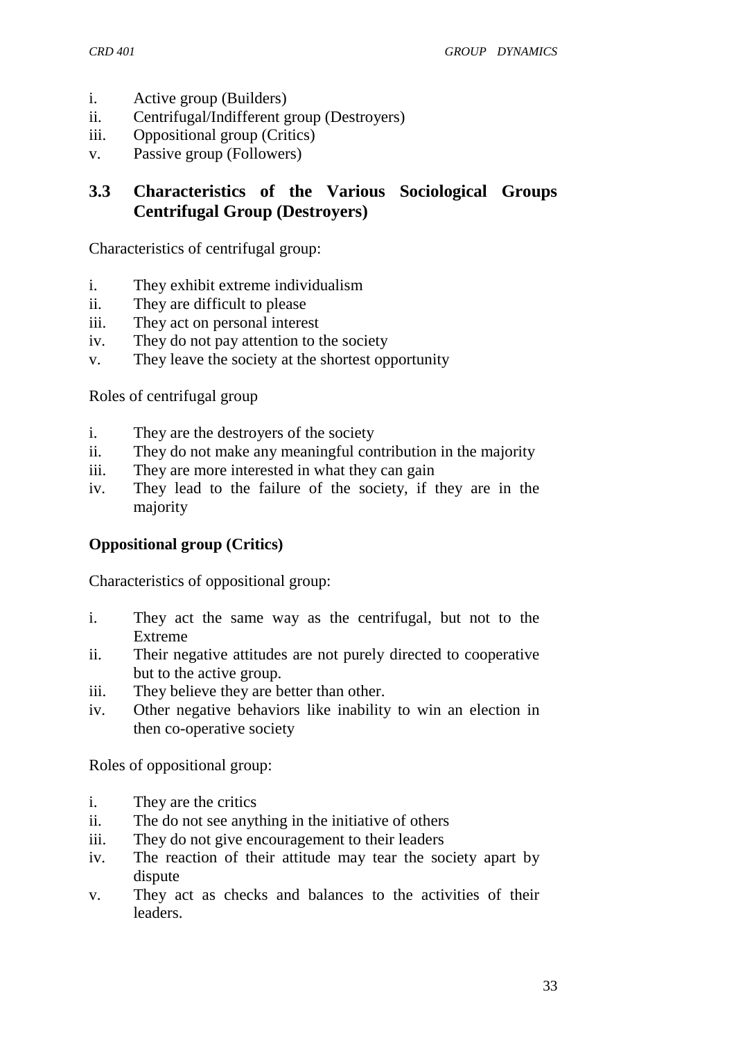i. Active group (Builders)
ii. Centrifugal/Indifferent group (Destroyers)
iii. Oppositional group (Critics)
v. Passive group (Followers)

## 3.3 Characteristics of the Various Sociological Groups Centrifugal Group (Destroyers)

Characteristics of centrifugal group:

i. They exhibit extreme individualism
ii. They are difficult to please
iii. They act on personal interest
iv. They do not pay attention to the society
v. They leave the society at the shortest opportunity

Roles of centrifugal group

i. They are the destroyers of the society
ii. They do not make any meaningful contribution in the majority
iii. They are more interested in what they can gain
iv. They lead to the failure of the society, if they are in the majority

**Oppositional group (Critics)**

Characteristics of oppositional group:

i. They act the same way as the centrifugal, but not to the Extreme
ii. Their negative attitudes are not purely directed to cooperative but to the active group.
iii. They believe they are better than other.
iv. Other negative behaviors like inability to win an election in then co-operative society

Roles of oppositional group:

i. They are the critics
ii. The do not see anything in the initiative of others
iii. They do not give encouragement to their leaders
iv. The reaction of their attitude may tear the society apart by dispute
v. They act as checks and balances to the activities of their leaders.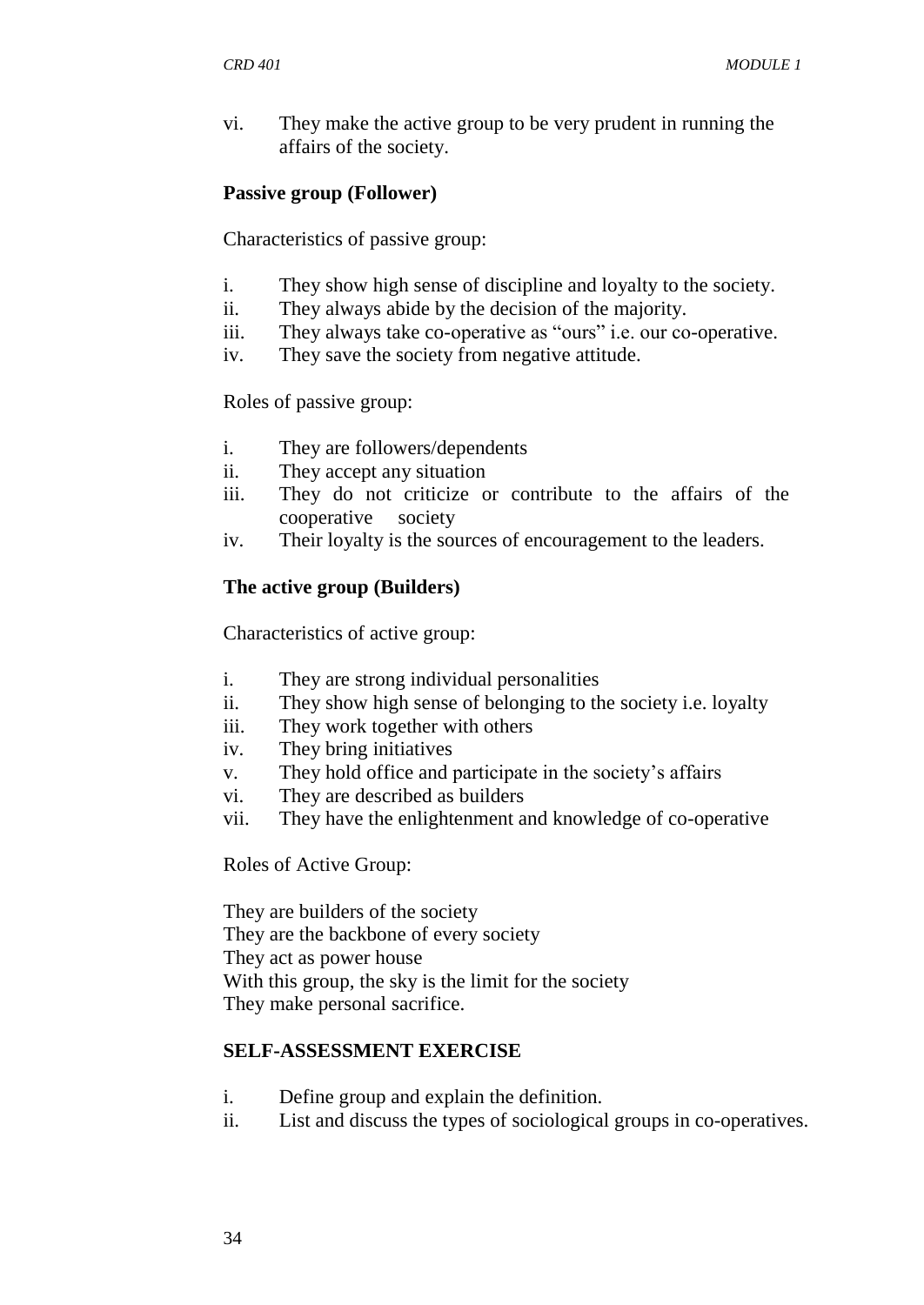vi. They make the active group to be very prudent in running the affairs of the society.

**Passive group (Follower)**

Characteristics of passive group:

i. They show high sense of discipline and loyalty to the society.
ii. They always abide by the decision of the majority.
iii. They always take co-operative as "ours" i.e. our co-operative.
iv. They save the society from negative attitude.

Roles of passive group:

i. They are followers/dependents
ii. They accept any situation
iii. They do not criticize or contribute to the affairs of the cooperative society
iv. Their loyalty is the sources of encouragement to the leaders.

**The active group (Builders)**

Characteristics of active group:

i. They are strong individual personalities
ii. They show high sense of belonging to the society i.e. loyalty
iii. They work together with others
iv. They bring initiatives
v. They hold office and participate in the society's affairs
vi. They are described as builders
vii. They have the enlightenment and knowledge of co-operative

Roles of Active Group:

They are builders of the society
They are the backbone of every society
They act as power house
With this group, the sky is the limit for the society
They make personal sacrifice.

**SELF-ASSESSMENT EXERCISE**

i. Define group and explain the definition.
ii. List and discuss the types of sociological groups in co-operatives.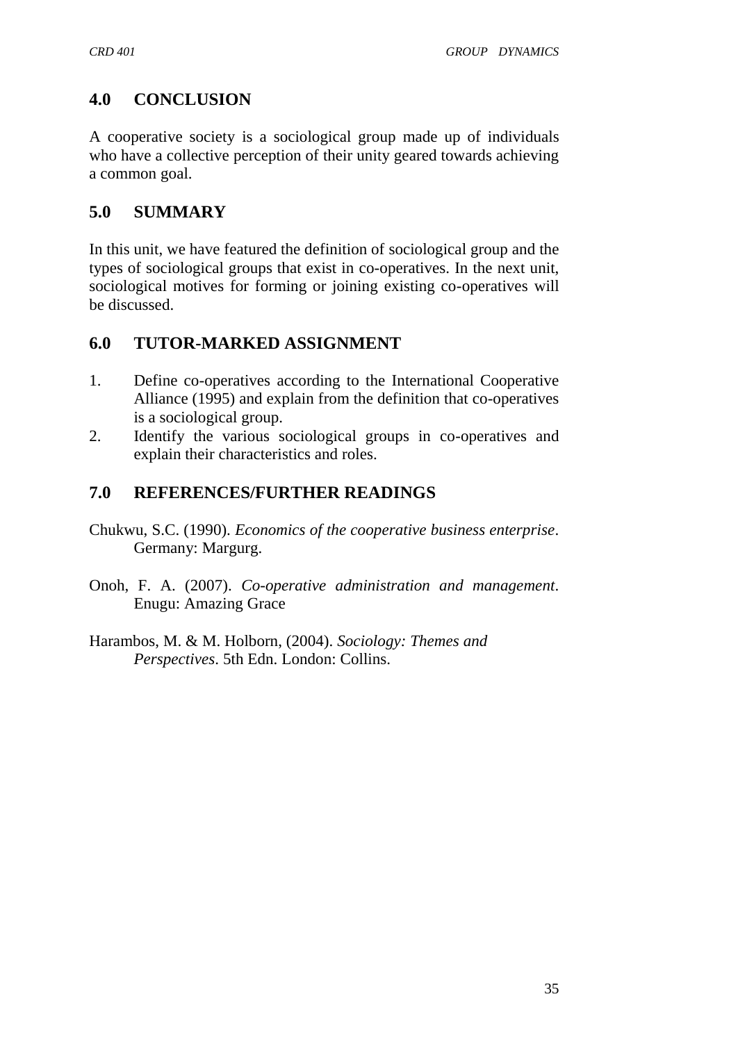## 4.0 CONCLUSION

A cooperative society is a sociological group made up of individuals who have a collective perception of their unity geared towards achieving a common goal.

## 5.0 SUMMARY

In this unit, we have featured the definition of sociological group and the types of sociological groups that exist in co-operatives. In the next unit, sociological motives for forming or joining existing co-operatives will be discussed.

## 6.0 TUTOR-MARKED ASSIGNMENT

1. Define co-operatives according to the International Cooperative Alliance (1995) and explain from the definition that co-operatives is a sociological group.
2. Identify the various sociological groups in co-operatives and explain their characteristics and roles.

## 7.0 REFERENCES/FURTHER READINGS

Chukwu, S.C. (1990). *Economics of the cooperative business enterprise*. Germany: Margurg.

Onoh, F. A. (2007). *Co-operative administration and management*. Enugu: Amazing Grace

Harambos, M. & M. Holborn, (2004). *Sociology: Themes and Perspectives*. 5th Edn. London: Collins.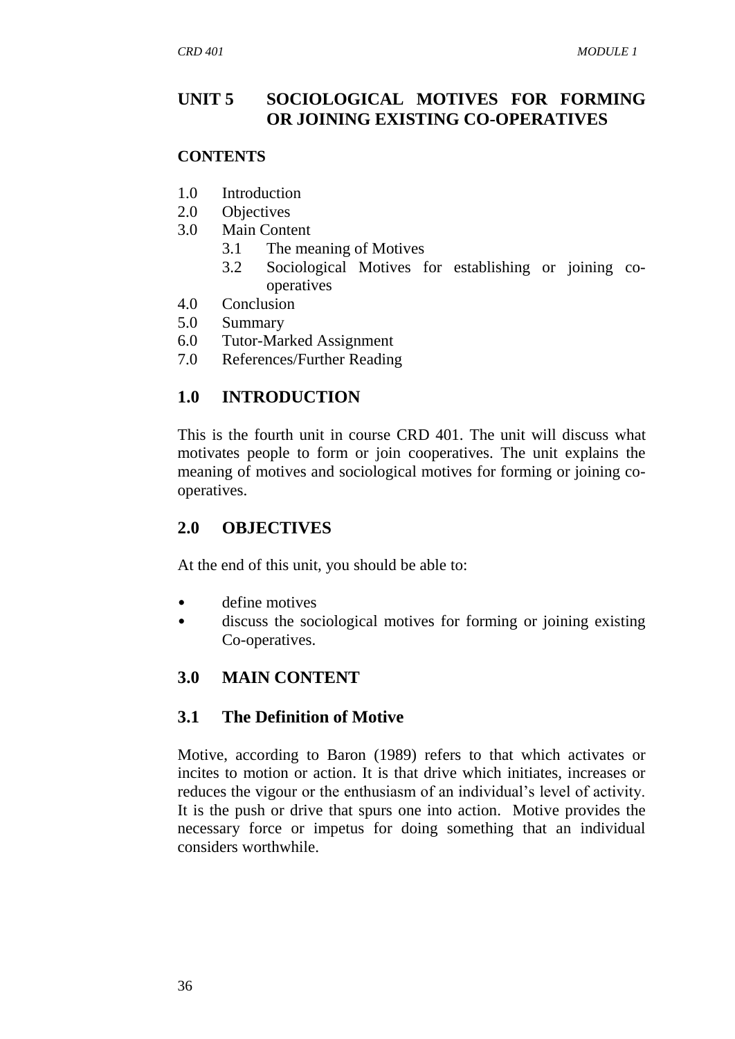## UNIT 5 SOCIOLOGICAL MOTIVES FOR FORMING OR JOINING EXISTING CO-OPERATIVES

**CONTENTS**

- 1.0 Introduction
- 2.0 Objectives
- 3.0 Main Content
  - 3.1 The meaning of Motives
  - 3.2 Sociological Motives for establishing or joining co-operatives
- 4.0 Conclusion
- 5.0 Summary
- 6.0 Tutor-Marked Assignment
- 7.0 References/Further Reading

## 1.0 INTRODUCTION

This is the fourth unit in course CRD 401. The unit will discuss what motivates people to form or join cooperatives. The unit explains the meaning of motives and sociological motives for forming or joining co-operatives.

## 2.0 OBJECTIVES

At the end of this unit, you should be able to:

- define motives
- discuss the sociological motives for forming or joining existing Co-operatives.

## 3.0 MAIN CONTENT

### 3.1 The Definition of Motive

Motive, according to Baron (1989) refers to that which activates or incites to motion or action. It is that drive which initiates, increases or reduces the vigour or the enthusiasm of an individual's level of activity. It is the push or drive that spurs one into action. Motive provides the necessary force or impetus for doing something that an individual considers worthwhile.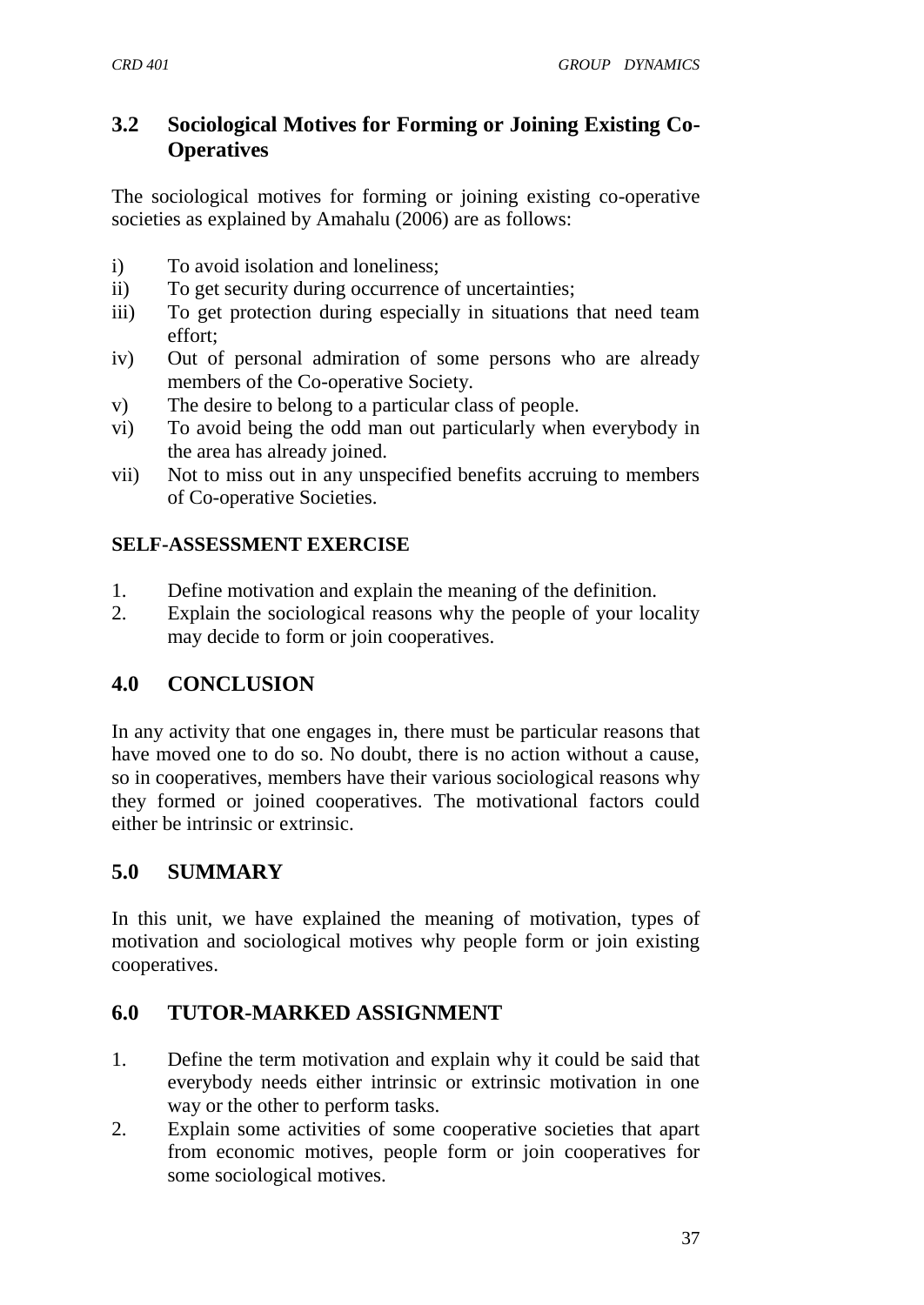## 3.2 Sociological Motives for Forming or Joining Existing Co-Operatives

The sociological motives for forming or joining existing co-operative societies as explained by Amahalu (2006) are as follows:

i) To avoid isolation and loneliness;
ii) To get security during occurrence of uncertainties;
iii) To get protection during especially in situations that need team effort;
iv) Out of personal admiration of some persons who are already members of the Co-operative Society.
v) The desire to belong to a particular class of people.
vi) To avoid being the odd man out particularly when everybody in the area has already joined.
vii) Not to miss out in any unspecified benefits accruing to members of Co-operative Societies.

**SELF-ASSESSMENT EXERCISE**

1. Define motivation and explain the meaning of the definition.
2. Explain the sociological reasons why the people of your locality may decide to form or join cooperatives.

## 4.0 CONCLUSION

In any activity that one engages in, there must be particular reasons that have moved one to do so. No doubt, there is no action without a cause, so in cooperatives, members have their various sociological reasons why they formed or joined cooperatives. The motivational factors could either be intrinsic or extrinsic.

## 5.0 SUMMARY

In this unit, we have explained the meaning of motivation, types of motivation and sociological motives why people form or join existing cooperatives.

## 6.0 TUTOR-MARKED ASSIGNMENT

1. Define the term motivation and explain why it could be said that everybody needs either intrinsic or extrinsic motivation in one way or the other to perform tasks.
2. Explain some activities of some cooperative societies that apart from economic motives, people form or join cooperatives for some sociological motives.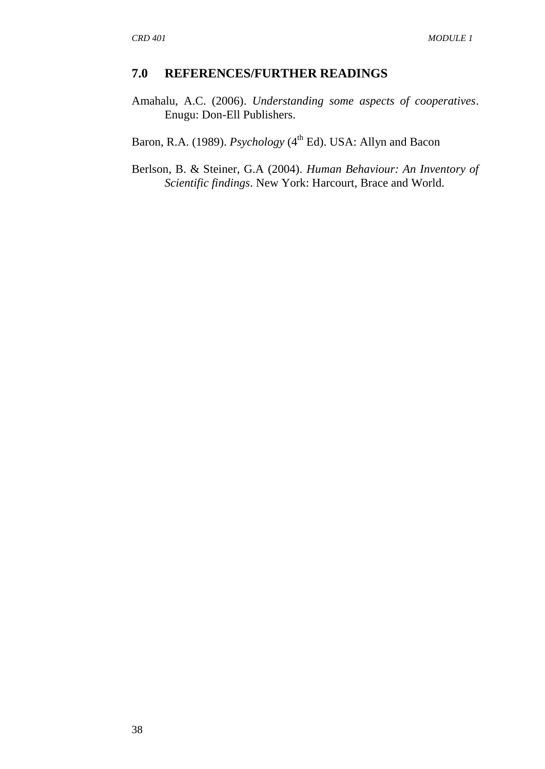## 7.0 REFERENCES/FURTHER READINGS

Amahalu, A.C. (2006). *Understanding some aspects of cooperatives*. Enugu: Don-Ell Publishers.

Baron, R.A. (1989). *Psychology* ($4^{th}$ Ed). USA: Allyn and Bacon

Berlson, B. & Steiner, G.A (2004). *Human Behaviour: An Inventory of Scientific findings*. New York: Harcourt, Brace and World.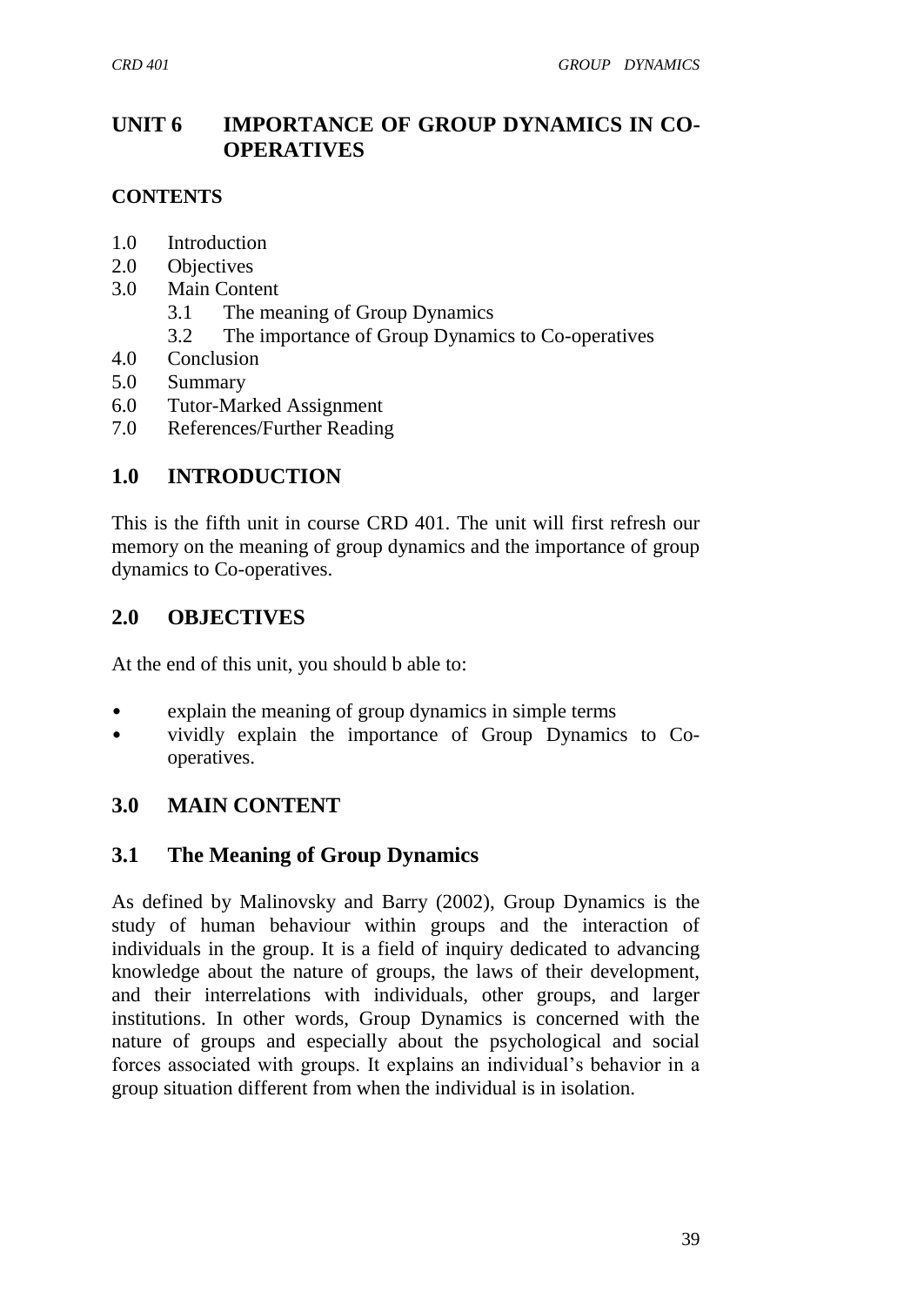# UNIT 6 IMPORTANCE OF GROUP DYNAMICS IN CO-OPERATIVES

**CONTENTS**

1.0 Introduction
2.0 Objectives
3.0 Main Content
    3.1 The meaning of Group Dynamics
    3.2 The importance of Group Dynamics to Co-operatives
4.0 Conclusion
5.0 Summary
6.0 Tutor-Marked Assignment
7.0 References/Further Reading

## 1.0 INTRODUCTION

This is the fifth unit in course CRD 401. The unit will first refresh our memory on the meaning of group dynamics and the importance of group dynamics to Co-operatives.

## 2.0 OBJECTIVES

At the end of this unit, you should b able to:

- explain the meaning of group dynamics in simple terms
- vividly explain the importance of Group Dynamics to Co-operatives.

## 3.0 MAIN CONTENT

### 3.1 The Meaning of Group Dynamics

As defined by Malinovsky and Barry (2002), Group Dynamics is the study of human behaviour within groups and the interaction of individuals in the group. It is a field of inquiry dedicated to advancing knowledge about the nature of groups, the laws of their development, and their interrelations with individuals, other groups, and larger institutions. In other words, Group Dynamics is concerned with the nature of groups and especially about the psychological and social forces associated with groups. It explains an individual's behavior in a group situation different from when the individual is in isolation.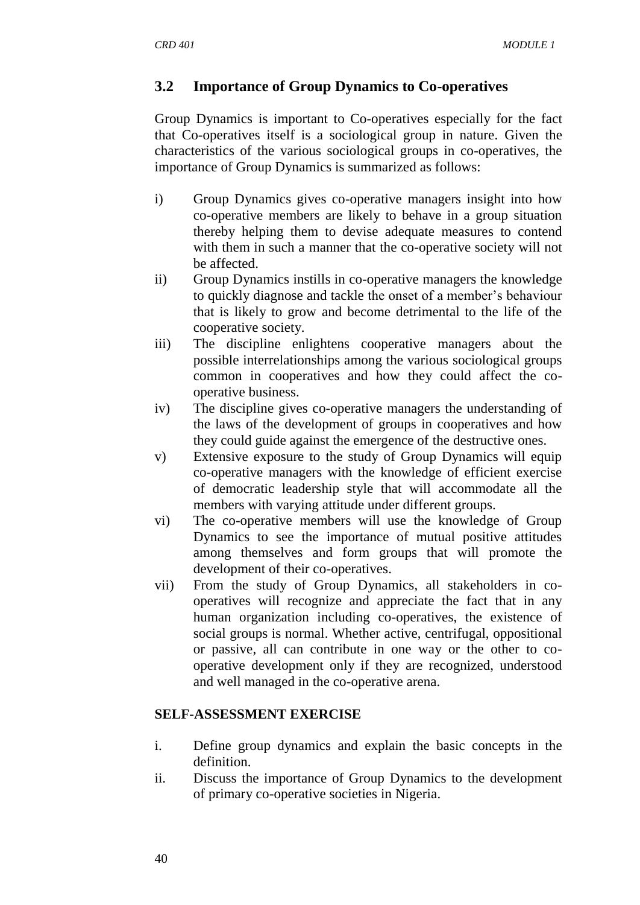## 3.2 Importance of Group Dynamics to Co-operatives

Group Dynamics is important to Co-operatives especially for the fact that Co-operatives itself is a sociological group in nature. Given the characteristics of the various sociological groups in co-operatives, the importance of Group Dynamics is summarized as follows:

i) Group Dynamics gives co-operative managers insight into how co-operative members are likely to behave in a group situation thereby helping them to devise adequate measures to contend with them in such a manner that the co-operative society will not be affected.
ii) Group Dynamics instills in co-operative managers the knowledge to quickly diagnose and tackle the onset of a member's behaviour that is likely to grow and become detrimental to the life of the cooperative society.
iii) The discipline enlightens cooperative managers about the possible interrelationships among the various sociological groups common in cooperatives and how they could affect the co-operative business.
iv) The discipline gives co-operative managers the understanding of the laws of the development of groups in cooperatives and how they could guide against the emergence of the destructive ones.
v) Extensive exposure to the study of Group Dynamics will equip co-operative managers with the knowledge of efficient exercise of democratic leadership style that will accommodate all the members with varying attitude under different groups.
vi) The co-operative members will use the knowledge of Group Dynamics to see the importance of mutual positive attitudes among themselves and form groups that will promote the development of their co-operatives.
vii) From the study of Group Dynamics, all stakeholders in co-operatives will recognize and appreciate the fact that in any human organization including co-operatives, the existence of social groups is normal. Whether active, centrifugal, oppositional or passive, all can contribute in one way or the other to co-operative development only if they are recognized, understood and well managed in the co-operative arena.

**SELF-ASSESSMENT EXERCISE**

i. Define group dynamics and explain the basic concepts in the definition.
ii. Discuss the importance of Group Dynamics to the development of primary co-operative societies in Nigeria.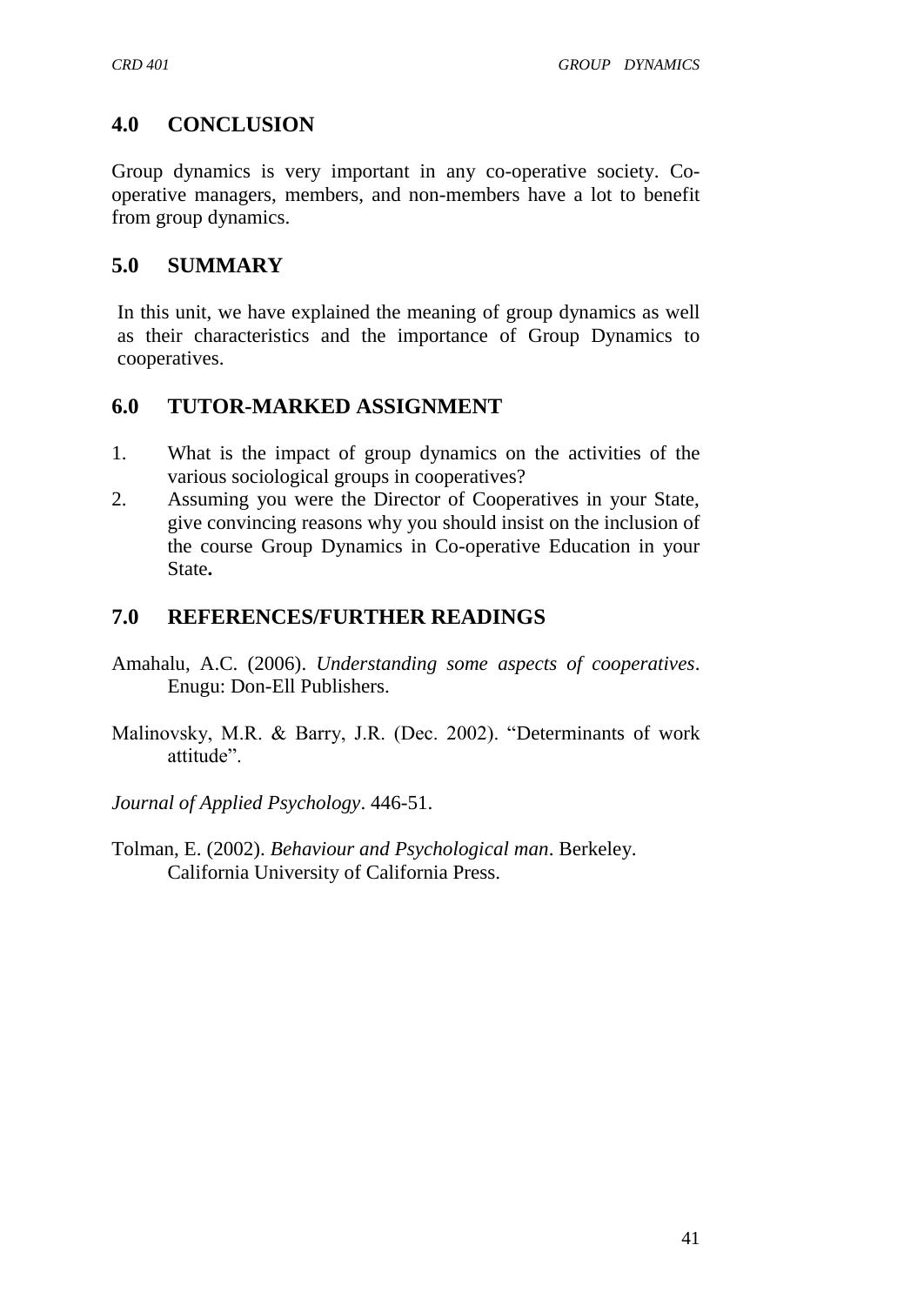## 4.0 CONCLUSION

Group dynamics is very important in any co-operative society. Co-operative managers, members, and non-members have a lot to benefit from group dynamics.

## 5.0 SUMMARY

In this unit, we have explained the meaning of group dynamics as well as their characteristics and the importance of Group Dynamics to cooperatives.

## 6.0 TUTOR-MARKED ASSIGNMENT

1. What is the impact of group dynamics on the activities of the various sociological groups in cooperatives?
2. Assuming you were the Director of Cooperatives in your State, give convincing reasons why you should insist on the inclusion of the course Group Dynamics in Co-operative Education in your State**.**

## 7.0 REFERENCES/FURTHER READINGS

Amahalu, A.C. (2006). *Understanding some aspects of cooperatives*. Enugu: Don-Ell Publishers.

Malinovsky, M.R. & Barry, J.R. (Dec. 2002). "Determinants of work attitude".

*Journal of Applied Psychology*. 446-51.

Tolman, E. (2002). *Behaviour and Psychological man*. Berkeley. California University of California Press.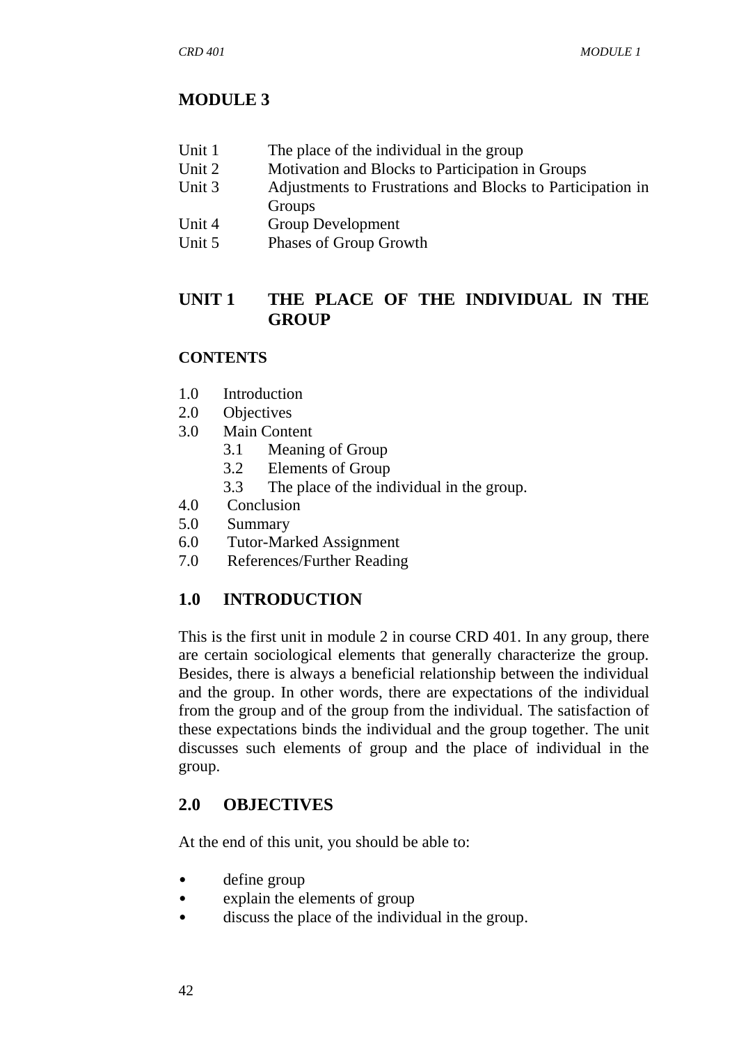# MODULE 3

| | |
|---|---|
| Unit 1 | The place of the individual in the group |
| Unit 2 | Motivation and Blocks to Participation in Groups |
| Unit 3 | Adjustments to Frustrations and Blocks to Participation in Groups |
| Unit 4 | Group Development |
| Unit 5 | Phases of Group Growth |

## UNIT 1 THE PLACE OF THE INDIVIDUAL IN THE GROUP

**CONTENTS**

1.0 Introduction
2.0 Objectives
3.0 Main Content
   3.1 Meaning of Group
   3.2 Elements of Group
   3.3 The place of the individual in the group.
4.0 Conclusion
5.0 Summary
6.0 Tutor-Marked Assignment
7.0 References/Further Reading

## 1.0 INTRODUCTION

This is the first unit in module 2 in course CRD 401. In any group, there are certain sociological elements that generally characterize the group. Besides, there is always a beneficial relationship between the individual and the group. In other words, there are expectations of the individual from the group and of the group from the individual. The satisfaction of these expectations binds the individual and the group together. The unit discusses such elements of group and the place of individual in the group.

## 2.0 OBJECTIVES

At the end of this unit, you should be able to:

- define group
- explain the elements of group
- discuss the place of the individual in the group.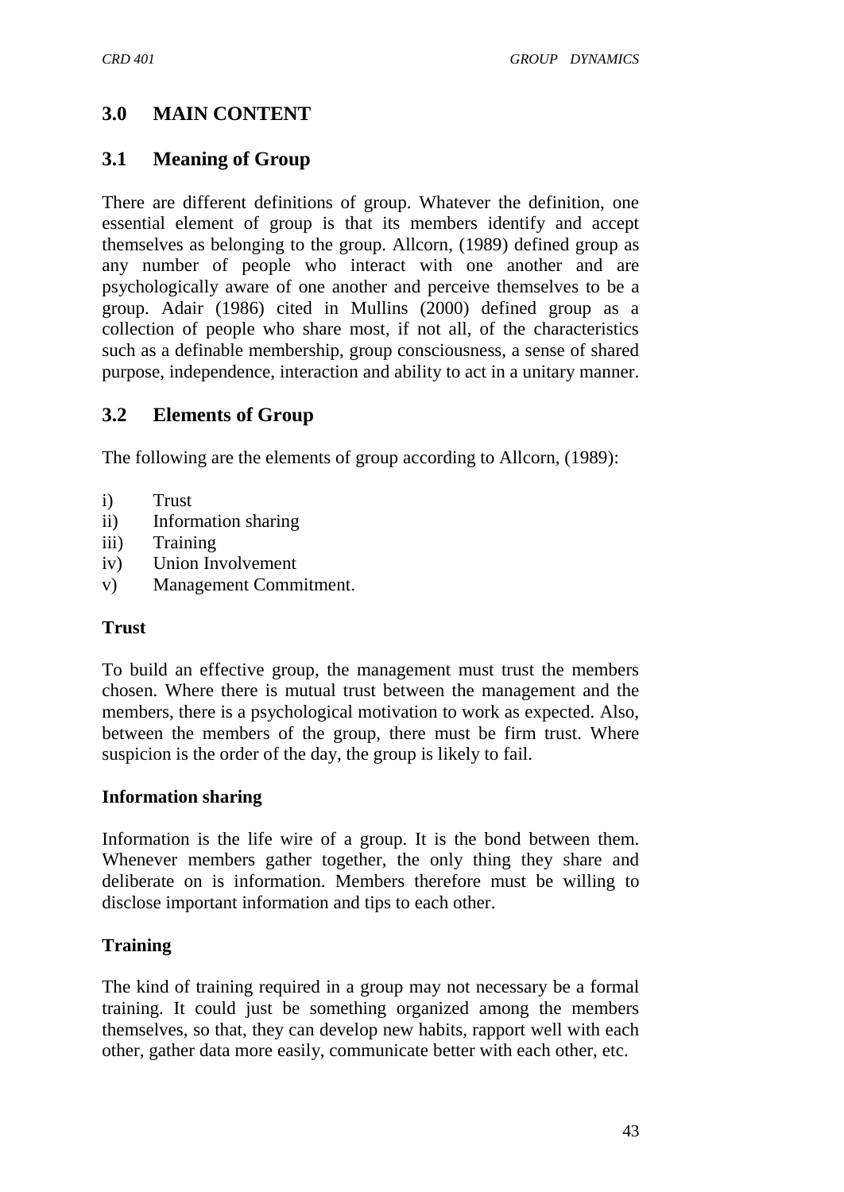## 3.0 MAIN CONTENT

## 3.1 Meaning of Group

There are different definitions of group. Whatever the definition, one essential element of group is that its members identify and accept themselves as belonging to the group. Allcorn, (1989) defined group as any number of people who interact with one another and are psychologically aware of one another and perceive themselves to be a group. Adair (1986) cited in Mullins (2000) defined group as a collection of people who share most, if not all, of the characteristics such as a definable membership, group consciousness, a sense of shared purpose, independence, interaction and ability to act in a unitary manner.

## 3.2 Elements of Group

The following are the elements of group according to Allcorn, (1989):

i) Trust
ii) Information sharing
iii) Training
iv) Union Involvement
v) Management Commitment.

**Trust**

To build an effective group, the management must trust the members chosen. Where there is mutual trust between the management and the members, there is a psychological motivation to work as expected. Also, between the members of the group, there must be firm trust. Where suspicion is the order of the day, the group is likely to fail.

**Information sharing**

Information is the life wire of a group. It is the bond between them. Whenever members gather together, the only thing they share and deliberate on is information. Members therefore must be willing to disclose important information and tips to each other.

**Training**

The kind of training required in a group may not necessary be a formal training. It could just be something organized among the members themselves, so that, they can develop new habits, rapport well with each other, gather data more easily, communicate better with each other, etc.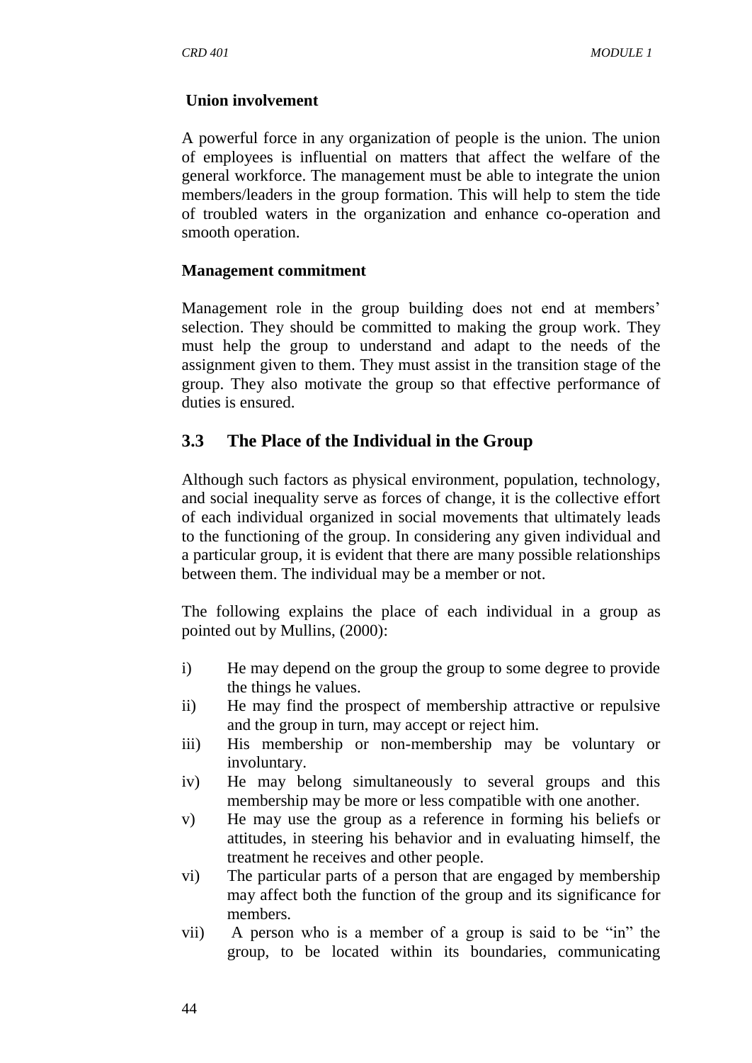**Union involvement**

A powerful force in any organization of people is the union. The union of employees is influential on matters that affect the welfare of the general workforce. The management must be able to integrate the union members/leaders in the group formation. This will help to stem the tide of troubled waters in the organization and enhance co-operation and smooth operation.

**Management commitment**

Management role in the group building does not end at members' selection. They should be committed to making the group work. They must help the group to understand and adapt to the needs of the assignment given to them. They must assist in the transition stage of the group. They also motivate the group so that effective performance of duties is ensured.

## 3.3 The Place of the Individual in the Group

Although such factors as physical environment, population, technology, and social inequality serve as forces of change, it is the collective effort of each individual organized in social movements that ultimately leads to the functioning of the group. In considering any given individual and a particular group, it is evident that there are many possible relationships between them. The individual may be a member or not.

The following explains the place of each individual in a group as pointed out by Mullins, (2000):

i) He may depend on the group the group to some degree to provide the things he values.
ii) He may find the prospect of membership attractive or repulsive and the group in turn, may accept or reject him.
iii) His membership or non-membership may be voluntary or involuntary.
iv) He may belong simultaneously to several groups and this membership may be more or less compatible with one another.
v) He may use the group as a reference in forming his beliefs or attitudes, in steering his behavior and in evaluating himself, the treatment he receives and other people.
vi) The particular parts of a person that are engaged by membership may affect both the function of the group and its significance for members.
vii) A person who is a member of a group is said to be "in" the group, to be located within its boundaries, communicating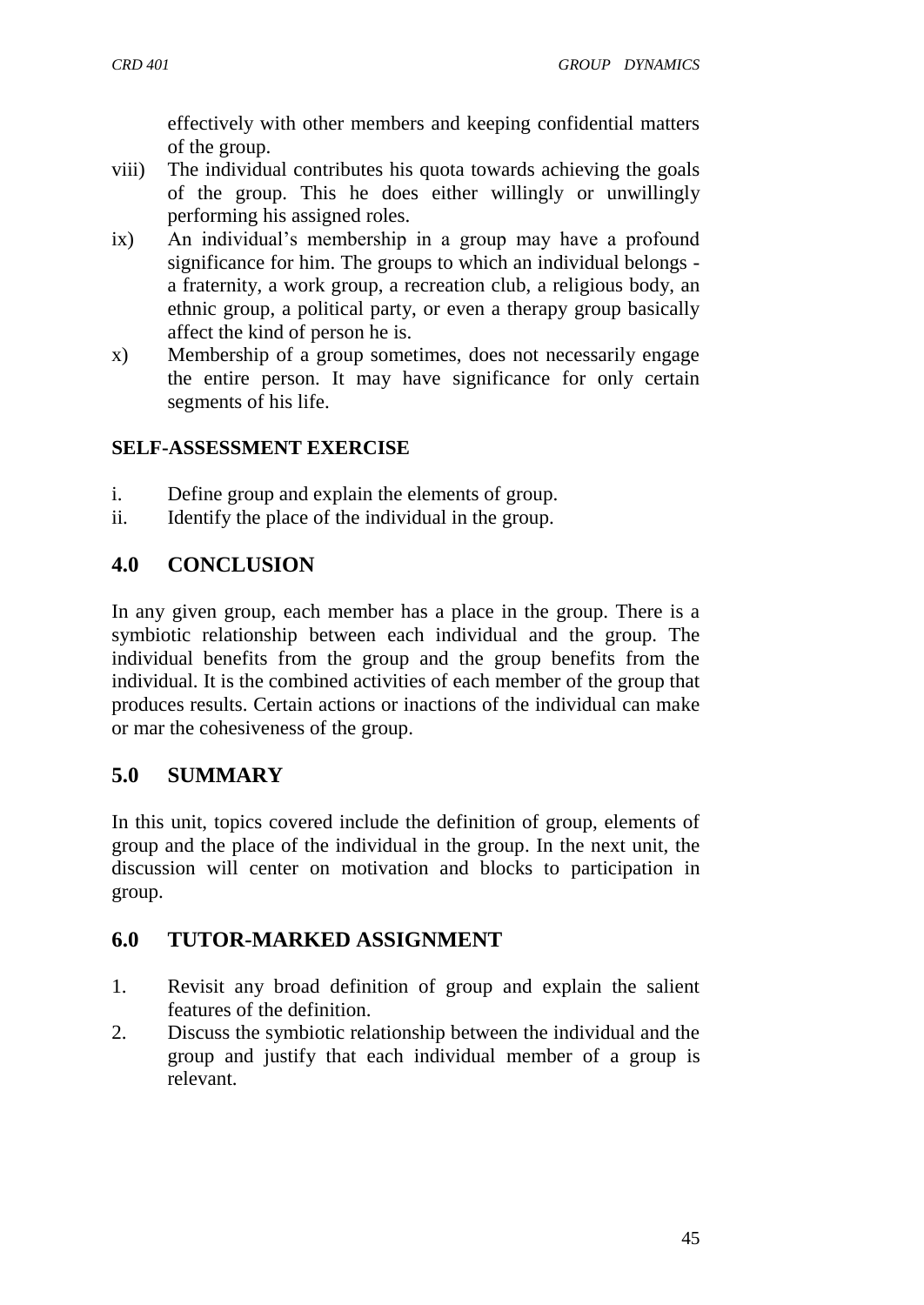effectively with other members and keeping confidential matters of the group.

viii) The individual contributes his quota towards achieving the goals of the group. This he does either willingly or unwillingly performing his assigned roles.

ix) An individual's membership in a group may have a profound significance for him. The groups to which an individual belongs - a fraternity, a work group, a recreation club, a religious body, an ethnic group, a political party, or even a therapy group basically affect the kind of person he is.

x) Membership of a group sometimes, does not necessarily engage the entire person. It may have significance for only certain segments of his life.

**SELF-ASSESSMENT EXERCISE**

i. Define group and explain the elements of group.
ii. Identify the place of the individual in the group.

## 4.0 CONCLUSION

In any given group, each member has a place in the group. There is a symbiotic relationship between each individual and the group. The individual benefits from the group and the group benefits from the individual. It is the combined activities of each member of the group that produces results. Certain actions or inactions of the individual can make or mar the cohesiveness of the group.

## 5.0 SUMMARY

In this unit, topics covered include the definition of group, elements of group and the place of the individual in the group. In the next unit, the discussion will center on motivation and blocks to participation in group.

## 6.0 TUTOR-MARKED ASSIGNMENT

1. Revisit any broad definition of group and explain the salient features of the definition.
2. Discuss the symbiotic relationship between the individual and the group and justify that each individual member of a group is relevant.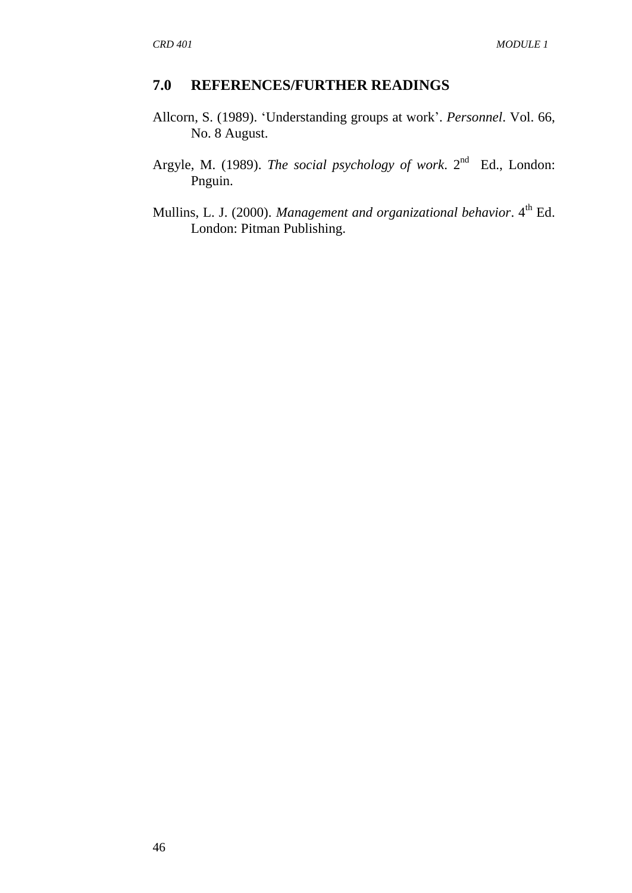## 7.0 REFERENCES/FURTHER READINGS

Allcorn, S. (1989). 'Understanding groups at work'. *Personnel*. Vol. 66, No. 8 August.

Argyle, M. (1989). *The social psychology of work*. 2nd Ed., London: Pnguin.

Mullins, L. J. (2000). *Management and organizational behavior*. 4th Ed. London: Pitman Publishing.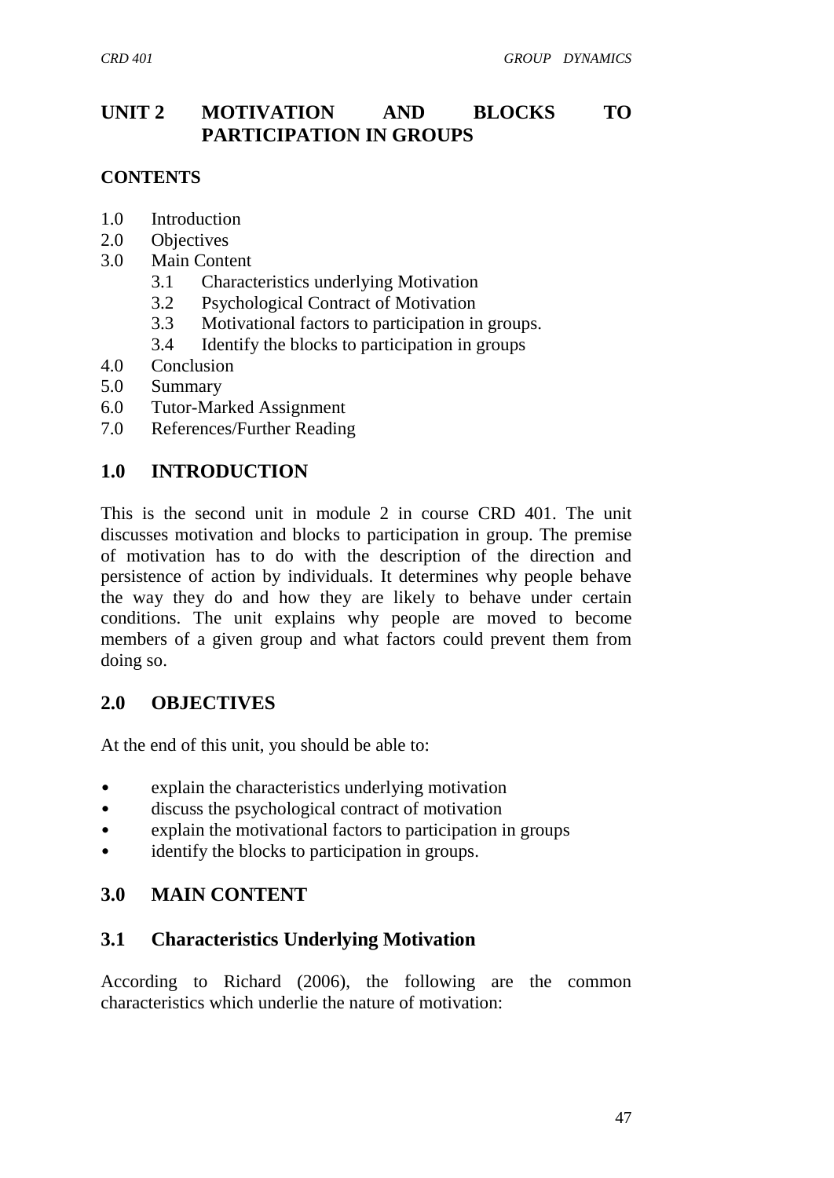# UNIT 2 MOTIVATION AND BLOCKS TO PARTICIPATION IN GROUPS

**CONTENTS**

1.0 Introduction
2.0 Objectives
3.0 Main Content
  3.1 Characteristics underlying Motivation
  3.2 Psychological Contract of Motivation
  3.3 Motivational factors to participation in groups.
  3.4 Identify the blocks to participation in groups
4.0 Conclusion
5.0 Summary
6.0 Tutor-Marked Assignment
7.0 References/Further Reading

## 1.0 INTRODUCTION

This is the second unit in module 2 in course CRD 401. The unit discusses motivation and blocks to participation in group. The premise of motivation has to do with the description of the direction and persistence of action by individuals. It determines why people behave the way they do and how they are likely to behave under certain conditions. The unit explains why people are moved to become members of a given group and what factors could prevent them from doing so.

## 2.0 OBJECTIVES

At the end of this unit, you should be able to:

- explain the characteristics underlying motivation
- discuss the psychological contract of motivation
- explain the motivational factors to participation in groups
- identify the blocks to participation in groups.

## 3.0 MAIN CONTENT

### 3.1 Characteristics Underlying Motivation

According to Richard (2006), the following are the common characteristics which underlie the nature of motivation: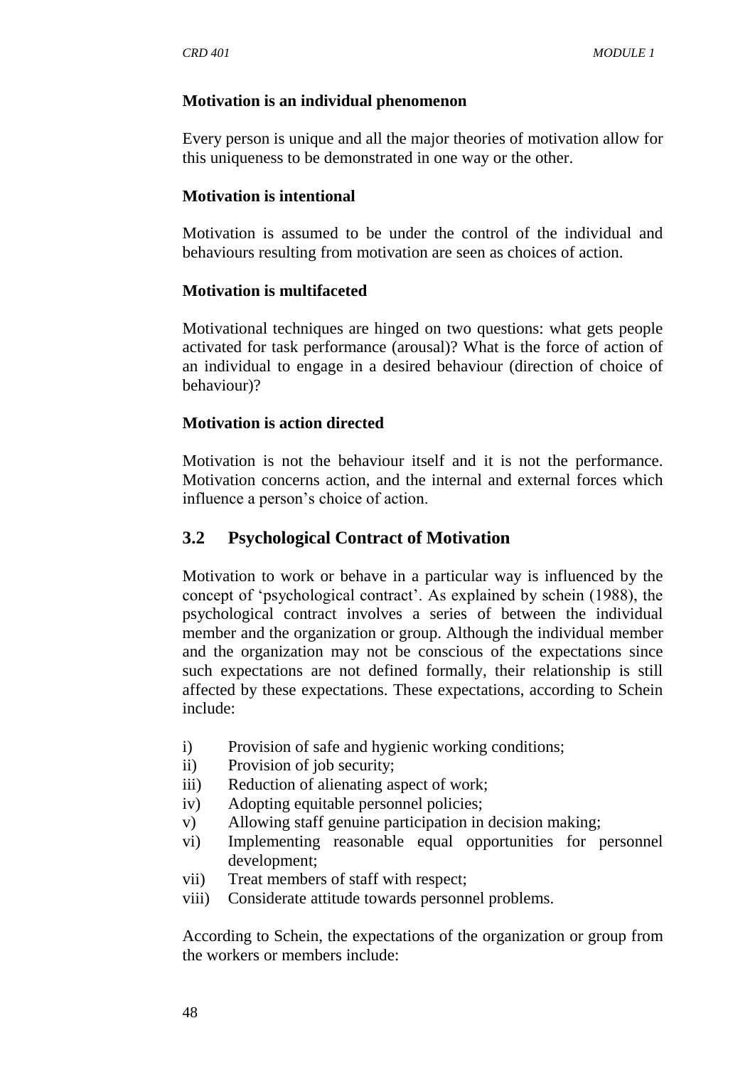**Motivation is an individual phenomenon**

Every person is unique and all the major theories of motivation allow for this uniqueness to be demonstrated in one way or the other.

**Motivation is intentional**

Motivation is assumed to be under the control of the individual and behaviours resulting from motivation are seen as choices of action.

**Motivation is multifaceted**

Motivational techniques are hinged on two questions: what gets people activated for task performance (arousal)? What is the force of action of an individual to engage in a desired behaviour (direction of choice of behaviour)?

**Motivation is action directed**

Motivation is not the behaviour itself and it is not the performance. Motivation concerns action, and the internal and external forces which influence a person's choice of action.

## 3.2 Psychological Contract of Motivation

Motivation to work or behave in a particular way is influenced by the concept of 'psychological contract'. As explained by schein (1988), the psychological contract involves a series of between the individual member and the organization or group. Although the individual member and the organization may not be conscious of the expectations since such expectations are not defined formally, their relationship is still affected by these expectations. These expectations, according to Schein include:

i) Provision of safe and hygienic working conditions;
ii) Provision of job security;
iii) Reduction of alienating aspect of work;
iv) Adopting equitable personnel policies;
v) Allowing staff genuine participation in decision making;
vi) Implementing reasonable equal opportunities for personnel development;
vii) Treat members of staff with respect;
viii) Considerate attitude towards personnel problems.

According to Schein, the expectations of the organization or group from the workers or members include: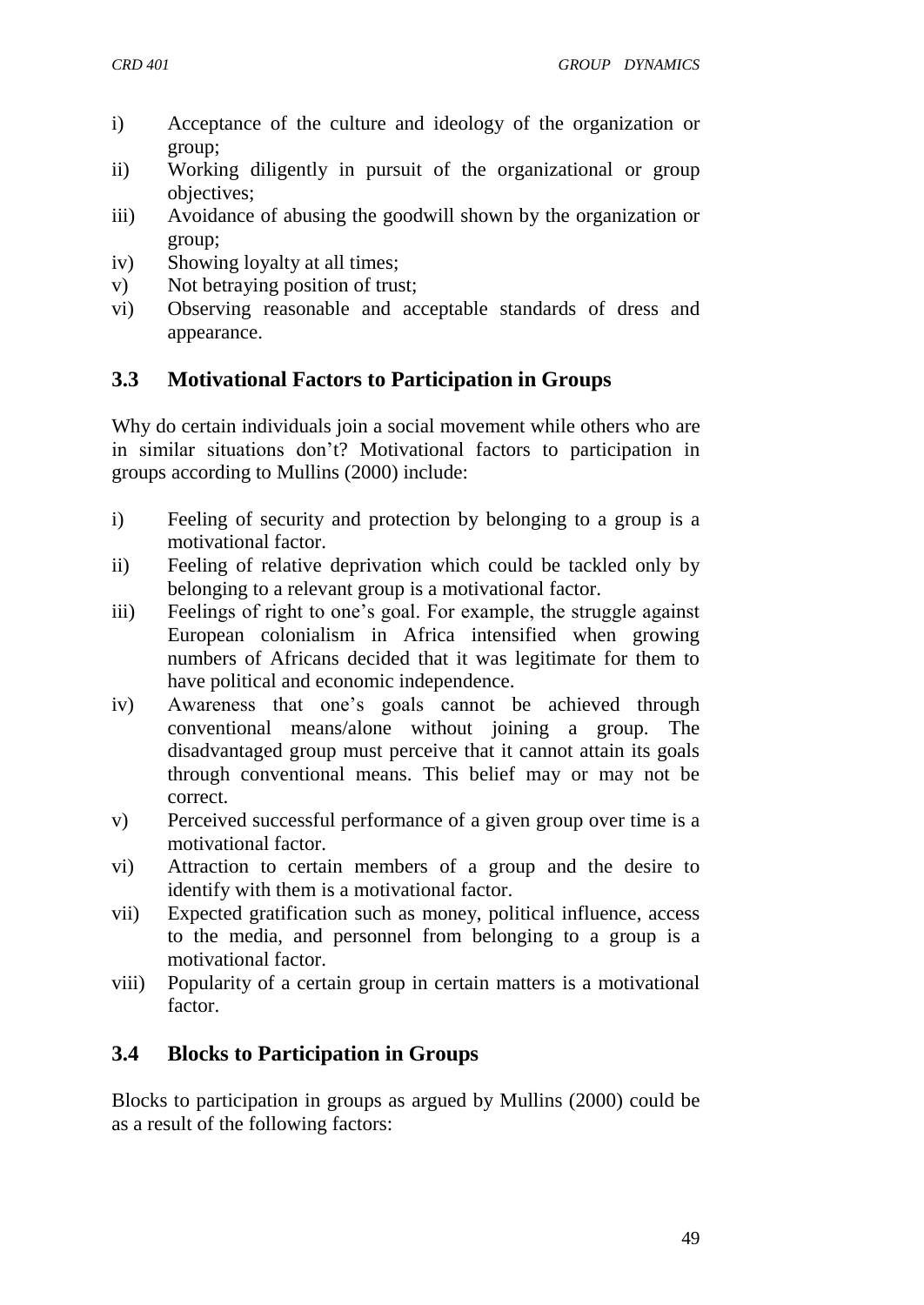i) Acceptance of the culture and ideology of the organization or group;
ii) Working diligently in pursuit of the organizational or group objectives;
iii) Avoidance of abusing the goodwill shown by the organization or group;
iv) Showing loyalty at all times;
v) Not betraying position of trust;
vi) Observing reasonable and acceptable standards of dress and appearance.

## 3.3 Motivational Factors to Participation in Groups

Why do certain individuals join a social movement while others who are in similar situations don't? Motivational factors to participation in groups according to Mullins (2000) include:

i) Feeling of security and protection by belonging to a group is a motivational factor.
ii) Feeling of relative deprivation which could be tackled only by belonging to a relevant group is a motivational factor.
iii) Feelings of right to one's goal. For example, the struggle against European colonialism in Africa intensified when growing numbers of Africans decided that it was legitimate for them to have political and economic independence.
iv) Awareness that one's goals cannot be achieved through conventional means/alone without joining a group. The disadvantaged group must perceive that it cannot attain its goals through conventional means. This belief may or may not be correct.
v) Perceived successful performance of a given group over time is a motivational factor.
vi) Attraction to certain members of a group and the desire to identify with them is a motivational factor.
vii) Expected gratification such as money, political influence, access to the media, and personnel from belonging to a group is a motivational factor.
viii) Popularity of a certain group in certain matters is a motivational factor.

## 3.4 Blocks to Participation in Groups

Blocks to participation in groups as argued by Mullins (2000) could be as a result of the following factors: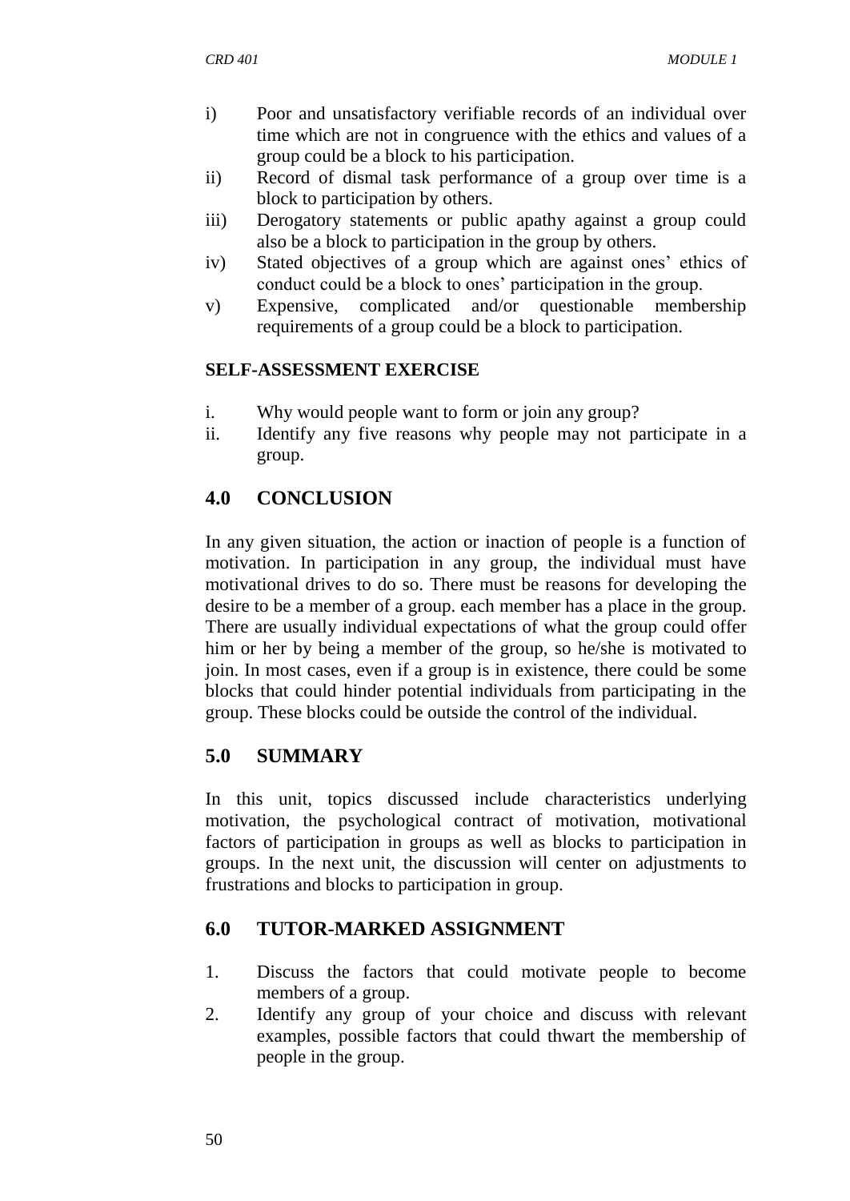i) Poor and unsatisfactory verifiable records of an individual over time which are not in congruence with the ethics and values of a group could be a block to his participation.
ii) Record of dismal task performance of a group over time is a block to participation by others.
iii) Derogatory statements or public apathy against a group could also be a block to participation in the group by others.
iv) Stated objectives of a group which are against ones' ethics of conduct could be a block to ones' participation in the group.
v) Expensive, complicated and/or questionable membership requirements of a group could be a block to participation.

**SELF-ASSESSMENT EXERCISE**

i. Why would people want to form or join any group?
ii. Identify any five reasons why people may not participate in a group.

## 4.0 CONCLUSION

In any given situation, the action or inaction of people is a function of motivation. In participation in any group, the individual must have motivational drives to do so. There must be reasons for developing the desire to be a member of a group. each member has a place in the group. There are usually individual expectations of what the group could offer him or her by being a member of the group, so he/she is motivated to join. In most cases, even if a group is in existence, there could be some blocks that could hinder potential individuals from participating in the group. These blocks could be outside the control of the individual.

## 5.0 SUMMARY

In this unit, topics discussed include characteristics underlying motivation, the psychological contract of motivation, motivational factors of participation in groups as well as blocks to participation in groups. In the next unit, the discussion will center on adjustments to frustrations and blocks to participation in group.

## 6.0 TUTOR-MARKED ASSIGNMENT

1. Discuss the factors that could motivate people to become members of a group.
2. Identify any group of your choice and discuss with relevant examples, possible factors that could thwart the membership of people in the group.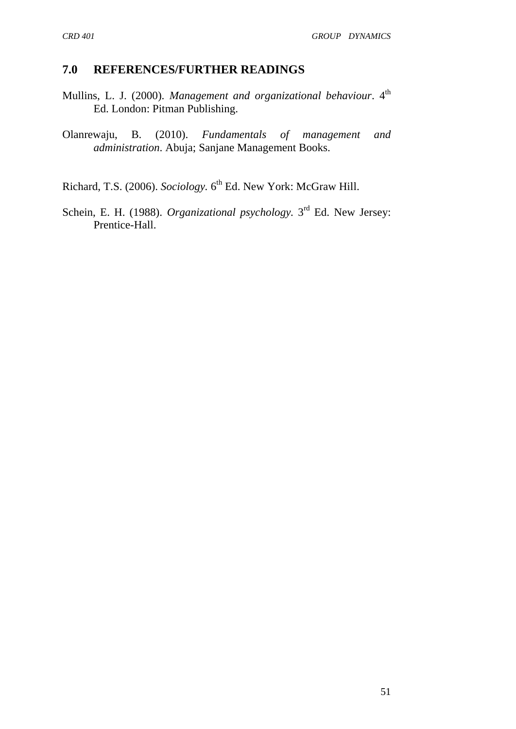## 7.0 REFERENCES/FURTHER READINGS

Mullins, L. J. (2000). *Management and organizational behaviour*. 4th Ed. London: Pitman Publishing.

Olanrewaju, B. (2010). *Fundamentals of management and administration*. Abuja; Sanjane Management Books.

Richard, T.S. (2006). *Sociology.* 6th Ed. New York: McGraw Hill.

Schein, E. H. (1988). *Organizational psychology*. 3rd Ed. New Jersey: Prentice-Hall.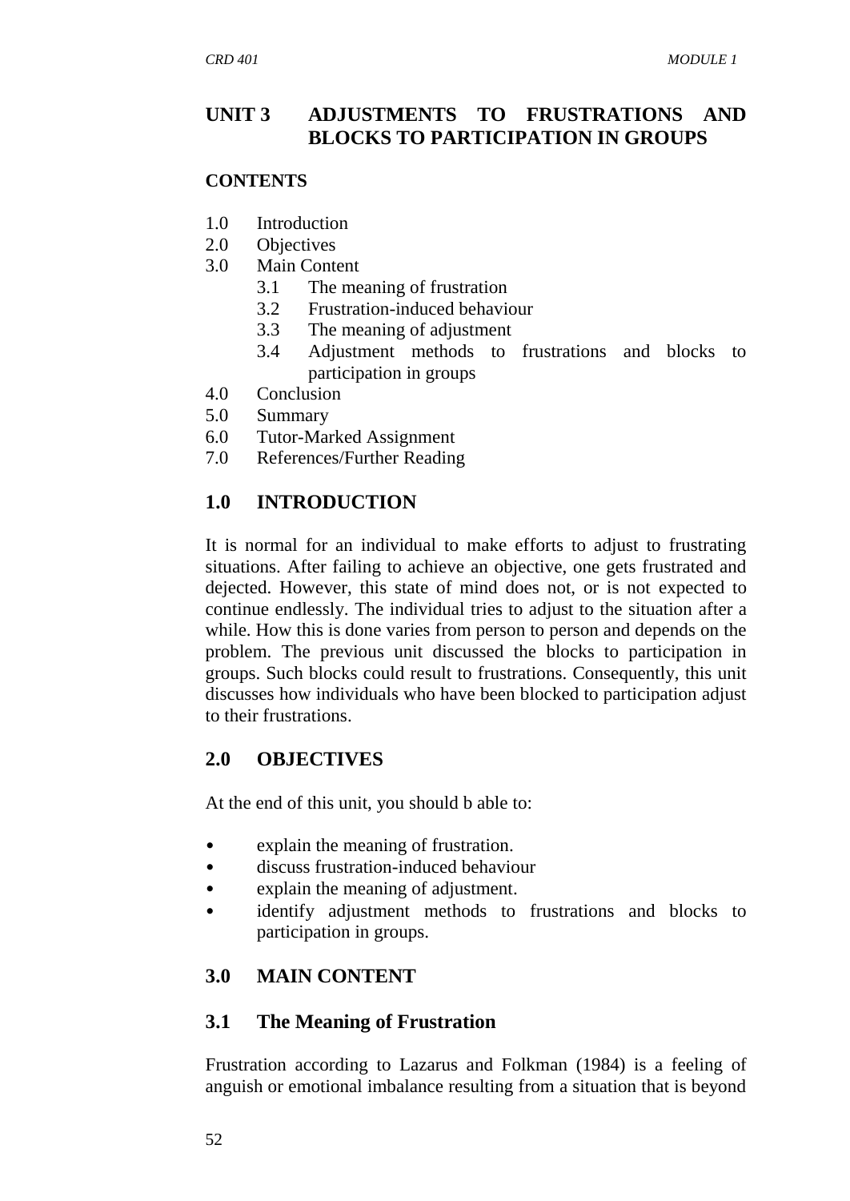## UNIT 3 ADJUSTMENTS TO FRUSTRATIONS AND BLOCKS TO PARTICIPATION IN GROUPS

**CONTENTS**

1.0 Introduction
2.0 Objectives
3.0 Main Content
    3.1 The meaning of frustration
    3.2 Frustration-induced behaviour
    3.3 The meaning of adjustment
    3.4 Adjustment methods to frustrations and blocks to participation in groups
4.0 Conclusion
5.0 Summary
6.0 Tutor-Marked Assignment
7.0 References/Further Reading

## 1.0 INTRODUCTION

It is normal for an individual to make efforts to adjust to frustrating situations. After failing to achieve an objective, one gets frustrated and dejected. However, this state of mind does not, or is not expected to continue endlessly. The individual tries to adjust to the situation after a while. How this is done varies from person to person and depends on the problem. The previous unit discussed the blocks to participation in groups. Such blocks could result to frustrations. Consequently, this unit discusses how individuals who have been blocked to participation adjust to their frustrations.

## 2.0 OBJECTIVES

At the end of this unit, you should b able to:

- explain the meaning of frustration.
- discuss frustration-induced behaviour
- explain the meaning of adjustment.
- identify adjustment methods to frustrations and blocks to participation in groups.

## 3.0 MAIN CONTENT

### 3.1 The Meaning of Frustration

Frustration according to Lazarus and Folkman (1984) is a feeling of anguish or emotional imbalance resulting from a situation that is beyond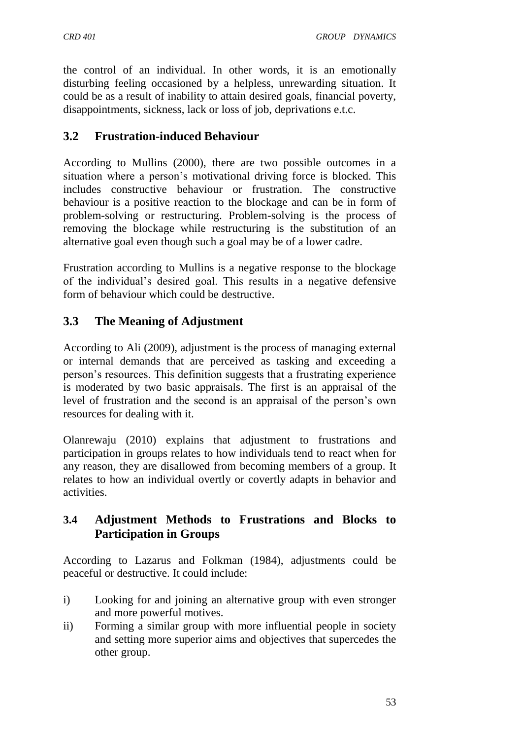the control of an individual. In other words, it is an emotionally disturbing feeling occasioned by a helpless, unrewarding situation. It could be as a result of inability to attain desired goals, financial poverty, disappointments, sickness, lack or loss of job, deprivations e.t.c.

## 3.2 Frustration-induced Behaviour

According to Mullins (2000), there are two possible outcomes in a situation where a person's motivational driving force is blocked. This includes constructive behaviour or frustration. The constructive behaviour is a positive reaction to the blockage and can be in form of problem-solving or restructuring. Problem-solving is the process of removing the blockage while restructuring is the substitution of an alternative goal even though such a goal may be of a lower cadre.

Frustration according to Mullins is a negative response to the blockage of the individual's desired goal. This results in a negative defensive form of behaviour which could be destructive.

## 3.3 The Meaning of Adjustment

According to Ali (2009), adjustment is the process of managing external or internal demands that are perceived as tasking and exceeding a person's resources. This definition suggests that a frustrating experience is moderated by two basic appraisals. The first is an appraisal of the level of frustration and the second is an appraisal of the person's own resources for dealing with it.

Olanrewaju (2010) explains that adjustment to frustrations and participation in groups relates to how individuals tend to react when for any reason, they are disallowed from becoming members of a group. It relates to how an individual overtly or covertly adapts in behavior and activities.

## 3.4 Adjustment Methods to Frustrations and Blocks to Participation in Groups

According to Lazarus and Folkman (1984), adjustments could be peaceful or destructive. It could include:

i) Looking for and joining an alternative group with even stronger and more powerful motives.
ii) Forming a similar group with more influential people in society and setting more superior aims and objectives that supercedes the other group.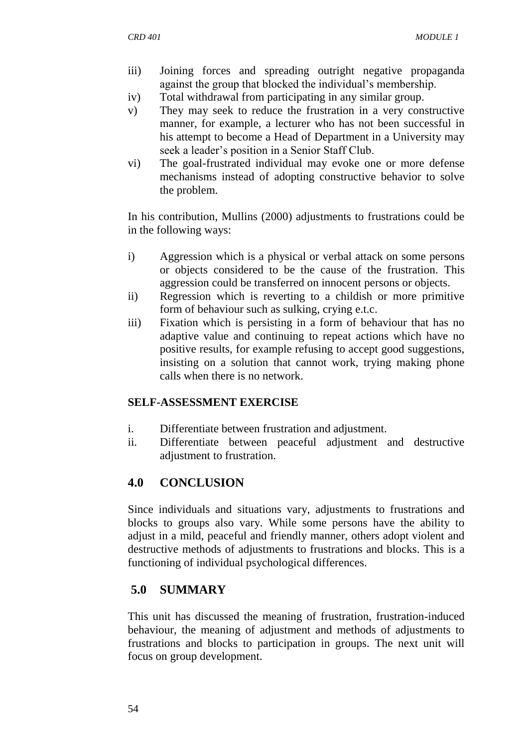iii) Joining forces and spreading outright negative propaganda against the group that blocked the individual's membership.

iv) Total withdrawal from participating in any similar group.

v) They may seek to reduce the frustration in a very constructive manner, for example, a lecturer who has not been successful in his attempt to become a Head of Department in a University may seek a leader's position in a Senior Staff Club.

vi) The goal-frustrated individual may evoke one or more defense mechanisms instead of adopting constructive behavior to solve the problem.

In his contribution, Mullins (2000) adjustments to frustrations could be in the following ways:

i) Aggression which is a physical or verbal attack on some persons or objects considered to be the cause of the frustration. This aggression could be transferred on innocent persons or objects.

ii) Regression which is reverting to a childish or more primitive form of behaviour such as sulking, crying e.t.c.

iii) Fixation which is persisting in a form of behaviour that has no adaptive value and continuing to repeat actions which have no positive results, for example refusing to accept good suggestions, insisting on a solution that cannot work, trying making phone calls when there is no network.

**SELF-ASSESSMENT EXERCISE**

i. Differentiate between frustration and adjustment.

ii. Differentiate between peaceful adjustment and destructive adjustment to frustration.

## 4.0 CONCLUSION

Since individuals and situations vary, adjustments to frustrations and blocks to groups also vary. While some persons have the ability to adjust in a mild, peaceful and friendly manner, others adopt violent and destructive methods of adjustments to frustrations and blocks. This is a functioning of individual psychological differences.

## 5.0 SUMMARY

This unit has discussed the meaning of frustration, frustration-induced behaviour, the meaning of adjustment and methods of adjustments to frustrations and blocks to participation in groups. The next unit will focus on group development.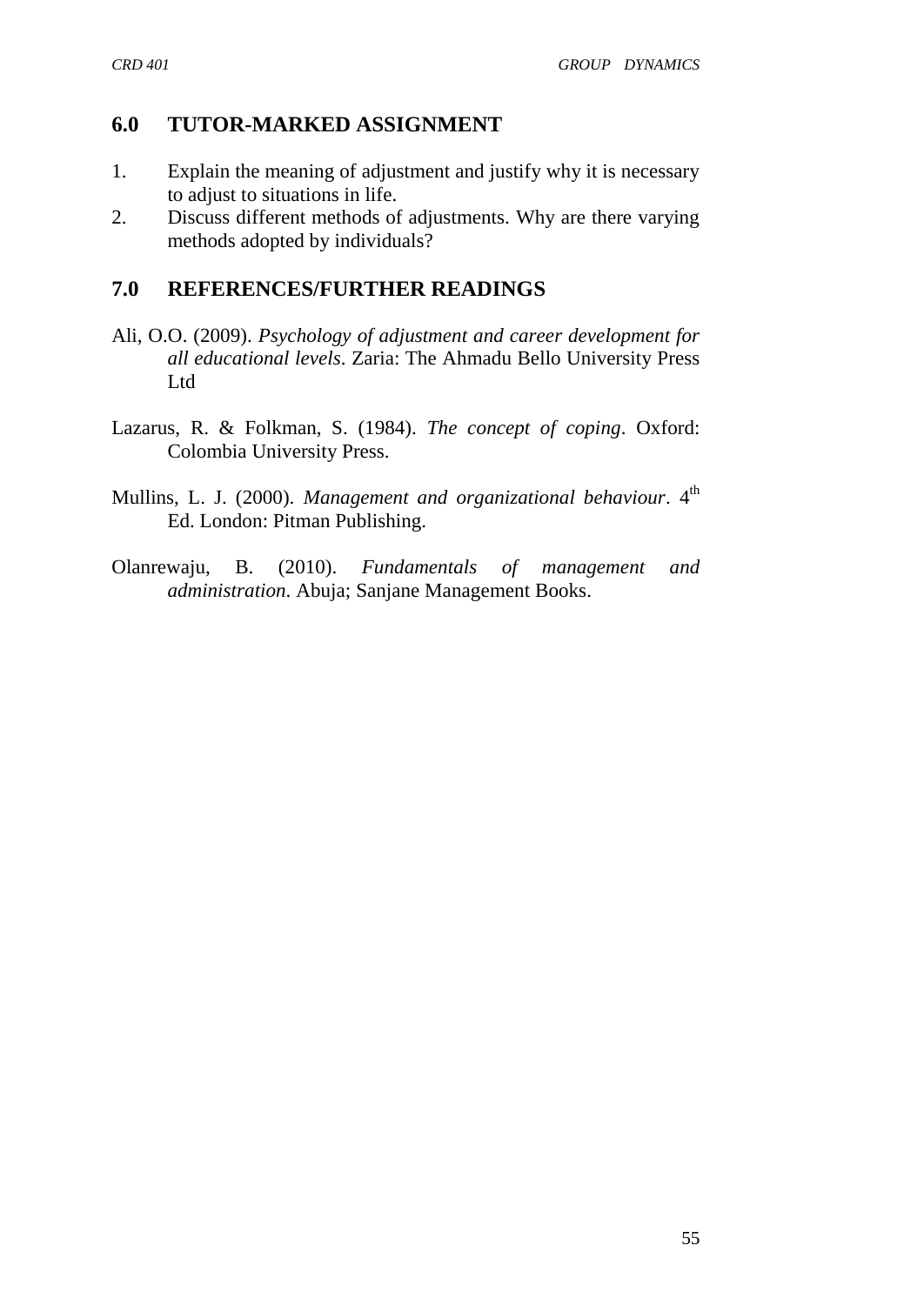## 6.0 TUTOR-MARKED ASSIGNMENT

1. Explain the meaning of adjustment and justify why it is necessary to adjust to situations in life.
2. Discuss different methods of adjustments. Why are there varying methods adopted by individuals?

## 7.0 REFERENCES/FURTHER READINGS

Ali, O.O. (2009). *Psychology of adjustment and career development for all educational levels*. Zaria: The Ahmadu Bello University Press Ltd

Lazarus, R. & Folkman, S. (1984). *The concept of coping*. Oxford: Colombia University Press.

Mullins, L. J. (2000). *Management and organizational behaviour*. 4th Ed. London: Pitman Publishing.

Olanrewaju, B. (2010). *Fundamentals of management and administration*. Abuja; Sanjane Management Books.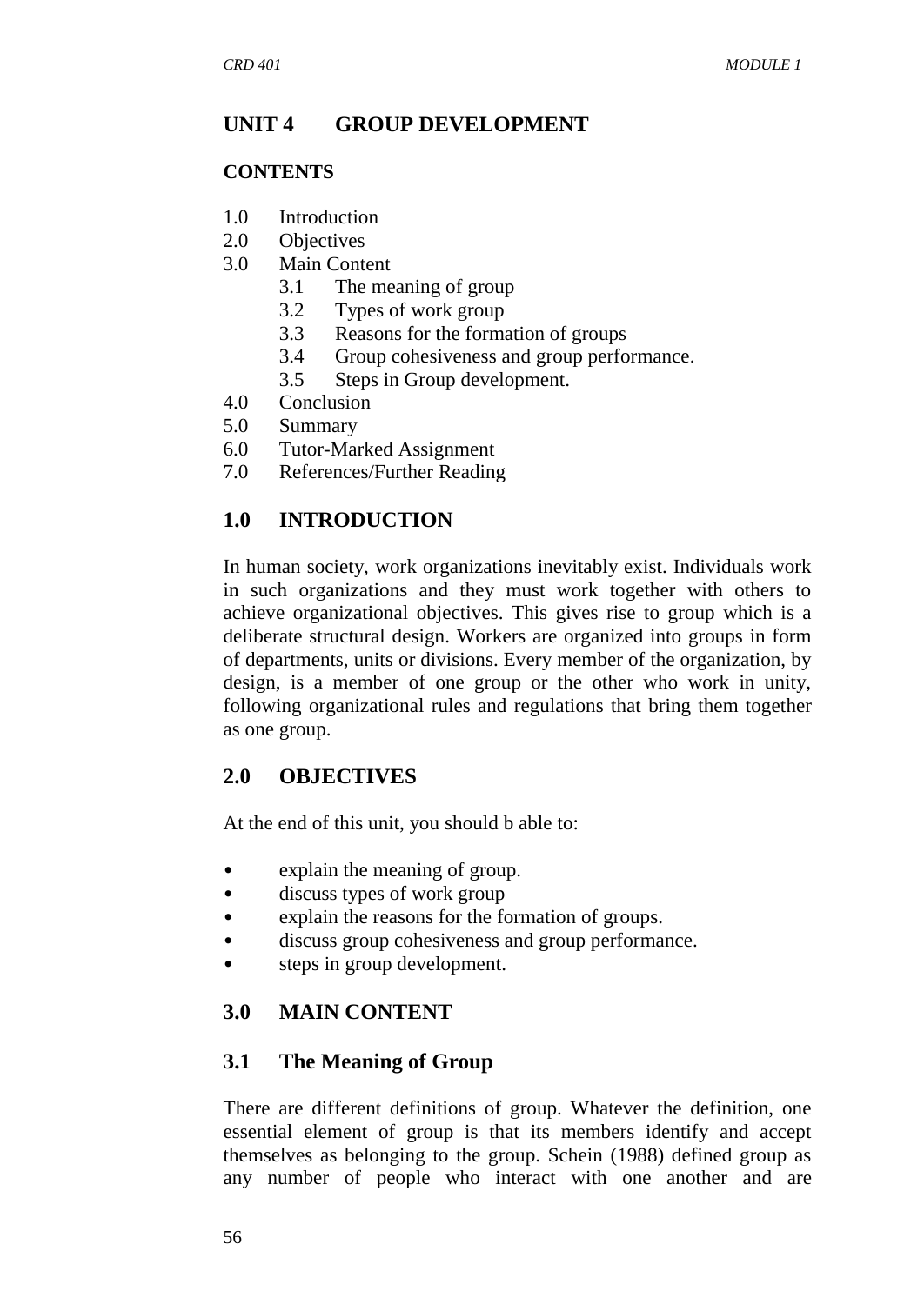## UNIT 4 GROUP DEVELOPMENT

**CONTENTS**

1.0 Introduction
2.0 Objectives
3.0 Main Content
    3.1 The meaning of group
    3.2 Types of work group
    3.3 Reasons for the formation of groups
    3.4 Group cohesiveness and group performance.
    3.5 Steps in Group development.
4.0 Conclusion
5.0 Summary
6.0 Tutor-Marked Assignment
7.0 References/Further Reading

## 1.0 INTRODUCTION

In human society, work organizations inevitably exist. Individuals work in such organizations and they must work together with others to achieve organizational objectives. This gives rise to group which is a deliberate structural design. Workers are organized into groups in form of departments, units or divisions. Every member of the organization, by design, is a member of one group or the other who work in unity, following organizational rules and regulations that bring them together as one group.

## 2.0 OBJECTIVES

At the end of this unit, you should b able to:

- explain the meaning of group.
- discuss types of work group
- explain the reasons for the formation of groups.
- discuss group cohesiveness and group performance.
- steps in group development.

## 3.0 MAIN CONTENT

### 3.1 The Meaning of Group

There are different definitions of group. Whatever the definition, one essential element of group is that its members identify and accept themselves as belonging to the group. Schein (1988) defined group as any number of people who interact with one another and are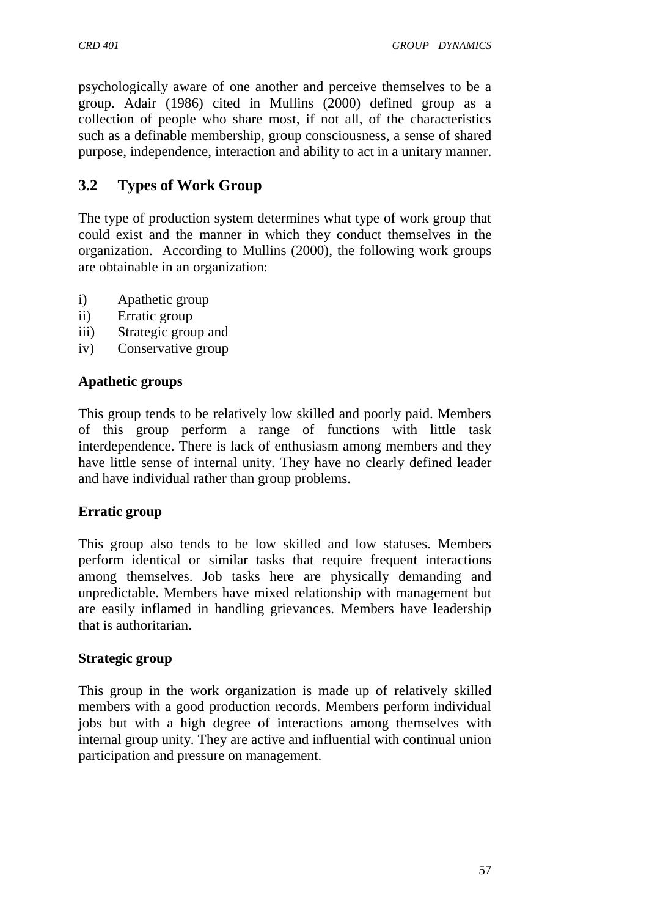psychologically aware of one another and perceive themselves to be a group. Adair (1986) cited in Mullins (2000) defined group as a collection of people who share most, if not all, of the characteristics such as a definable membership, group consciousness, a sense of shared purpose, independence, interaction and ability to act in a unitary manner.

## 3.2 Types of Work Group

The type of production system determines what type of work group that could exist and the manner in which they conduct themselves in the organization. According to Mullins (2000), the following work groups are obtainable in an organization:

i) Apathetic group
ii) Erratic group
iii) Strategic group and
iv) Conservative group

**Apathetic groups**

This group tends to be relatively low skilled and poorly paid. Members of this group perform a range of functions with little task interdependence. There is lack of enthusiasm among members and they have little sense of internal unity. They have no clearly defined leader and have individual rather than group problems.

**Erratic group**

This group also tends to be low skilled and low statuses. Members perform identical or similar tasks that require frequent interactions among themselves. Job tasks here are physically demanding and unpredictable. Members have mixed relationship with management but are easily inflamed in handling grievances. Members have leadership that is authoritarian.

**Strategic group**

This group in the work organization is made up of relatively skilled members with a good production records. Members perform individual jobs but with a high degree of interactions among themselves with internal group unity. They are active and influential with continual union participation and pressure on management.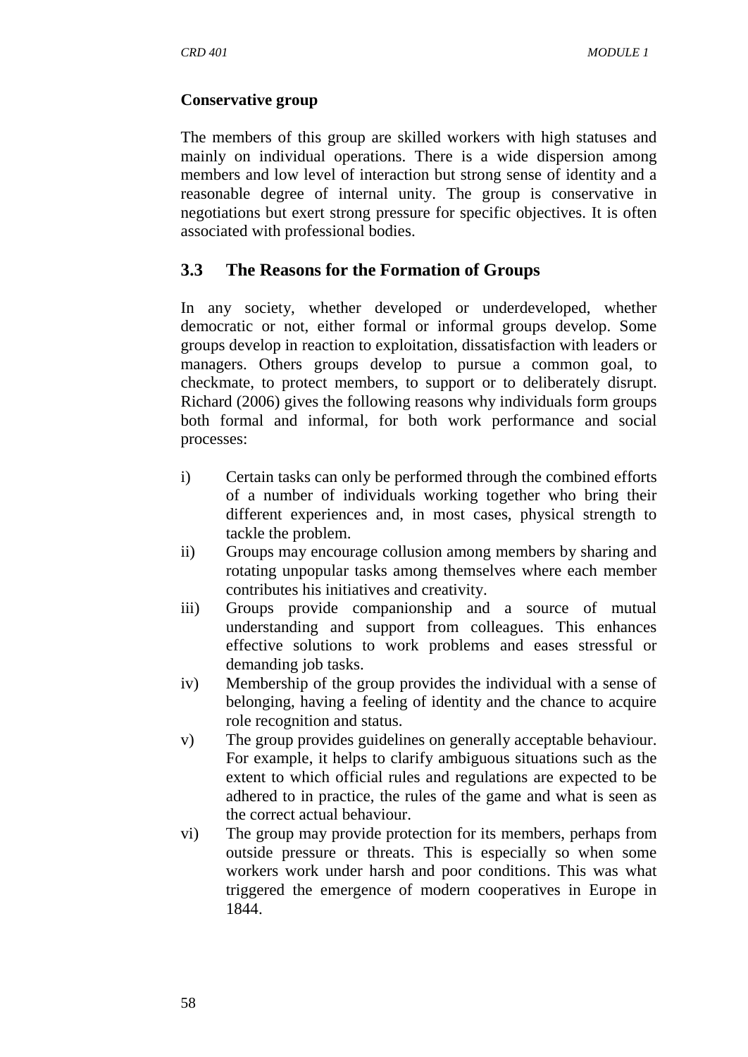**Conservative group**

The members of this group are skilled workers with high statuses and mainly on individual operations. There is a wide dispersion among members and low level of interaction but strong sense of identity and a reasonable degree of internal unity. The group is conservative in negotiations but exert strong pressure for specific objectives. It is often associated with professional bodies.

## 3.3 The Reasons for the Formation of Groups

In any society, whether developed or underdeveloped, whether democratic or not, either formal or informal groups develop. Some groups develop in reaction to exploitation, dissatisfaction with leaders or managers. Others groups develop to pursue a common goal, to checkmate, to protect members, to support or to deliberately disrupt. Richard (2006) gives the following reasons why individuals form groups both formal and informal, for both work performance and social processes:

i) Certain tasks can only be performed through the combined efforts of a number of individuals working together who bring their different experiences and, in most cases, physical strength to tackle the problem.

ii) Groups may encourage collusion among members by sharing and rotating unpopular tasks among themselves where each member contributes his initiatives and creativity.

iii) Groups provide companionship and a source of mutual understanding and support from colleagues. This enhances effective solutions to work problems and eases stressful or demanding job tasks.

iv) Membership of the group provides the individual with a sense of belonging, having a feeling of identity and the chance to acquire role recognition and status.

v) The group provides guidelines on generally acceptable behaviour. For example, it helps to clarify ambiguous situations such as the extent to which official rules and regulations are expected to be adhered to in practice, the rules of the game and what is seen as the correct actual behaviour.

vi) The group may provide protection for its members, perhaps from outside pressure or threats. This is especially so when some workers work under harsh and poor conditions. This was what triggered the emergence of modern cooperatives in Europe in 1844.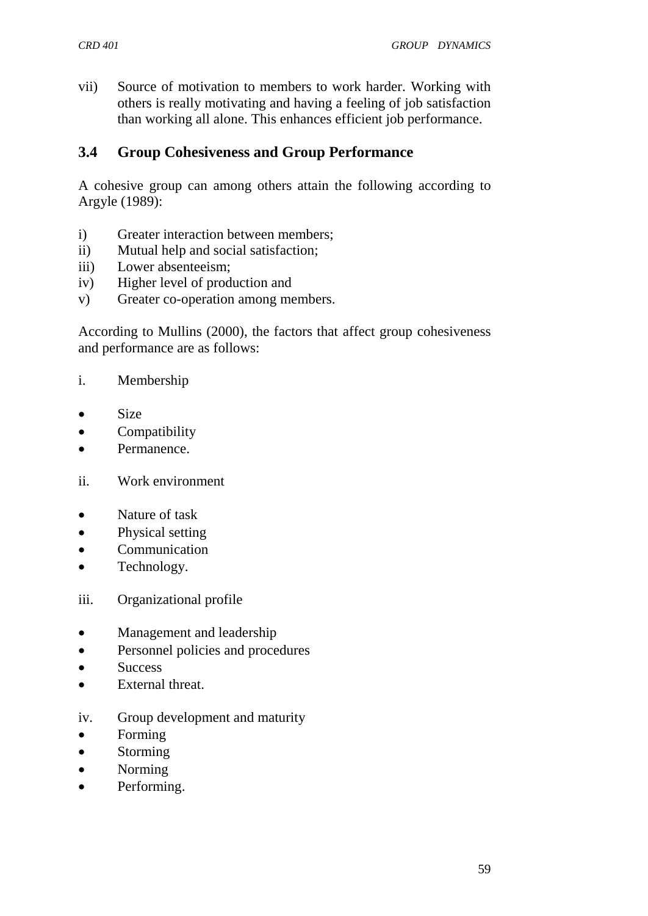vii) Source of motivation to members to work harder. Working with others is really motivating and having a feeling of job satisfaction than working all alone. This enhances efficient job performance.

## 3.4 Group Cohesiveness and Group Performance

A cohesive group can among others attain the following according to Argyle (1989):

i) Greater interaction between members;
ii) Mutual help and social satisfaction;
iii) Lower absenteeism;
iv) Higher level of production and
v) Greater co-operation among members.

According to Mullins (2000), the factors that affect group cohesiveness and performance are as follows:

i. Membership

- Size
- Compatibility
- Permanence.

ii. Work environment

- Nature of task
- Physical setting
- Communication
- Technology.

iii. Organizational profile

- Management and leadership
- Personnel policies and procedures
- Success
- External threat.

iv. Group development and maturity

- Forming
- Storming
- Norming
- Performing.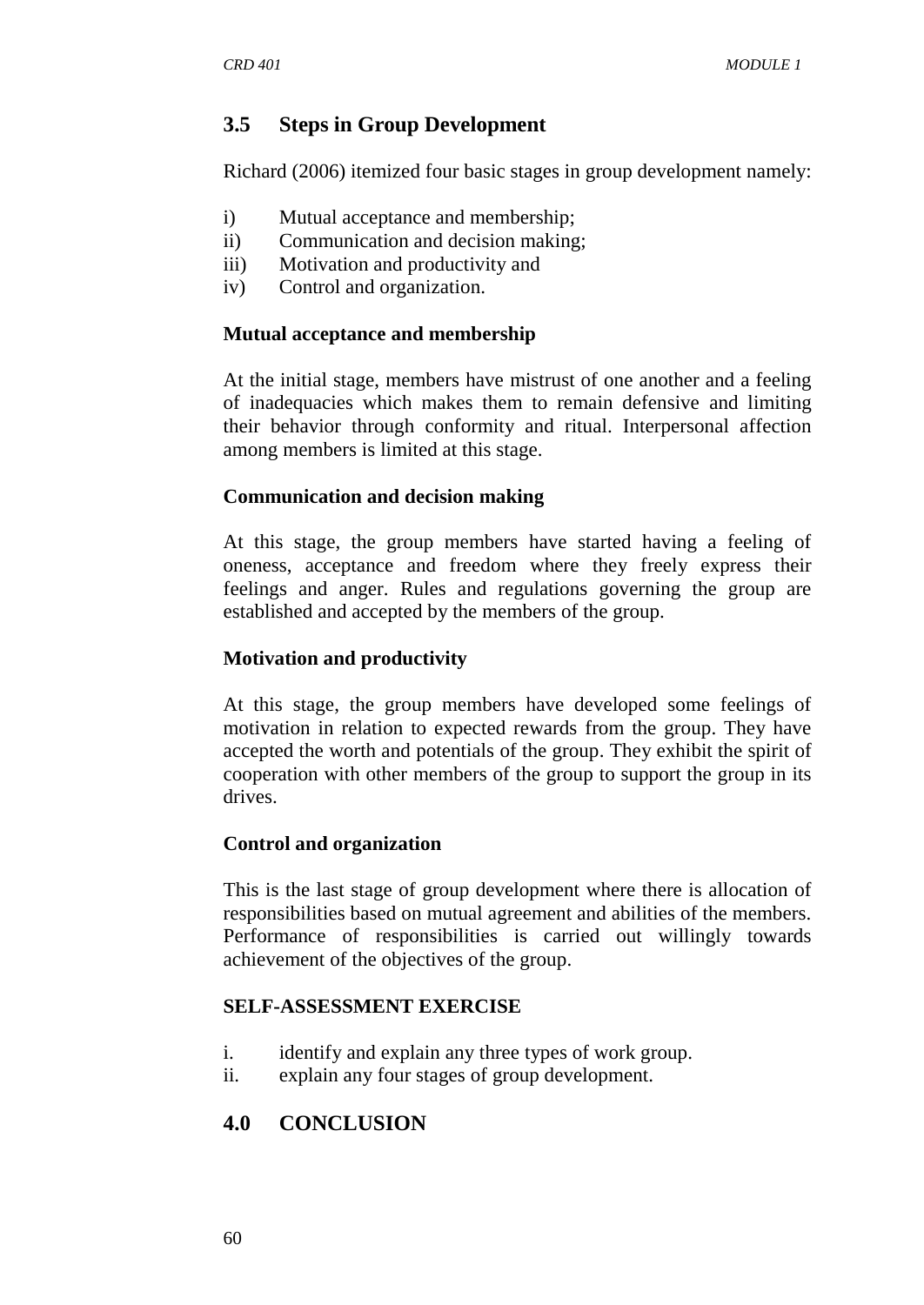## 3.5 Steps in Group Development

Richard (2006) itemized four basic stages in group development namely:

i) Mutual acceptance and membership;
ii) Communication and decision making;
iii) Motivation and productivity and
iv) Control and organization.

**Mutual acceptance and membership**

At the initial stage, members have mistrust of one another and a feeling of inadequacies which makes them to remain defensive and limiting their behavior through conformity and ritual. Interpersonal affection among members is limited at this stage.

**Communication and decision making**

At this stage, the group members have started having a feeling of oneness, acceptance and freedom where they freely express their feelings and anger. Rules and regulations governing the group are established and accepted by the members of the group.

**Motivation and productivity**

At this stage, the group members have developed some feelings of motivation in relation to expected rewards from the group. They have accepted the worth and potentials of the group. They exhibit the spirit of cooperation with other members of the group to support the group in its drives.

**Control and organization**

This is the last stage of group development where there is allocation of responsibilities based on mutual agreement and abilities of the members. Performance of responsibilities is carried out willingly towards achievement of the objectives of the group.

**SELF-ASSESSMENT EXERCISE**

i. identify and explain any three types of work group.
ii. explain any four stages of group development.

## 4.0 CONCLUSION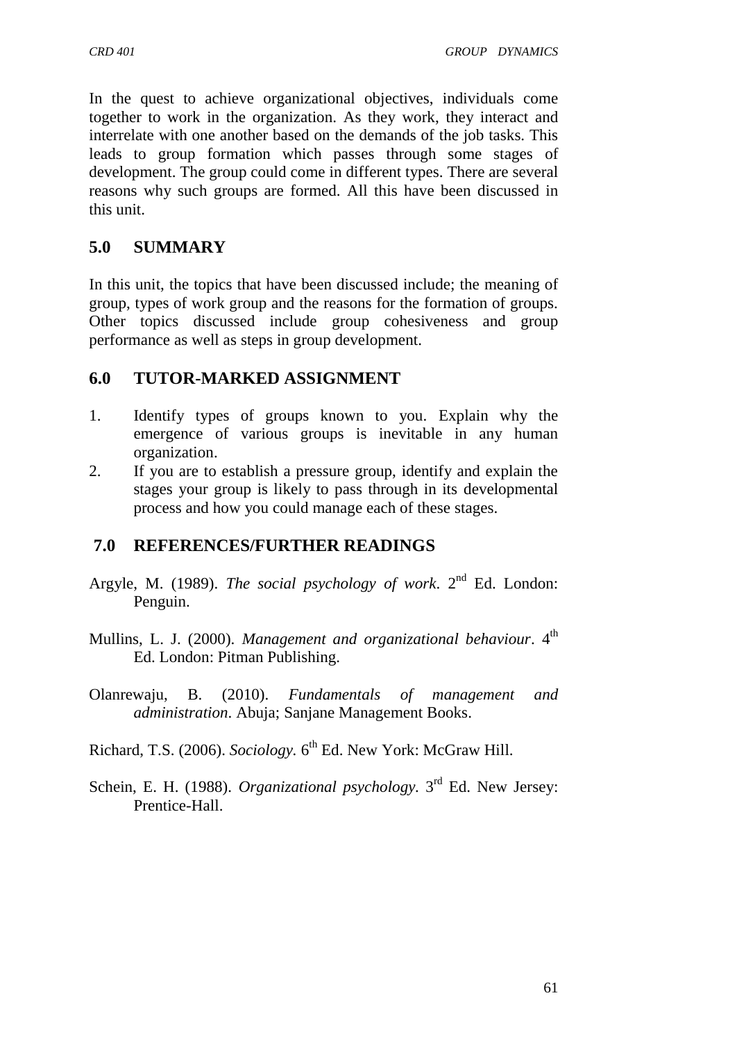In the quest to achieve organizational objectives, individuals come together to work in the organization. As they work, they interact and interrelate with one another based on the demands of the job tasks. This leads to group formation which passes through some stages of development. The group could come in different types. There are several reasons why such groups are formed. All this have been discussed in this unit.

## 5.0 SUMMARY

In this unit, the topics that have been discussed include; the meaning of group, types of work group and the reasons for the formation of groups. Other topics discussed include group cohesiveness and group performance as well as steps in group development.

## 6.0 TUTOR-MARKED ASSIGNMENT

1. Identify types of groups known to you. Explain why the emergence of various groups is inevitable in any human organization.
2. If you are to establish a pressure group, identify and explain the stages your group is likely to pass through in its developmental process and how you could manage each of these stages.

## 7.0 REFERENCES/FURTHER READINGS

Argyle, M. (1989). *The social psychology of work*. 2nd Ed. London: Penguin.

Mullins, L. J. (2000). *Management and organizational behaviour*. 4th Ed. London: Pitman Publishing.

Olanrewaju, B. (2010). *Fundamentals of management and administration*. Abuja; Sanjane Management Books.

Richard, T.S. (2006). *Sociology.* 6th Ed. New York: McGraw Hill.

Schein, E. H. (1988). *Organizational psychology.* 3rd Ed. New Jersey: Prentice-Hall.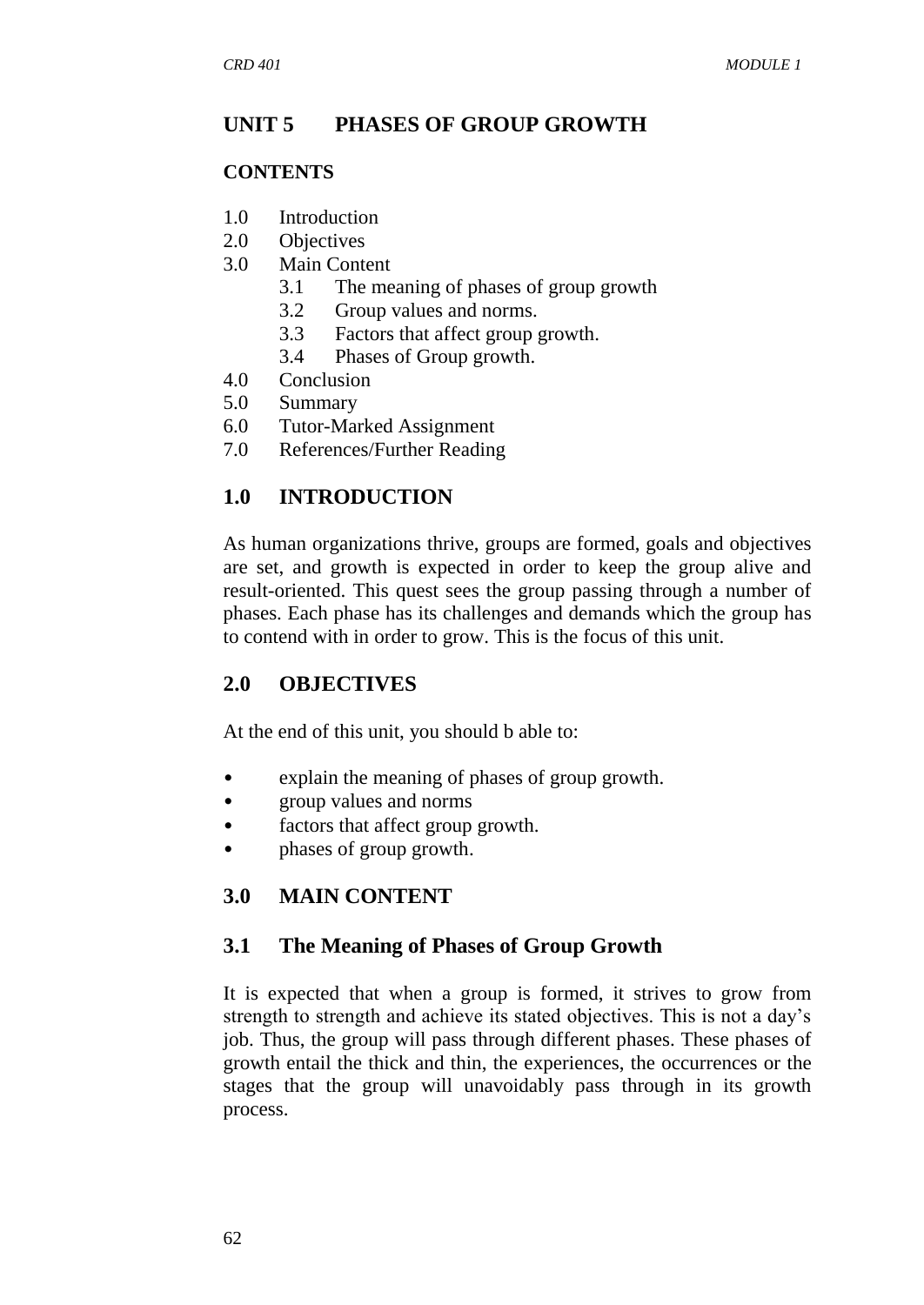## UNIT 5 PHASES OF GROUP GROWTH

### CONTENTS

1.0 Introduction
2.0 Objectives
3.0 Main Content
    3.1 The meaning of phases of group growth
    3.2 Group values and norms.
    3.3 Factors that affect group growth.
    3.4 Phases of Group growth.
4.0 Conclusion
5.0 Summary
6.0 Tutor-Marked Assignment
7.0 References/Further Reading

## 1.0 INTRODUCTION

As human organizations thrive, groups are formed, goals and objectives are set, and growth is expected in order to keep the group alive and result-oriented. This quest sees the group passing through a number of phases. Each phase has its challenges and demands which the group has to contend with in order to grow. This is the focus of this unit.

## 2.0 OBJECTIVES

At the end of this unit, you should b able to:

- explain the meaning of phases of group growth.
- group values and norms
- factors that affect group growth.
- phases of group growth.

## 3.0 MAIN CONTENT

### 3.1 The Meaning of Phases of Group Growth

It is expected that when a group is formed, it strives to grow from strength to strength and achieve its stated objectives. This is not a day's job. Thus, the group will pass through different phases. These phases of growth entail the thick and thin, the experiences, the occurrences or the stages that the group will unavoidably pass through in its growth process.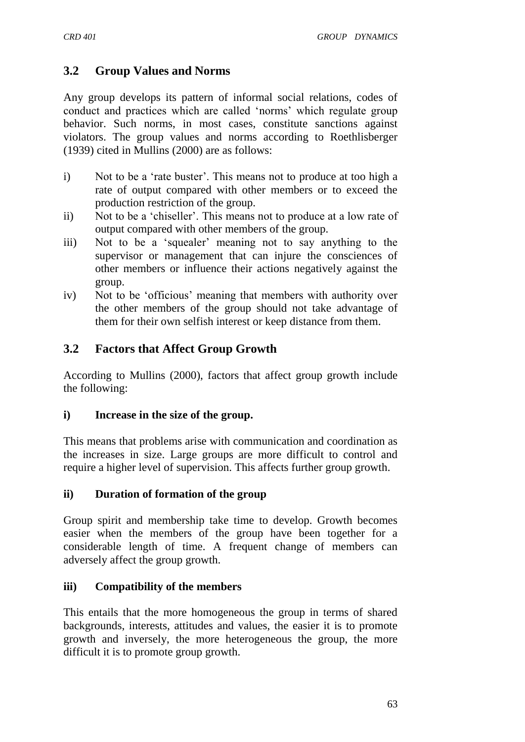## 3.2 Group Values and Norms

Any group develops its pattern of informal social relations, codes of conduct and practices which are called 'norms' which regulate group behavior. Such norms, in most cases, constitute sanctions against violators. The group values and norms according to Roethlisberger (1939) cited in Mullins (2000) are as follows:

i) Not to be a 'rate buster'. This means not to produce at too high a rate of output compared with other members or to exceed the production restriction of the group.
ii) Not to be a 'chiseller'. This means not to produce at a low rate of output compared with other members of the group.
iii) Not to be a 'squealer' meaning not to say anything to the supervisor or management that can injure the consciences of other members or influence their actions negatively against the group.
iv) Not to be 'officious' meaning that members with authority over the other members of the group should not take advantage of them for their own selfish interest or keep distance from them.

## 3.2 Factors that Affect Group Growth

According to Mullins (2000), factors that affect group growth include the following:

### i) Increase in the size of the group.

This means that problems arise with communication and coordination as the increases in size. Large groups are more difficult to control and require a higher level of supervision. This affects further group growth.

### ii) Duration of formation of the group

Group spirit and membership take time to develop. Growth becomes easier when the members of the group have been together for a considerable length of time. A frequent change of members can adversely affect the group growth.

### iii) Compatibility of the members

This entails that the more homogeneous the group in terms of shared backgrounds, interests, attitudes and values, the easier it is to promote growth and inversely, the more heterogeneous the group, the more difficult it is to promote group growth.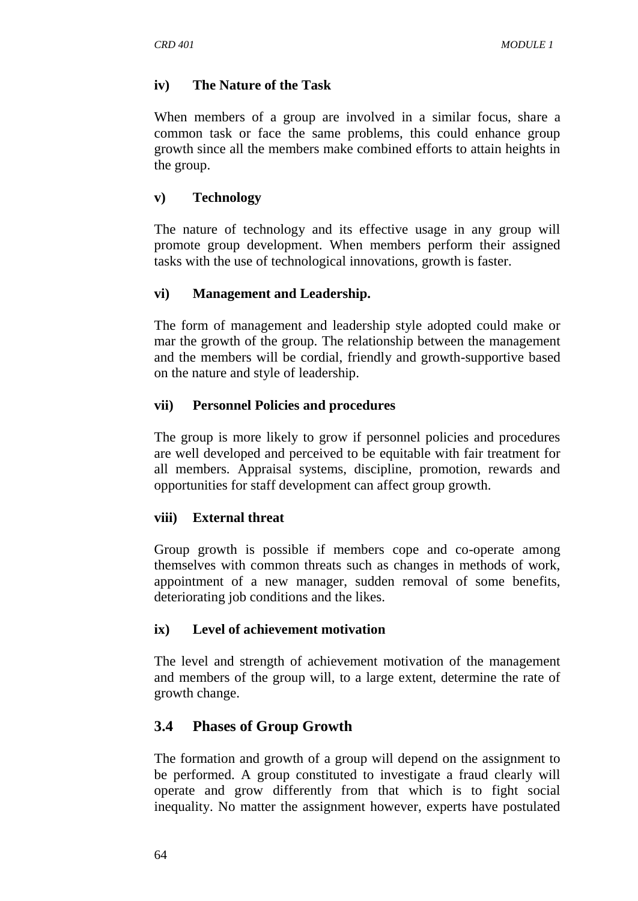**iv) The Nature of the Task**

When members of a group are involved in a similar focus, share a common task or face the same problems, this could enhance group growth since all the members make combined efforts to attain heights in the group.

**v) Technology**

The nature of technology and its effective usage in any group will promote group development. When members perform their assigned tasks with the use of technological innovations, growth is faster.

**vi) Management and Leadership.**

The form of management and leadership style adopted could make or mar the growth of the group. The relationship between the management and the members will be cordial, friendly and growth-supportive based on the nature and style of leadership.

**vii) Personnel Policies and procedures**

The group is more likely to grow if personnel policies and procedures are well developed and perceived to be equitable with fair treatment for all members. Appraisal systems, discipline, promotion, rewards and opportunities for staff development can affect group growth.

**viii) External threat**

Group growth is possible if members cope and co-operate among themselves with common threats such as changes in methods of work, appointment of a new manager, sudden removal of some benefits, deteriorating job conditions and the likes.

**ix) Level of achievement motivation**

The level and strength of achievement motivation of the management and members of the group will, to a large extent, determine the rate of growth change.

## 3.4 Phases of Group Growth

The formation and growth of a group will depend on the assignment to be performed. A group constituted to investigate a fraud clearly will operate and grow differently from that which is to fight social inequality. No matter the assignment however, experts have postulated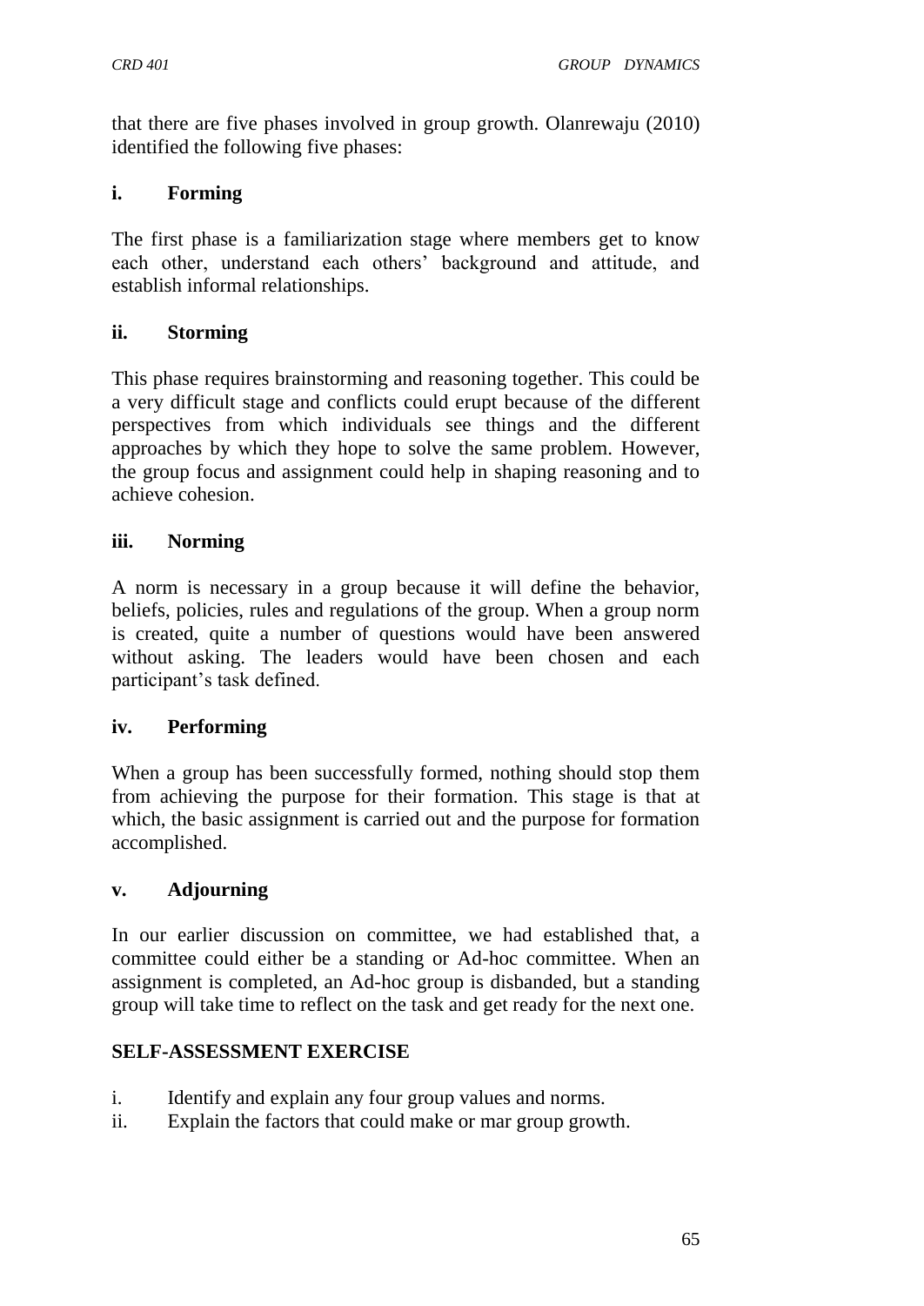that there are five phases involved in group growth. Olanrewaju (2010) identified the following five phases:

**i. Forming**

The first phase is a familiarization stage where members get to know each other, understand each others' background and attitude, and establish informal relationships.

**ii. Storming**

This phase requires brainstorming and reasoning together. This could be a very difficult stage and conflicts could erupt because of the different perspectives from which individuals see things and the different approaches by which they hope to solve the same problem. However, the group focus and assignment could help in shaping reasoning and to achieve cohesion.

**iii. Norming**

A norm is necessary in a group because it will define the behavior, beliefs, policies, rules and regulations of the group. When a group norm is created, quite a number of questions would have been answered without asking. The leaders would have been chosen and each participant's task defined.

**iv. Performing**

When a group has been successfully formed, nothing should stop them from achieving the purpose for their formation. This stage is that at which, the basic assignment is carried out and the purpose for formation accomplished.

**v. Adjourning**

In our earlier discussion on committee, we had established that, a committee could either be a standing or Ad-hoc committee. When an assignment is completed, an Ad-hoc group is disbanded, but a standing group will take time to reflect on the task and get ready for the next one.

**SELF-ASSESSMENT EXERCISE**

i. Identify and explain any four group values and norms.
ii. Explain the factors that could make or mar group growth.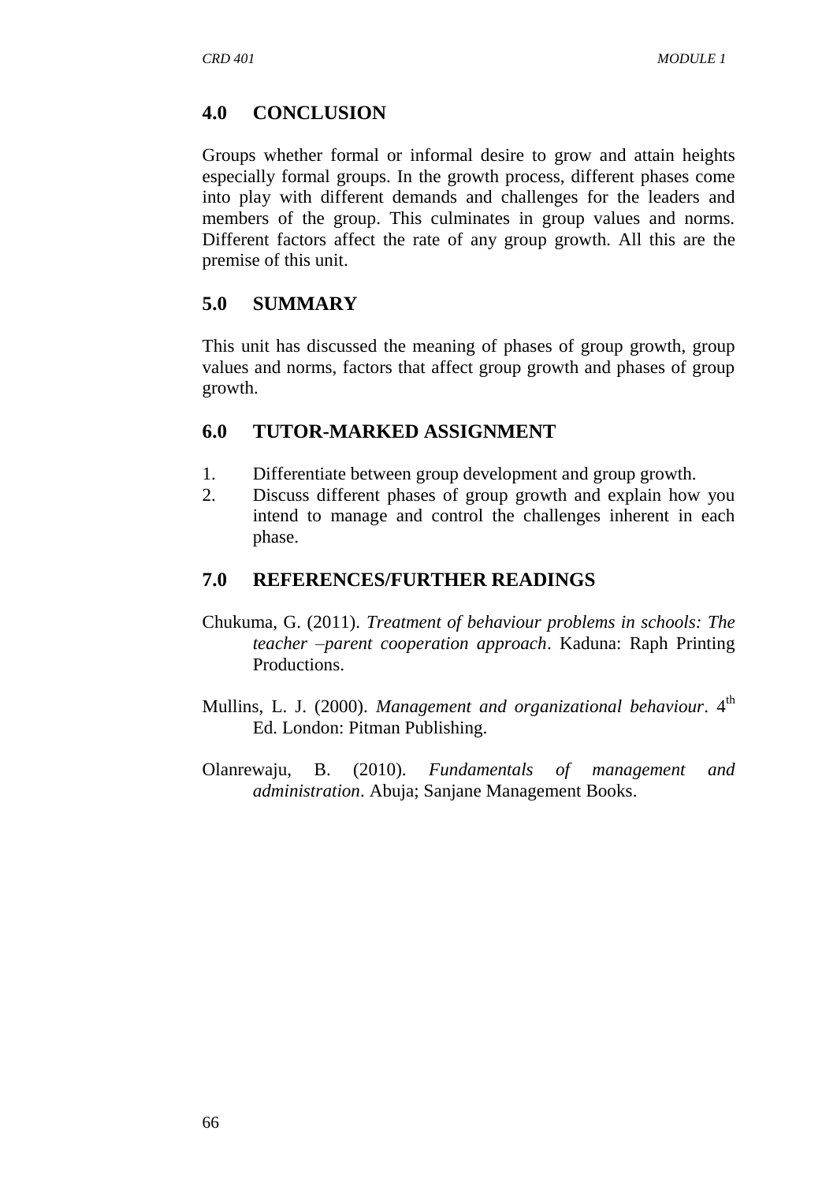## 4.0 CONCLUSION

Groups whether formal or informal desire to grow and attain heights especially formal groups. In the growth process, different phases come into play with different demands and challenges for the leaders and members of the group. This culminates in group values and norms. Different factors affect the rate of any group growth. All this are the premise of this unit.

## 5.0 SUMMARY

This unit has discussed the meaning of phases of group growth, group values and norms, factors that affect group growth and phases of group growth.

## 6.0 TUTOR-MARKED ASSIGNMENT

1. Differentiate between group development and group growth.
2. Discuss different phases of group growth and explain how you intend to manage and control the challenges inherent in each phase.

## 7.0 REFERENCES/FURTHER READINGS

Chukuma, G. (2011). *Treatment of behaviour problems in schools: The teacher –parent cooperation approach*. Kaduna: Raph Printing Productions.

Mullins, L. J. (2000). *Management and organizational behaviour*. 4th Ed. London: Pitman Publishing.

Olanrewaju, B. (2010). *Fundamentals of management and administration*. Abuja; Sanjane Management Books.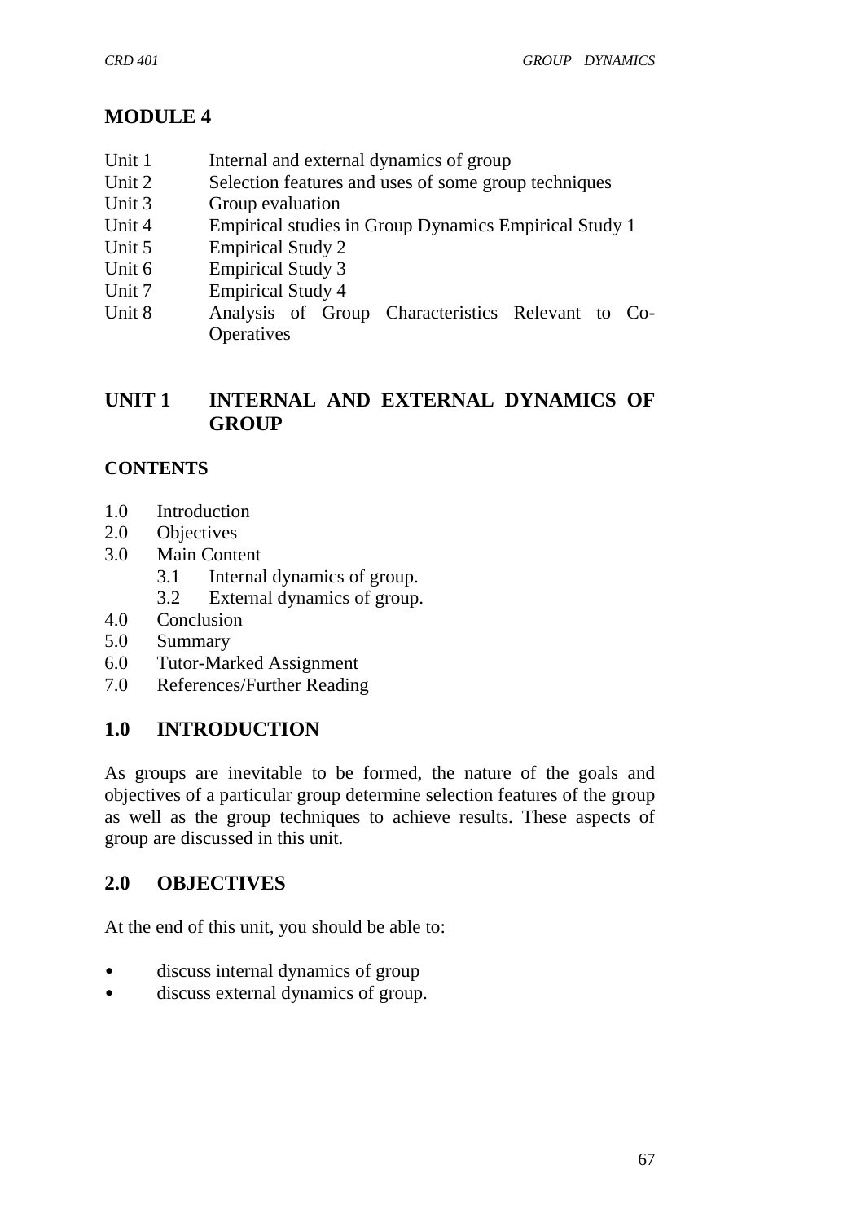# MODULE 4

| | |
|---|---|
| Unit 1 | Internal and external dynamics of group |
| Unit 2 | Selection features and uses of some group techniques |
| Unit 3 | Group evaluation |
| Unit 4 | Empirical studies in Group Dynamics Empirical Study 1 |
| Unit 5 | Empirical Study 2 |
| Unit 6 | Empirical Study 3 |
| Unit 7 | Empirical Study 4 |
| Unit 8 | Analysis of Group Characteristics Relevant to Co-Operatives |

## UNIT 1 INTERNAL AND EXTERNAL DYNAMICS OF GROUP

### CONTENTS

- 1.0 Introduction
- 2.0 Objectives
- 3.0 Main Content
  - 3.1 Internal dynamics of group.
  - 3.2 External dynamics of group.
- 4.0 Conclusion
- 5.0 Summary
- 6.0 Tutor-Marked Assignment
- 7.0 References/Further Reading

## 1.0 INTRODUCTION

As groups are inevitable to be formed, the nature of the goals and objectives of a particular group determine selection features of the group as well as the group techniques to achieve results. These aspects of group are discussed in this unit.

## 2.0 OBJECTIVES

At the end of this unit, you should be able to:

- discuss internal dynamics of group
- discuss external dynamics of group.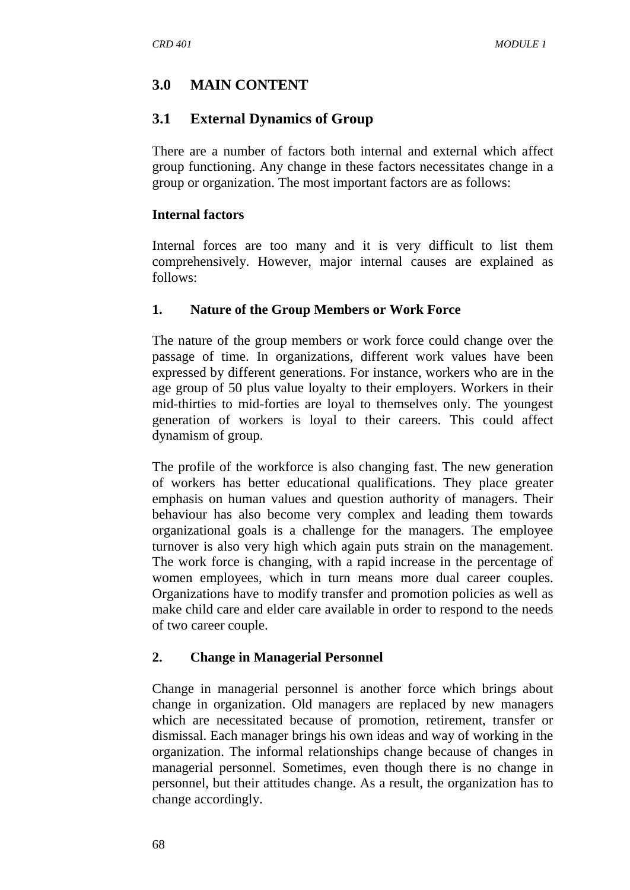## 3.0 MAIN CONTENT

### 3.1 External Dynamics of Group

There are a number of factors both internal and external which affect group functioning. Any change in these factors necessitates change in a group or organization. The most important factors are as follows:

**Internal factors**

Internal forces are too many and it is very difficult to list them comprehensively. However, major internal causes are explained as follows:

**1. Nature of the Group Members or Work Force**

The nature of the group members or work force could change over the passage of time. In organizations, different work values have been expressed by different generations. For instance, workers who are in the age group of 50 plus value loyalty to their employers. Workers in their mid-thirties to mid-forties are loyal to themselves only. The youngest generation of workers is loyal to their careers. This could affect dynamism of group.

The profile of the workforce is also changing fast. The new generation of workers has better educational qualifications. They place greater emphasis on human values and question authority of managers. Their behaviour has also become very complex and leading them towards organizational goals is a challenge for the managers. The employee turnover is also very high which again puts strain on the management. The work force is changing, with a rapid increase in the percentage of women employees, which in turn means more dual career couples. Organizations have to modify transfer and promotion policies as well as make child care and elder care available in order to respond to the needs of two career couple.

**2. Change in Managerial Personnel**

Change in managerial personnel is another force which brings about change in organization. Old managers are replaced by new managers which are necessitated because of promotion, retirement, transfer or dismissal. Each manager brings his own ideas and way of working in the organization. The informal relationships change because of changes in managerial personnel. Sometimes, even though there is no change in personnel, but their attitudes change. As a result, the organization has to change accordingly.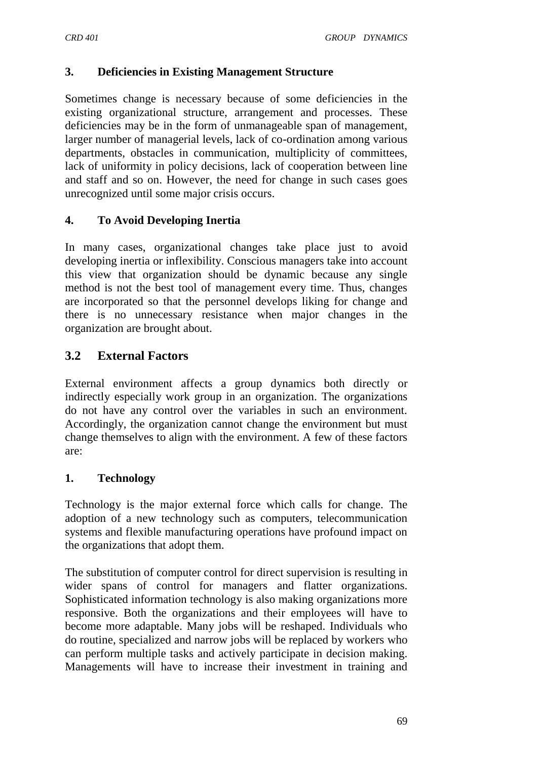### 3. Deficiencies in Existing Management Structure

Sometimes change is necessary because of some deficiencies in the existing organizational structure, arrangement and processes. These deficiencies may be in the form of unmanageable span of management, larger number of managerial levels, lack of co-ordination among various departments, obstacles in communication, multiplicity of committees, lack of uniformity in policy decisions, lack of cooperation between line and staff and so on. However, the need for change in such cases goes unrecognized until some major crisis occurs.

### 4. To Avoid Developing Inertia

In many cases, organizational changes take place just to avoid developing inertia or inflexibility. Conscious managers take into account this view that organization should be dynamic because any single method is not the best tool of management every time. Thus, changes are incorporated so that the personnel develops liking for change and there is no unnecessary resistance when major changes in the organization are brought about.

## 3.2 External Factors

External environment affects a group dynamics both directly or indirectly especially work group in an organization. The organizations do not have any control over the variables in such an environment. Accordingly, the organization cannot change the environment but must change themselves to align with the environment. A few of these factors are:

### 1. Technology

Technology is the major external force which calls for change. The adoption of a new technology such as computers, telecommunication systems and flexible manufacturing operations have profound impact on the organizations that adopt them.

The substitution of computer control for direct supervision is resulting in wider spans of control for managers and flatter organizations. Sophisticated information technology is also making organizations more responsive. Both the organizations and their employees will have to become more adaptable. Many jobs will be reshaped. Individuals who do routine, specialized and narrow jobs will be replaced by workers who can perform multiple tasks and actively participate in decision making. Managements will have to increase their investment in training and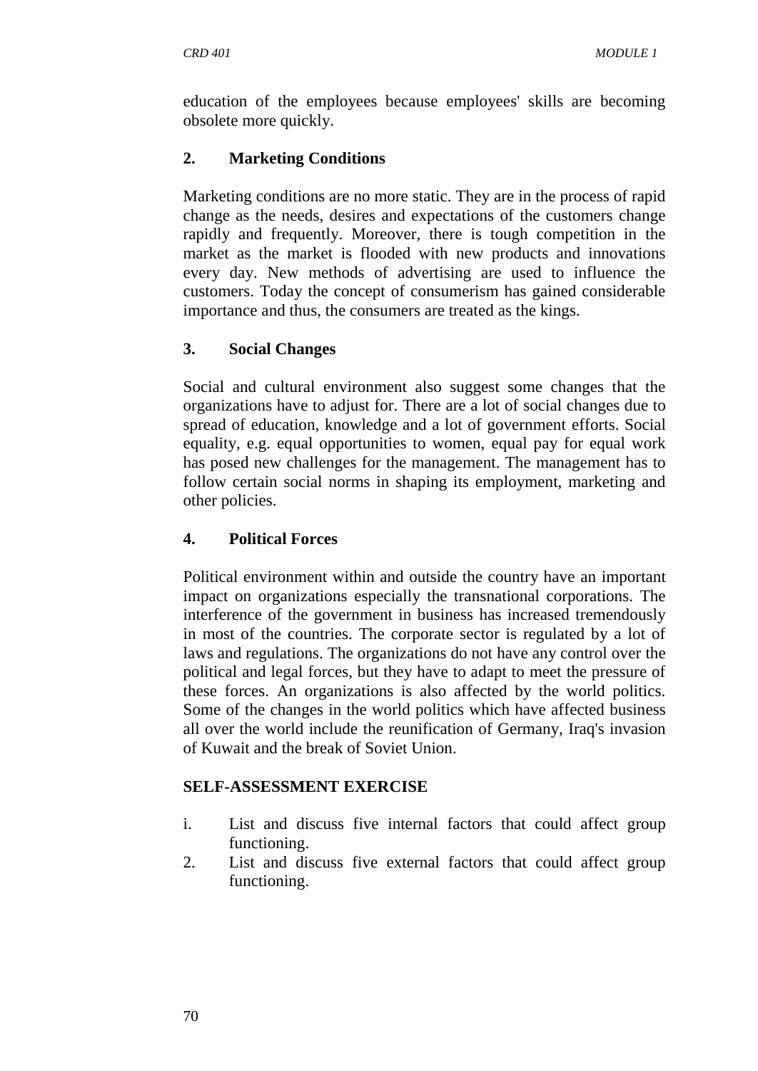education of the employees because employees' skills are becoming obsolete more quickly.

## 2. Marketing Conditions

Marketing conditions are no more static. They are in the process of rapid change as the needs, desires and expectations of the customers change rapidly and frequently. Moreover, there is tough competition in the market as the market is flooded with new products and innovations every day. New methods of advertising are used to influence the customers. Today the concept of consumerism has gained considerable importance and thus, the consumers are treated as the kings.

## 3. Social Changes

Social and cultural environment also suggest some changes that the organizations have to adjust for. There are a lot of social changes due to spread of education, knowledge and a lot of government efforts. Social equality, e.g. equal opportunities to women, equal pay for equal work has posed new challenges for the management. The management has to follow certain social norms in shaping its employment, marketing and other policies.

## 4. Political Forces

Political environment within and outside the country have an important impact on organizations especially the transnational corporations. The interference of the government in business has increased tremendously in most of the countries. The corporate sector is regulated by a lot of laws and regulations. The organizations do not have any control over the political and legal forces, but they have to adapt to meet the pressure of these forces. An organizations is also affected by the world politics. Some of the changes in the world politics which have affected business all over the world include the reunification of Germany, Iraq's invasion of Kuwait and the break of Soviet Union.

## SELF-ASSESSMENT EXERCISE

i. List and discuss five internal factors that could affect group functioning.

2. List and discuss five external factors that could affect group functioning.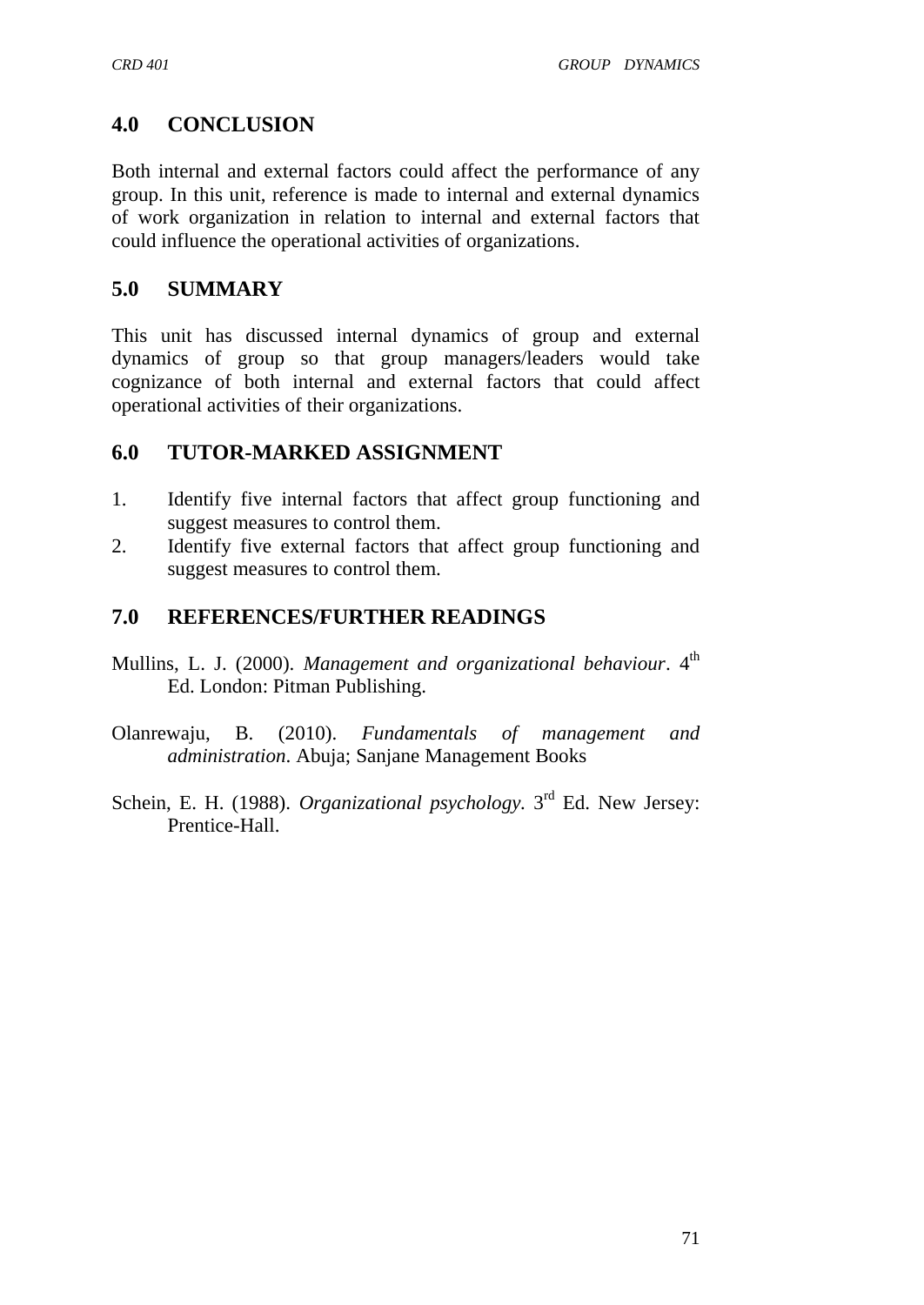## 4.0 CONCLUSION

Both internal and external factors could affect the performance of any group. In this unit, reference is made to internal and external dynamics of work organization in relation to internal and external factors that could influence the operational activities of organizations.

## 5.0 SUMMARY

This unit has discussed internal dynamics of group and external dynamics of group so that group managers/leaders would take cognizance of both internal and external factors that could affect operational activities of their organizations.

## 6.0 TUTOR-MARKED ASSIGNMENT

1. Identify five internal factors that affect group functioning and suggest measures to control them.
2. Identify five external factors that affect group functioning and suggest measures to control them.

## 7.0 REFERENCES/FURTHER READINGS

Mullins, L. J. (2000). *Management and organizational behaviour*. 4th Ed. London: Pitman Publishing.

Olanrewaju, B. (2010). *Fundamentals of management and administration*. Abuja; Sanjane Management Books

Schein, E. H. (1988). *Organizational psychology.* 3rd Ed. New Jersey: Prentice-Hall.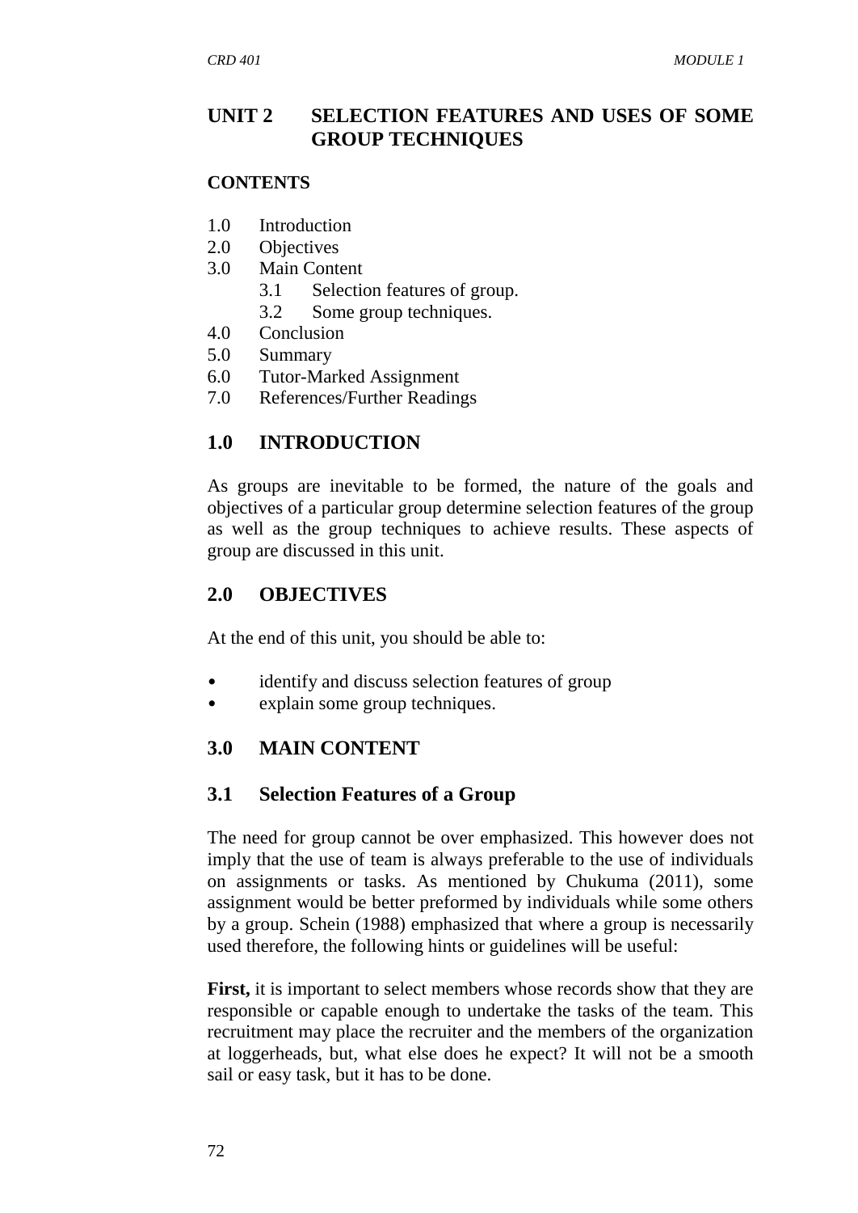## UNIT 2 SELECTION FEATURES AND USES OF SOME GROUP TECHNIQUES

**CONTENTS**

1.0 Introduction
2.0 Objectives
3.0 Main Content
   3.1 Selection features of group.
   3.2 Some group techniques.
4.0 Conclusion
5.0 Summary
6.0 Tutor-Marked Assignment
7.0 References/Further Readings

## 1.0 INTRODUCTION

As groups are inevitable to be formed, the nature of the goals and objectives of a particular group determine selection features of the group as well as the group techniques to achieve results. These aspects of group are discussed in this unit.

## 2.0 OBJECTIVES

At the end of this unit, you should be able to:

- identify and discuss selection features of group
- explain some group techniques.

## 3.0 MAIN CONTENT

### 3.1 Selection Features of a Group

The need for group cannot be over emphasized. This however does not imply that the use of team is always preferable to the use of individuals on assignments or tasks. As mentioned by Chukuma (2011), some assignment would be better preformed by individuals while some others by a group. Schein (1988) emphasized that where a group is necessarily used therefore, the following hints or guidelines will be useful:

**First,** it is important to select members whose records show that they are responsible or capable enough to undertake the tasks of the team. This recruitment may place the recruiter and the members of the organization at loggerheads, but, what else does he expect? It will not be a smooth sail or easy task, but it has to be done.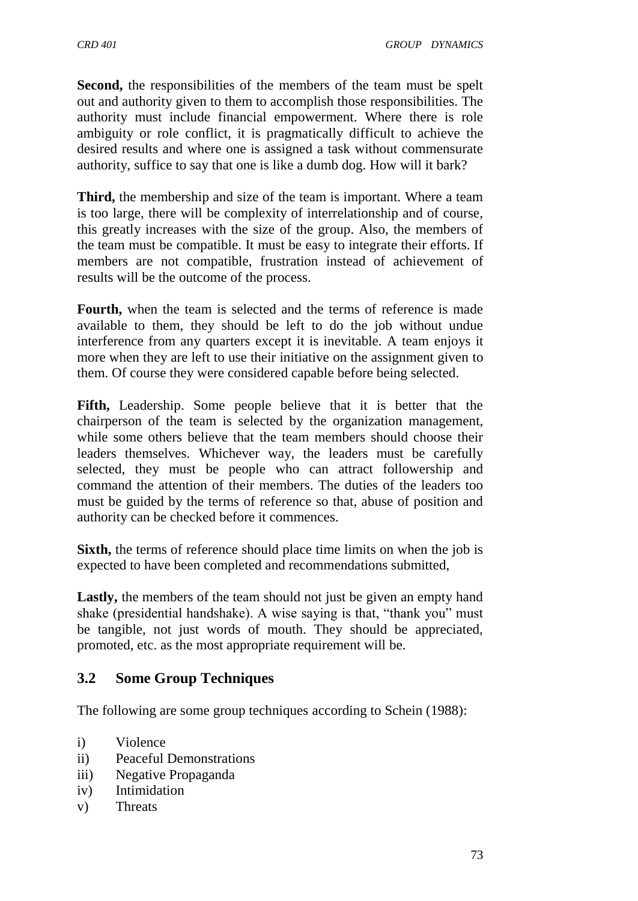**Second,** the responsibilities of the members of the team must be spelt out and authority given to them to accomplish those responsibilities. The authority must include financial empowerment. Where there is role ambiguity or role conflict, it is pragmatically difficult to achieve the desired results and where one is assigned a task without commensurate authority, suffice to say that one is like a dumb dog. How will it bark?

**Third,** the membership and size of the team is important. Where a team is too large, there will be complexity of interrelationship and of course, this greatly increases with the size of the group. Also, the members of the team must be compatible. It must be easy to integrate their efforts. If members are not compatible, frustration instead of achievement of results will be the outcome of the process.

**Fourth,** when the team is selected and the terms of reference is made available to them, they should be left to do the job without undue interference from any quarters except it is inevitable. A team enjoys it more when they are left to use their initiative on the assignment given to them. Of course they were considered capable before being selected.

**Fifth,** Leadership. Some people believe that it is better that the chairperson of the team is selected by the organization management, while some others believe that the team members should choose their leaders themselves. Whichever way, the leaders must be carefully selected, they must be people who can attract followership and command the attention of their members. The duties of the leaders too must be guided by the terms of reference so that, abuse of position and authority can be checked before it commences.

**Sixth,** the terms of reference should place time limits on when the job is expected to have been completed and recommendations submitted,

**Lastly,** the members of the team should not just be given an empty hand shake (presidential handshake). A wise saying is that, "thank you" must be tangible, not just words of mouth. They should be appreciated, promoted, etc. as the most appropriate requirement will be.

## 3.2 Some Group Techniques

The following are some group techniques according to Schein (1988):

i) Violence
ii) Peaceful Demonstrations
iii) Negative Propaganda
iv) Intimidation
v) Threats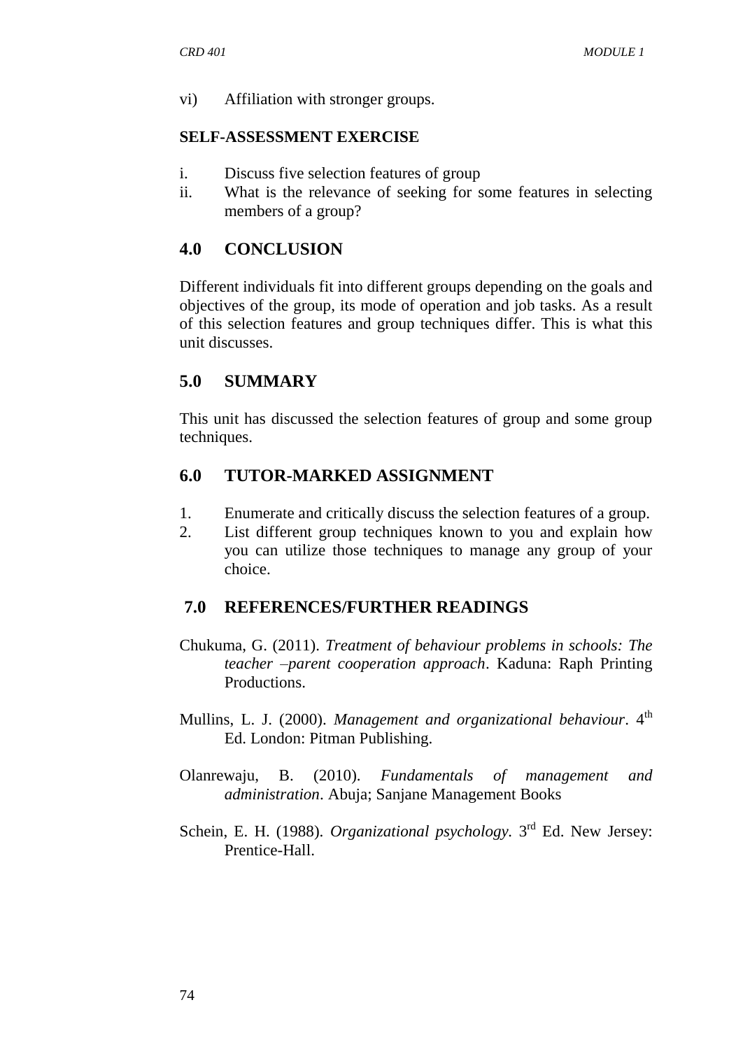vi) Affiliation with stronger groups.

**SELF-ASSESSMENT EXERCISE**

i. Discuss five selection features of group
ii. What is the relevance of seeking for some features in selecting members of a group?

## 4.0 CONCLUSION

Different individuals fit into different groups depending on the goals and objectives of the group, its mode of operation and job tasks. As a result of this selection features and group techniques differ. This is what this unit discusses.

## 5.0 SUMMARY

This unit has discussed the selection features of group and some group techniques.

## 6.0 TUTOR-MARKED ASSIGNMENT

1. Enumerate and critically discuss the selection features of a group.
2. List different group techniques known to you and explain how you can utilize those techniques to manage any group of your choice.

## 7.0 REFERENCES/FURTHER READINGS

Chukuma, G. (2011). *Treatment of behaviour problems in schools: The teacher –parent cooperation approach*. Kaduna: Raph Printing Productions.

Mullins, L. J. (2000). *Management and organizational behaviour*. 4th Ed. London: Pitman Publishing.

Olanrewaju, B. (2010). *Fundamentals of management and administration*. Abuja; Sanjane Management Books

Schein, E. H. (1988). *Organizational psychology*. 3rd Ed. New Jersey: Prentice-Hall.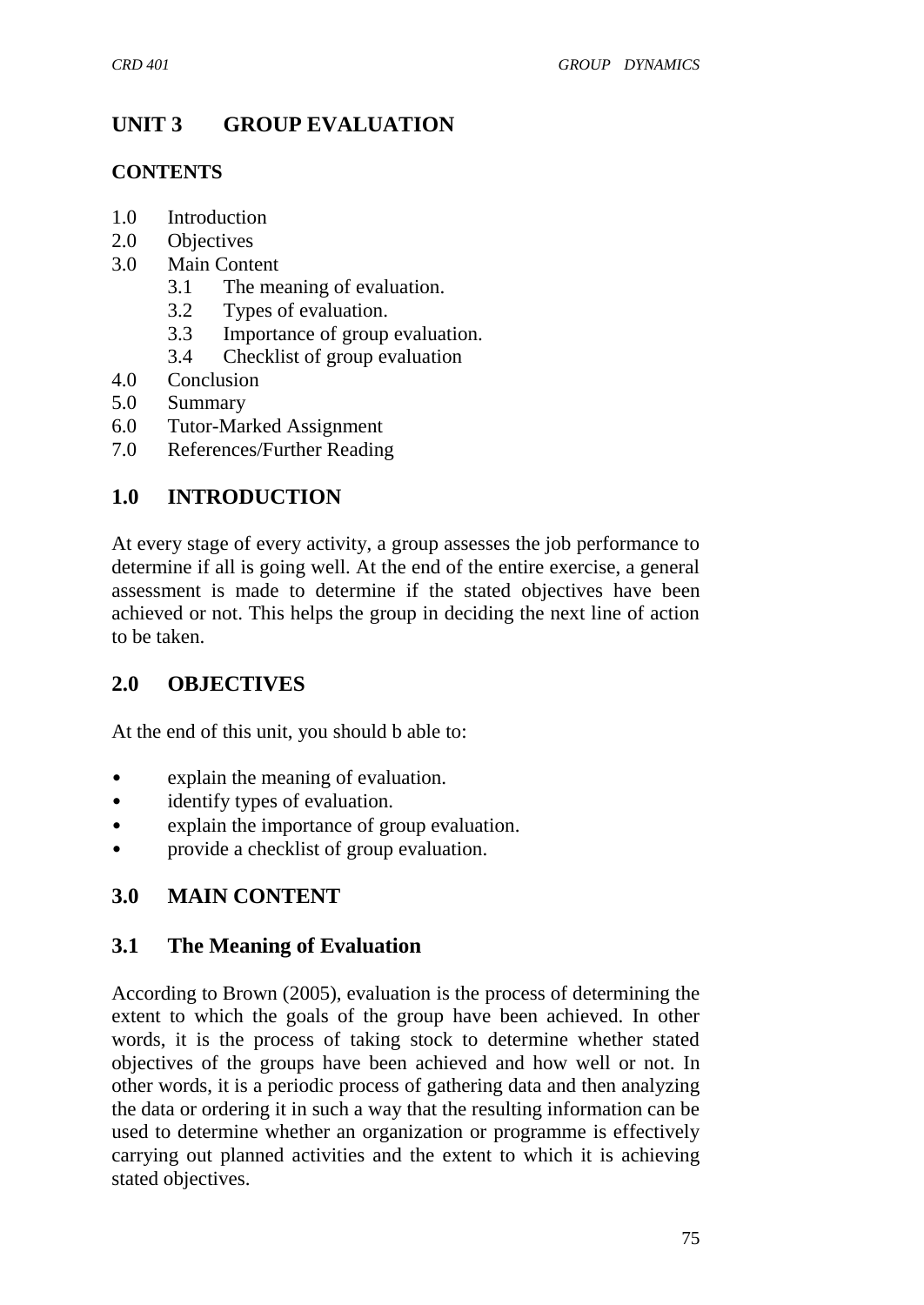# UNIT 3 GROUP EVALUATION

**CONTENTS**

1.0 Introduction
2.0 Objectives
3.0 Main Content
  3.1 The meaning of evaluation.
  3.2 Types of evaluation.
  3.3 Importance of group evaluation.
  3.4 Checklist of group evaluation
4.0 Conclusion
5.0 Summary
6.0 Tutor-Marked Assignment
7.0 References/Further Reading

## 1.0 INTRODUCTION

At every stage of every activity, a group assesses the job performance to determine if all is going well. At the end of the entire exercise, a general assessment is made to determine if the stated objectives have been achieved or not. This helps the group in deciding the next line of action to be taken.

## 2.0 OBJECTIVES

At the end of this unit, you should b able to:

- explain the meaning of evaluation.
- identify types of evaluation.
- explain the importance of group evaluation.
- provide a checklist of group evaluation.

## 3.0 MAIN CONTENT

### 3.1 The Meaning of Evaluation

According to Brown (2005), evaluation is the process of determining the extent to which the goals of the group have been achieved. In other words, it is the process of taking stock to determine whether stated objectives of the groups have been achieved and how well or not. In other words, it is a periodic process of gathering data and then analyzing the data or ordering it in such a way that the resulting information can be used to determine whether an organization or programme is effectively carrying out planned activities and the extent to which it is achieving stated objectives.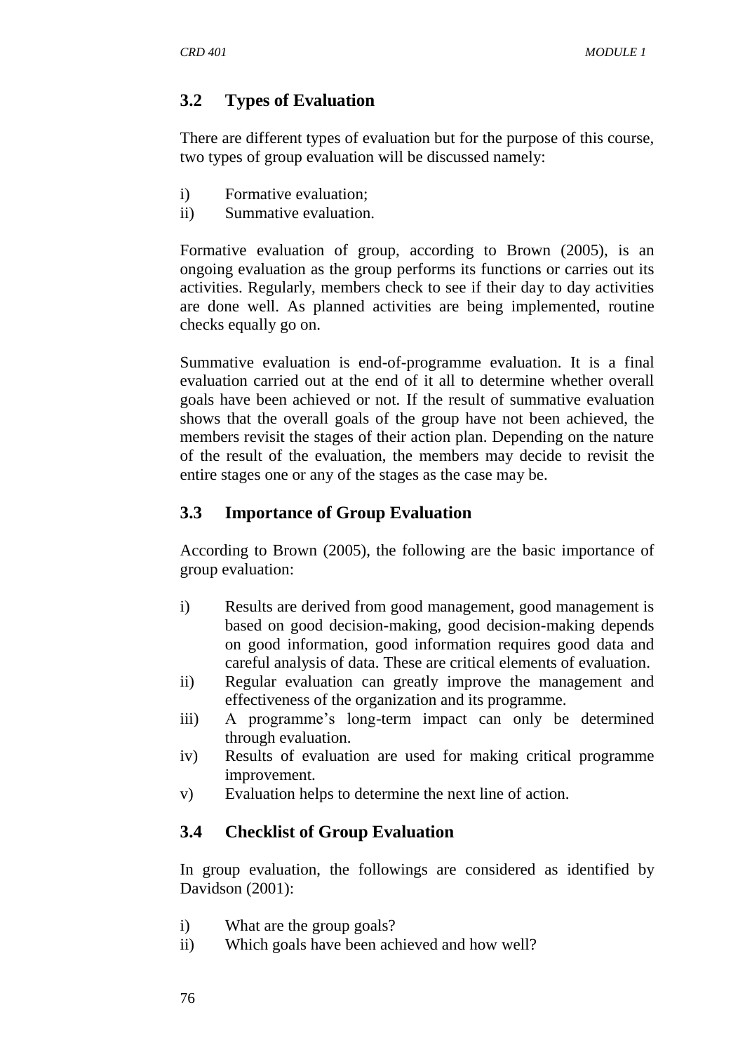## 3.2 Types of Evaluation

There are different types of evaluation but for the purpose of this course, two types of group evaluation will be discussed namely:

i) Formative evaluation;
ii) Summative evaluation.

Formative evaluation of group, according to Brown (2005), is an ongoing evaluation as the group performs its functions or carries out its activities. Regularly, members check to see if their day to day activities are done well. As planned activities are being implemented, routine checks equally go on.

Summative evaluation is end-of-programme evaluation. It is a final evaluation carried out at the end of it all to determine whether overall goals have been achieved or not. If the result of summative evaluation shows that the overall goals of the group have not been achieved, the members revisit the stages of their action plan. Depending on the nature of the result of the evaluation, the members may decide to revisit the entire stages one or any of the stages as the case may be.

## 3.3 Importance of Group Evaluation

According to Brown (2005), the following are the basic importance of group evaluation:

i) Results are derived from good management, good management is based on good decision-making, good decision-making depends on good information, good information requires good data and careful analysis of data. These are critical elements of evaluation.
ii) Regular evaluation can greatly improve the management and effectiveness of the organization and its programme.
iii) A programme's long-term impact can only be determined through evaluation.
iv) Results of evaluation are used for making critical programme improvement.
v) Evaluation helps to determine the next line of action.

## 3.4 Checklist of Group Evaluation

In group evaluation, the followings are considered as identified by Davidson (2001):

i) What are the group goals?
ii) Which goals have been achieved and how well?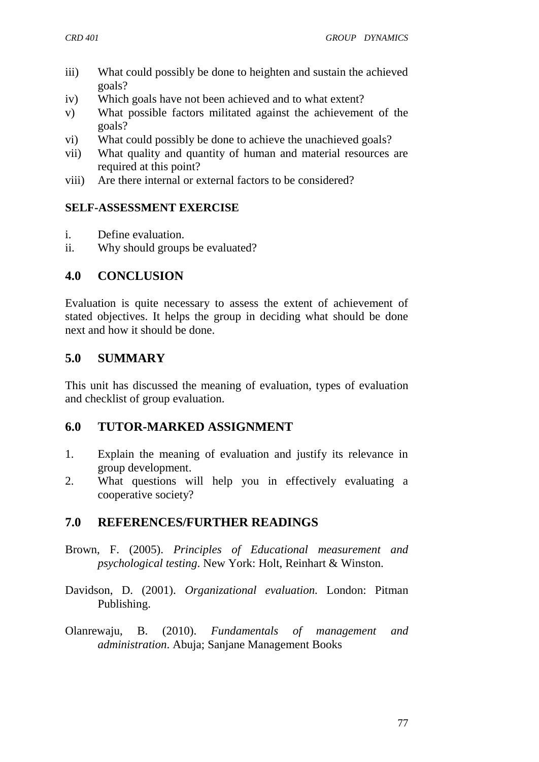iii) What could possibly be done to heighten and sustain the achieved goals?
iv) Which goals have not been achieved and to what extent?
v) What possible factors militated against the achievement of the goals?
vi) What could possibly be done to achieve the unachieved goals?
vii) What quality and quantity of human and material resources are required at this point?
viii) Are there internal or external factors to be considered?

**SELF-ASSESSMENT EXERCISE**

i. Define evaluation.
ii. Why should groups be evaluated?

## 4.0 CONCLUSION

Evaluation is quite necessary to assess the extent of achievement of stated objectives. It helps the group in deciding what should be done next and how it should be done.

## 5.0 SUMMARY

This unit has discussed the meaning of evaluation, types of evaluation and checklist of group evaluation.

## 6.0 TUTOR-MARKED ASSIGNMENT

1. Explain the meaning of evaluation and justify its relevance in group development.
2. What questions will help you in effectively evaluating a cooperative society?

## 7.0 REFERENCES/FURTHER READINGS

Brown, F. (2005). *Principles of Educational measurement and psychological testing*. New York: Holt, Reinhart & Winston.

Davidson, D. (2001). *Organizational evaluation.* London: Pitman Publishing.

Olanrewaju, B. (2010). *Fundamentals of management and administration*. Abuja; Sanjane Management Books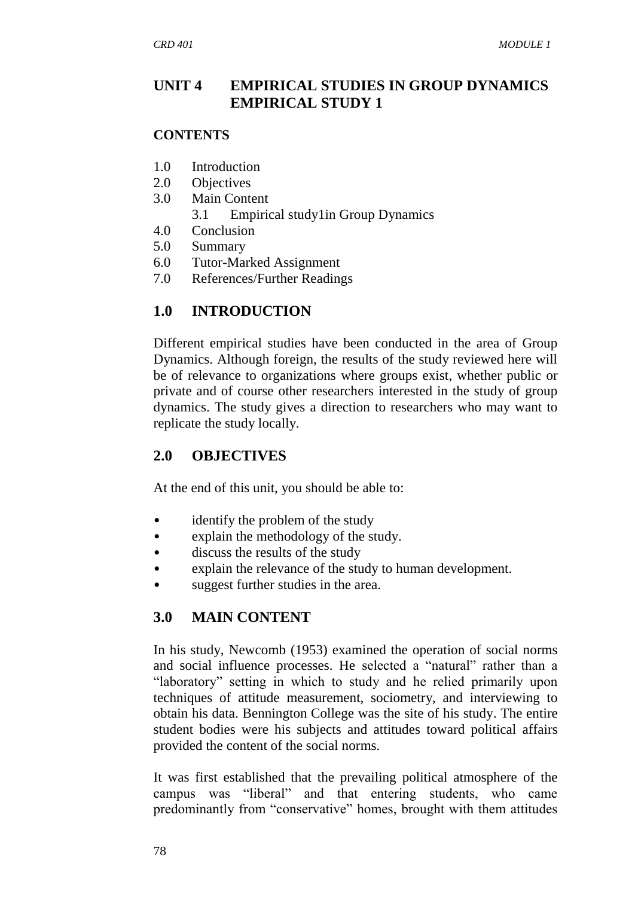## UNIT 4 EMPIRICAL STUDIES IN GROUP DYNAMICS EMPIRICAL STUDY 1

**CONTENTS**

1.0 Introduction
2.0 Objectives
3.0 Main Content
    3.1 Empirical study1in Group Dynamics
4.0 Conclusion
5.0 Summary
6.0 Tutor-Marked Assignment
7.0 References/Further Readings

## 1.0 INTRODUCTION

Different empirical studies have been conducted in the area of Group Dynamics. Although foreign, the results of the study reviewed here will be of relevance to organizations where groups exist, whether public or private and of course other researchers interested in the study of group dynamics. The study gives a direction to researchers who may want to replicate the study locally.

## 2.0 OBJECTIVES

At the end of this unit, you should be able to:

- identify the problem of the study
- explain the methodology of the study.
- discuss the results of the study
- explain the relevance of the study to human development.
- suggest further studies in the area.

## 3.0 MAIN CONTENT

In his study, Newcomb (1953) examined the operation of social norms and social influence processes. He selected a "natural" rather than a "laboratory" setting in which to study and he relied primarily upon techniques of attitude measurement, sociometry, and interviewing to obtain his data. Bennington College was the site of his study. The entire student bodies were his subjects and attitudes toward political affairs provided the content of the social norms.

It was first established that the prevailing political atmosphere of the campus was "liberal" and that entering students, who came predominantly from "conservative" homes, brought with them attitudes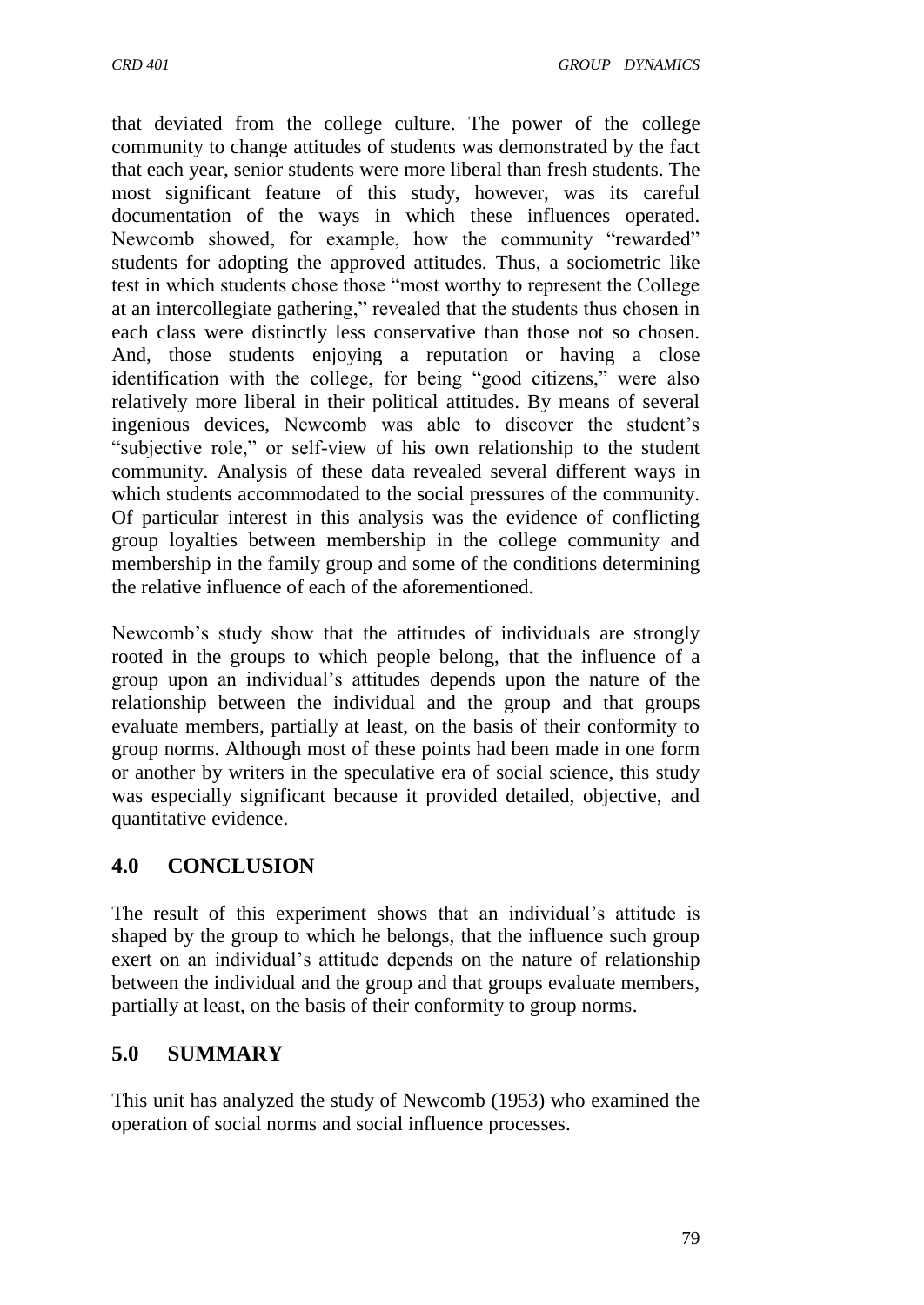that deviated from the college culture. The power of the college community to change attitudes of students was demonstrated by the fact that each year, senior students were more liberal than fresh students. The most significant feature of this study, however, was its careful documentation of the ways in which these influences operated. Newcomb showed, for example, how the community "rewarded" students for adopting the approved attitudes. Thus, a sociometric like test in which students chose those "most worthy to represent the College at an intercollegiate gathering," revealed that the students thus chosen in each class were distinctly less conservative than those not so chosen. And, those students enjoying a reputation or having a close identification with the college, for being "good citizens," were also relatively more liberal in their political attitudes. By means of several ingenious devices, Newcomb was able to discover the student's "subjective role," or self-view of his own relationship to the student community. Analysis of these data revealed several different ways in which students accommodated to the social pressures of the community. Of particular interest in this analysis was the evidence of conflicting group loyalties between membership in the college community and membership in the family group and some of the conditions determining the relative influence of each of the aforementioned.

Newcomb's study show that the attitudes of individuals are strongly rooted in the groups to which people belong, that the influence of a group upon an individual's attitudes depends upon the nature of the relationship between the individual and the group and that groups evaluate members, partially at least, on the basis of their conformity to group norms. Although most of these points had been made in one form or another by writers in the speculative era of social science, this study was especially significant because it provided detailed, objective, and quantitative evidence.

## 4.0 CONCLUSION

The result of this experiment shows that an individual's attitude is shaped by the group to which he belongs, that the influence such group exert on an individual's attitude depends on the nature of relationship between the individual and the group and that groups evaluate members, partially at least, on the basis of their conformity to group norms.

## 5.0 SUMMARY

This unit has analyzed the study of Newcomb (1953) who examined the operation of social norms and social influence processes.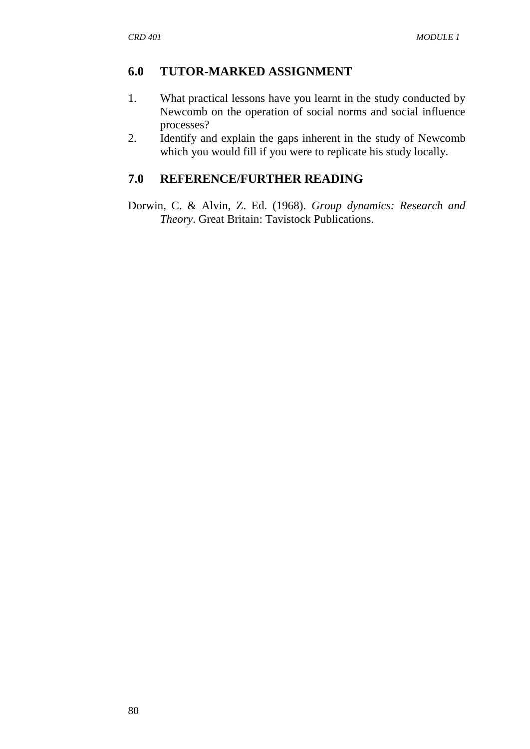## 6.0 TUTOR-MARKED ASSIGNMENT

1. What practical lessons have you learnt in the study conducted by Newcomb on the operation of social norms and social influence processes?
2. Identify and explain the gaps inherent in the study of Newcomb which you would fill if you were to replicate his study locally.

## 7.0 REFERENCE/FURTHER READING

Dorwin, C. & Alvin, Z. Ed. (1968). *Group dynamics: Research and Theory*. Great Britain: Tavistock Publications.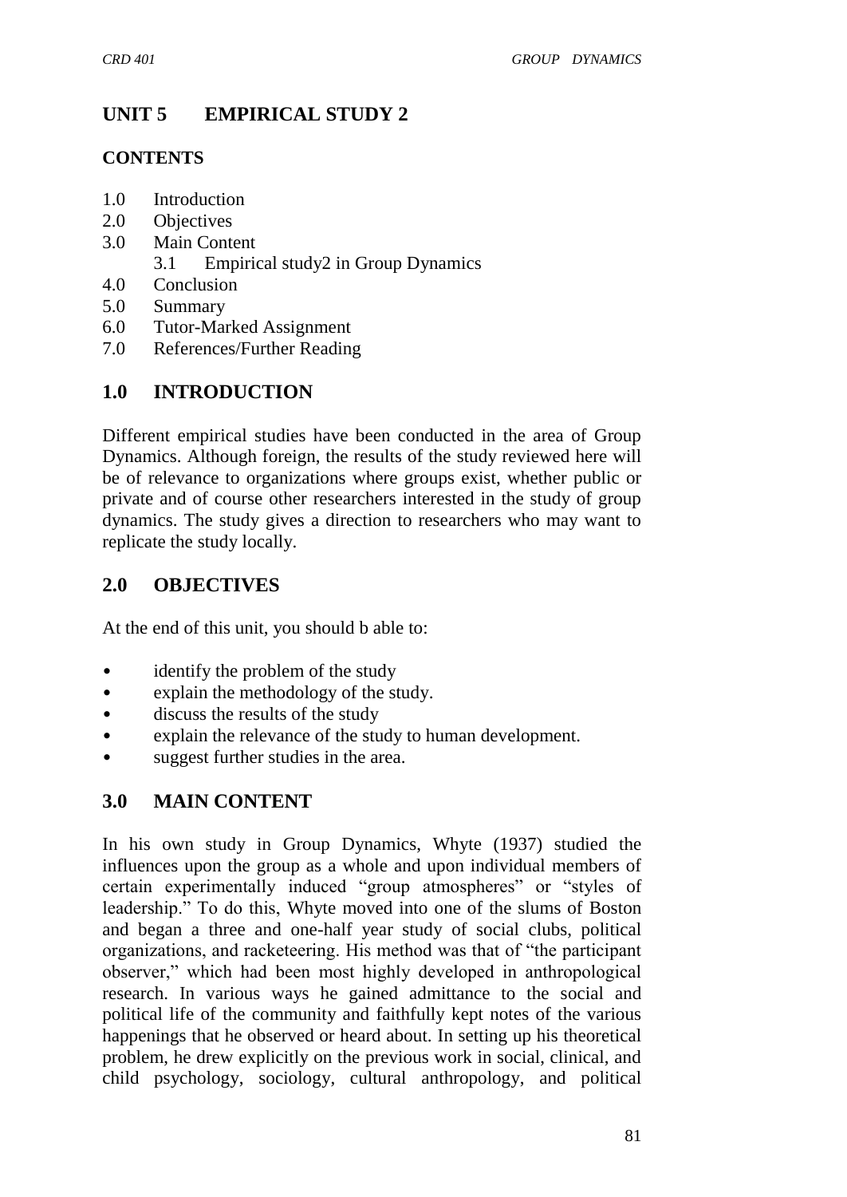# UNIT 5 EMPIRICAL STUDY 2

**CONTENTS**

1.0 Introduction
2.0 Objectives
3.0 Main Content
  3.1 Empirical study2 in Group Dynamics
4.0 Conclusion
5.0 Summary
6.0 Tutor-Marked Assignment
7.0 References/Further Reading

## 1.0 INTRODUCTION

Different empirical studies have been conducted in the area of Group Dynamics. Although foreign, the results of the study reviewed here will be of relevance to organizations where groups exist, whether public or private and of course other researchers interested in the study of group dynamics. The study gives a direction to researchers who may want to replicate the study locally.

## 2.0 OBJECTIVES

At the end of this unit, you should b able to:

- identify the problem of the study
- explain the methodology of the study.
- discuss the results of the study
- explain the relevance of the study to human development.
- suggest further studies in the area.

## 3.0 MAIN CONTENT

In his own study in Group Dynamics, Whyte (1937) studied the influences upon the group as a whole and upon individual members of certain experimentally induced "group atmospheres" or "styles of leadership." To do this, Whyte moved into one of the slums of Boston and began a three and one-half year study of social clubs, political organizations, and racketeering. His method was that of "the participant observer," which had been most highly developed in anthropological research. In various ways he gained admittance to the social and political life of the community and faithfully kept notes of the various happenings that he observed or heard about. In setting up his theoretical problem, he drew explicitly on the previous work in social, clinical, and child psychology, sociology, cultural anthropology, and political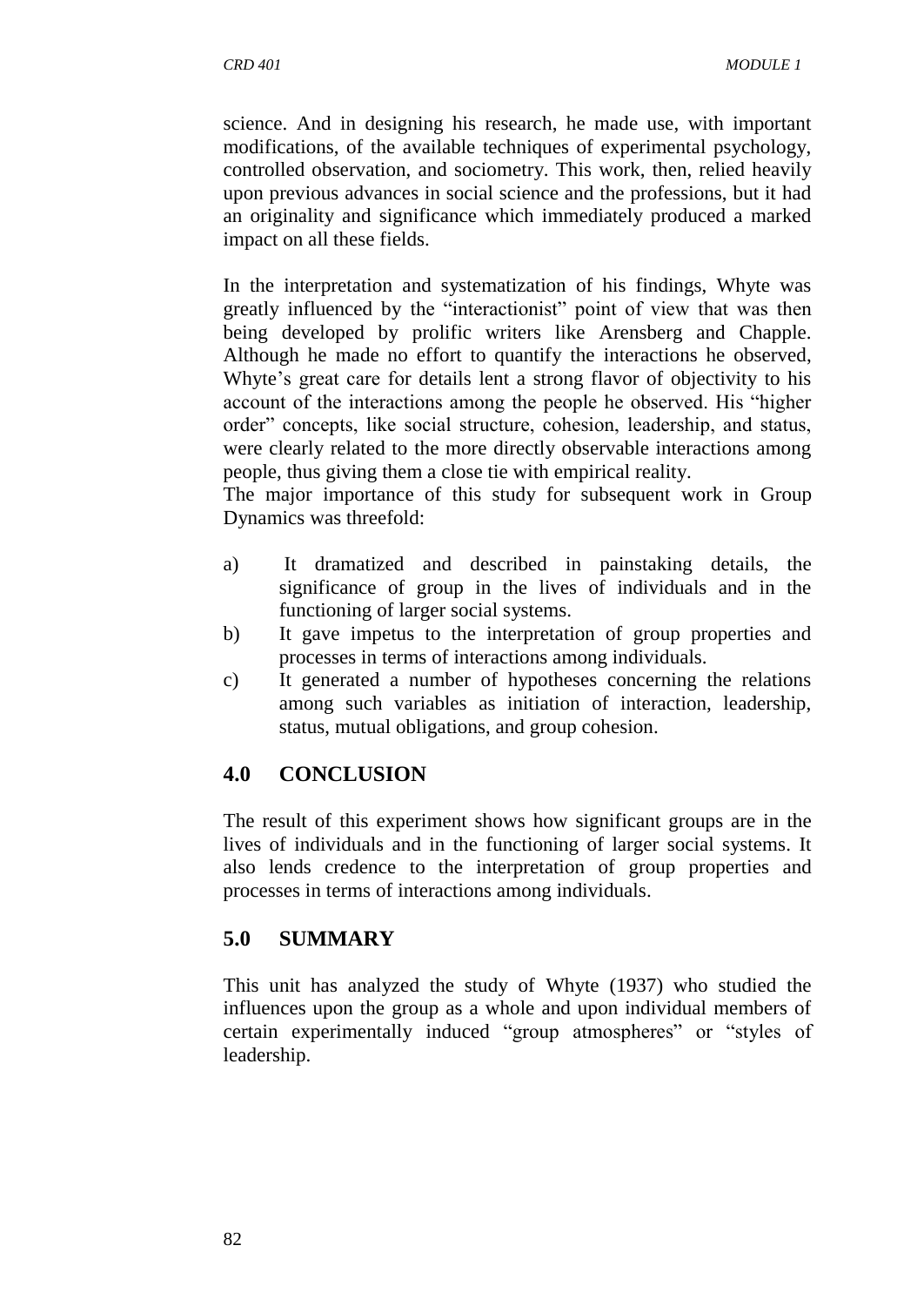science. And in designing his research, he made use, with important modifications, of the available techniques of experimental psychology, controlled observation, and sociometry. This work, then, relied heavily upon previous advances in social science and the professions, but it had an originality and significance which immediately produced a marked impact on all these fields.

In the interpretation and systematization of his findings, Whyte was greatly influenced by the "interactionist" point of view that was then being developed by prolific writers like Arensberg and Chapple. Although he made no effort to quantify the interactions he observed, Whyte's great care for details lent a strong flavor of objectivity to his account of the interactions among the people he observed. His "higher order" concepts, like social structure, cohesion, leadership, and status, were clearly related to the more directly observable interactions among people, thus giving them a close tie with empirical reality.
The major importance of this study for subsequent work in Group Dynamics was threefold:

a) It dramatized and described in painstaking details, the significance of group in the lives of individuals and in the functioning of larger social systems.
b) It gave impetus to the interpretation of group properties and processes in terms of interactions among individuals.
c) It generated a number of hypotheses concerning the relations among such variables as initiation of interaction, leadership, status, mutual obligations, and group cohesion.

## 4.0 CONCLUSION

The result of this experiment shows how significant groups are in the lives of individuals and in the functioning of larger social systems. It also lends credence to the interpretation of group properties and processes in terms of interactions among individuals.

## 5.0 SUMMARY

This unit has analyzed the study of Whyte (1937) who studied the influences upon the group as a whole and upon individual members of certain experimentally induced "group atmospheres" or "styles of leadership.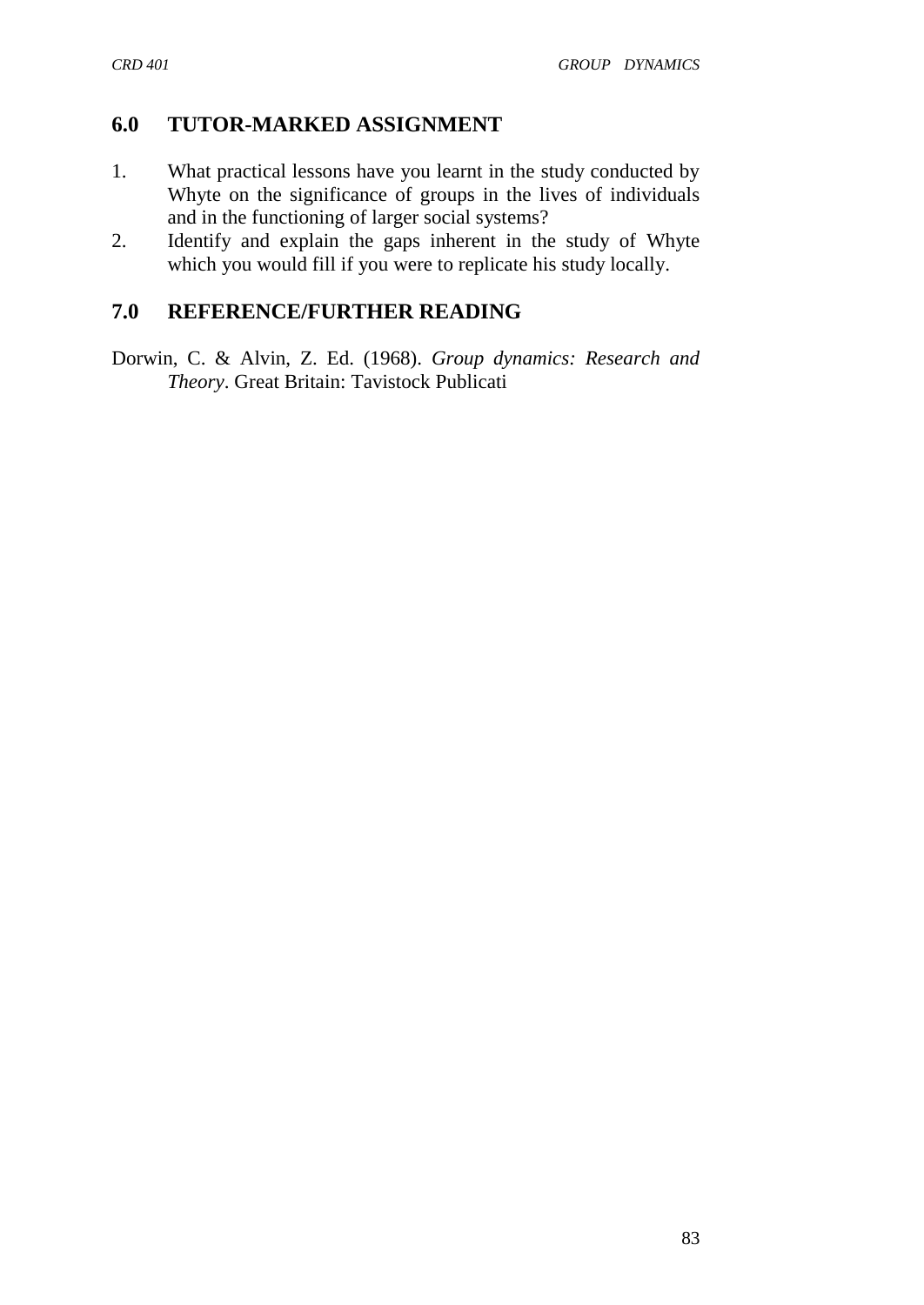## 6.0 TUTOR-MARKED ASSIGNMENT

1. What practical lessons have you learnt in the study conducted by Whyte on the significance of groups in the lives of individuals and in the functioning of larger social systems?
2. Identify and explain the gaps inherent in the study of Whyte which you would fill if you were to replicate his study locally.

## 7.0 REFERENCE/FURTHER READING

Dorwin, C. & Alvin, Z. Ed. (1968). *Group dynamics: Research and Theory*. Great Britain: Tavistock Publicati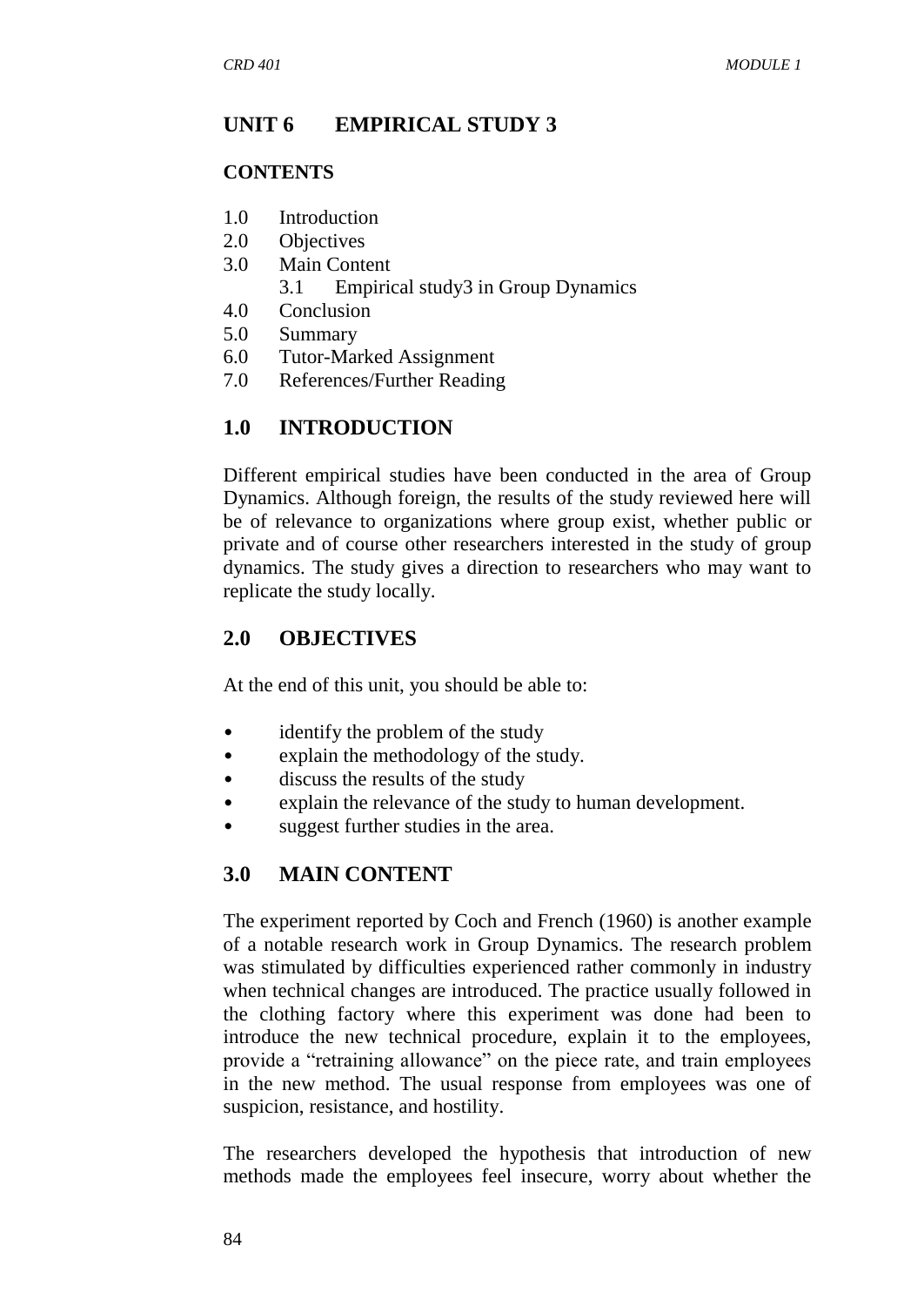## UNIT 6 EMPIRICAL STUDY 3

### CONTENTS

1.0 Introduction
2.0 Objectives
3.0 Main Content
    3.1 Empirical study3 in Group Dynamics
4.0 Conclusion
5.0 Summary
6.0 Tutor-Marked Assignment
7.0 References/Further Reading

### 1.0 INTRODUCTION

Different empirical studies have been conducted in the area of Group Dynamics. Although foreign, the results of the study reviewed here will be of relevance to organizations where group exist, whether public or private and of course other researchers interested in the study of group dynamics. The study gives a direction to researchers who may want to replicate the study locally.

### 2.0 OBJECTIVES

At the end of this unit, you should be able to:

- identify the problem of the study
- explain the methodology of the study.
- discuss the results of the study
- explain the relevance of the study to human development.
- suggest further studies in the area.

### 3.0 MAIN CONTENT

The experiment reported by Coch and French (1960) is another example of a notable research work in Group Dynamics. The research problem was stimulated by difficulties experienced rather commonly in industry when technical changes are introduced. The practice usually followed in the clothing factory where this experiment was done had been to introduce the new technical procedure, explain it to the employees, provide a "retraining allowance" on the piece rate, and train employees in the new method. The usual response from employees was one of suspicion, resistance, and hostility.

The researchers developed the hypothesis that introduction of new methods made the employees feel insecure, worry about whether the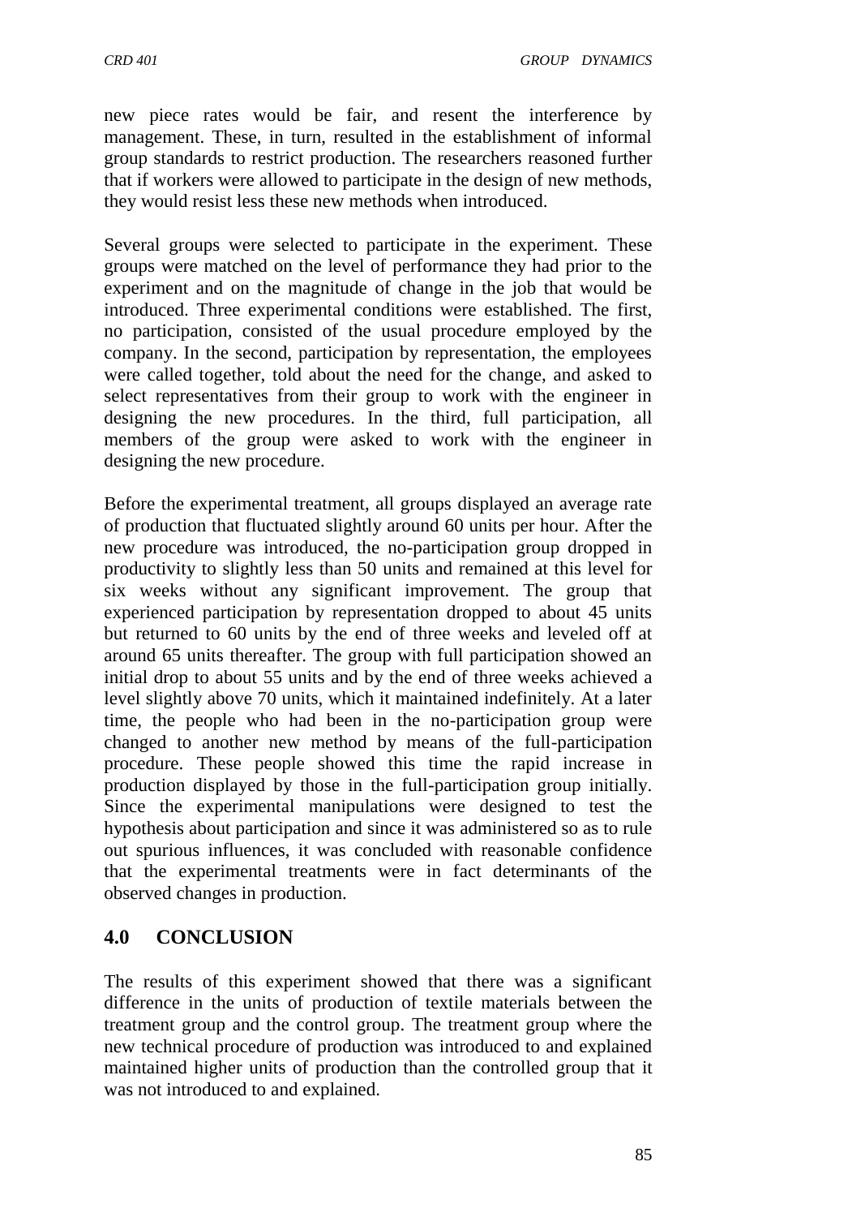new piece rates would be fair, and resent the interference by management. These, in turn, resulted in the establishment of informal group standards to restrict production. The researchers reasoned further that if workers were allowed to participate in the design of new methods, they would resist less these new methods when introduced.

Several groups were selected to participate in the experiment. These groups were matched on the level of performance they had prior to the experiment and on the magnitude of change in the job that would be introduced. Three experimental conditions were established. The first, no participation, consisted of the usual procedure employed by the company. In the second, participation by representation, the employees were called together, told about the need for the change, and asked to select representatives from their group to work with the engineer in designing the new procedures. In the third, full participation, all members of the group were asked to work with the engineer in designing the new procedure.

Before the experimental treatment, all groups displayed an average rate of production that fluctuated slightly around 60 units per hour. After the new procedure was introduced, the no-participation group dropped in productivity to slightly less than 50 units and remained at this level for six weeks without any significant improvement. The group that experienced participation by representation dropped to about 45 units but returned to 60 units by the end of three weeks and leveled off at around 65 units thereafter. The group with full participation showed an initial drop to about 55 units and by the end of three weeks achieved a level slightly above 70 units, which it maintained indefinitely. At a later time, the people who had been in the no-participation group were changed to another new method by means of the full-participation procedure. These people showed this time the rapid increase in production displayed by those in the full-participation group initially. Since the experimental manipulations were designed to test the hypothesis about participation and since it was administered so as to rule out spurious influences, it was concluded with reasonable confidence that the experimental treatments were in fact determinants of the observed changes in production.

## 4.0 CONCLUSION

The results of this experiment showed that there was a significant difference in the units of production of textile materials between the treatment group and the control group. The treatment group where the new technical procedure of production was introduced to and explained maintained higher units of production than the controlled group that it was not introduced to and explained.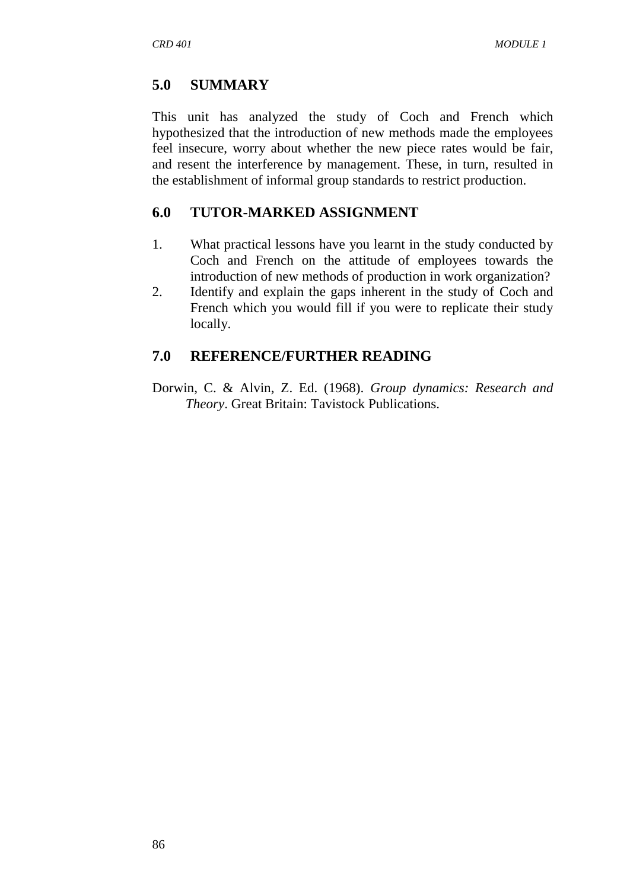## 5.0 SUMMARY

This unit has analyzed the study of Coch and French which hypothesized that the introduction of new methods made the employees feel insecure, worry about whether the new piece rates would be fair, and resent the interference by management. These, in turn, resulted in the establishment of informal group standards to restrict production.

## 6.0 TUTOR-MARKED ASSIGNMENT

1. What practical lessons have you learnt in the study conducted by Coch and French on the attitude of employees towards the introduction of new methods of production in work organization?
2. Identify and explain the gaps inherent in the study of Coch and French which you would fill if you were to replicate their study locally.

## 7.0 REFERENCE/FURTHER READING

Dorwin, C. & Alvin, Z. Ed. (1968). *Group dynamics: Research and Theory*. Great Britain: Tavistock Publications.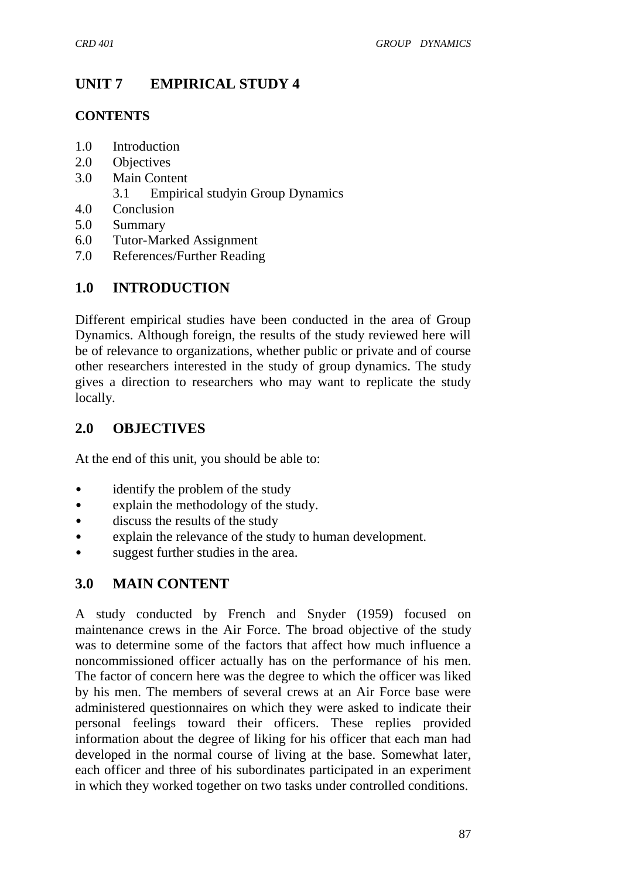# UNIT 7 EMPIRICAL STUDY 4

**CONTENTS**

1.0 Introduction
2.0 Objectives
3.0 Main Content
    3.1 Empirical studyin Group Dynamics
4.0 Conclusion
5.0 Summary
6.0 Tutor-Marked Assignment
7.0 References/Further Reading

## 1.0 INTRODUCTION

Different empirical studies have been conducted in the area of Group Dynamics. Although foreign, the results of the study reviewed here will be of relevance to organizations, whether public or private and of course other researchers interested in the study of group dynamics. The study gives a direction to researchers who may want to replicate the study locally.

## 2.0 OBJECTIVES

At the end of this unit, you should be able to:

- identify the problem of the study
- explain the methodology of the study.
- discuss the results of the study
- explain the relevance of the study to human development.
- suggest further studies in the area.

## 3.0 MAIN CONTENT

A study conducted by French and Snyder (1959) focused on maintenance crews in the Air Force. The broad objective of the study was to determine some of the factors that affect how much influence a noncommissioned officer actually has on the performance of his men. The factor of concern here was the degree to which the officer was liked by his men. The members of several crews at an Air Force base were administered questionnaires on which they were asked to indicate their personal feelings toward their officers. These replies provided information about the degree of liking for his officer that each man had developed in the normal course of living at the base. Somewhat later, each officer and three of his subordinates participated in an experiment in which they worked together on two tasks under controlled conditions.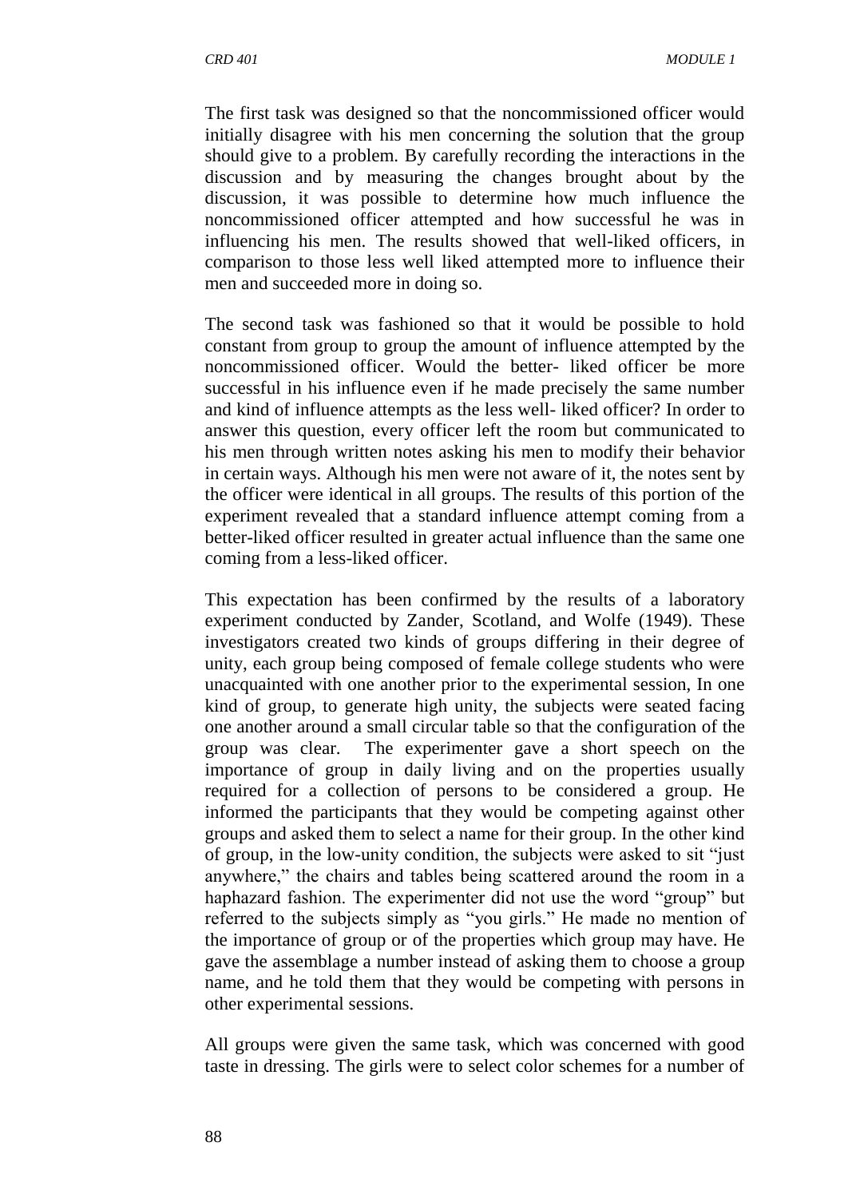The first task was designed so that the noncommissioned officer would initially disagree with his men concerning the solution that the group should give to a problem. By carefully recording the interactions in the discussion and by measuring the changes brought about by the discussion, it was possible to determine how much influence the noncommissioned officer attempted and how successful he was in influencing his men. The results showed that well-liked officers, in comparison to those less well liked attempted more to influence their men and succeeded more in doing so.

The second task was fashioned so that it would be possible to hold constant from group to group the amount of influence attempted by the noncommissioned officer. Would the better- liked officer be more successful in his influence even if he made precisely the same number and kind of influence attempts as the less well- liked officer? In order to answer this question, every officer left the room but communicated to his men through written notes asking his men to modify their behavior in certain ways. Although his men were not aware of it, the notes sent by the officer were identical in all groups. The results of this portion of the experiment revealed that a standard influence attempt coming from a better-liked officer resulted in greater actual influence than the same one coming from a less-liked officer.

This expectation has been confirmed by the results of a laboratory experiment conducted by Zander, Scotland, and Wolfe (1949). These investigators created two kinds of groups differing in their degree of unity, each group being composed of female college students who were unacquainted with one another prior to the experimental session, In one kind of group, to generate high unity, the subjects were seated facing one another around a small circular table so that the configuration of the group was clear. The experimenter gave a short speech on the importance of group in daily living and on the properties usually required for a collection of persons to be considered a group. He informed the participants that they would be competing against other groups and asked them to select a name for their group. In the other kind of group, in the low-unity condition, the subjects were asked to sit "just anywhere," the chairs and tables being scattered around the room in a haphazard fashion. The experimenter did not use the word "group" but referred to the subjects simply as "you girls." He made no mention of the importance of group or of the properties which group may have. He gave the assemblage a number instead of asking them to choose a group name, and he told them that they would be competing with persons in other experimental sessions.

All groups were given the same task, which was concerned with good taste in dressing. The girls were to select color schemes for a number of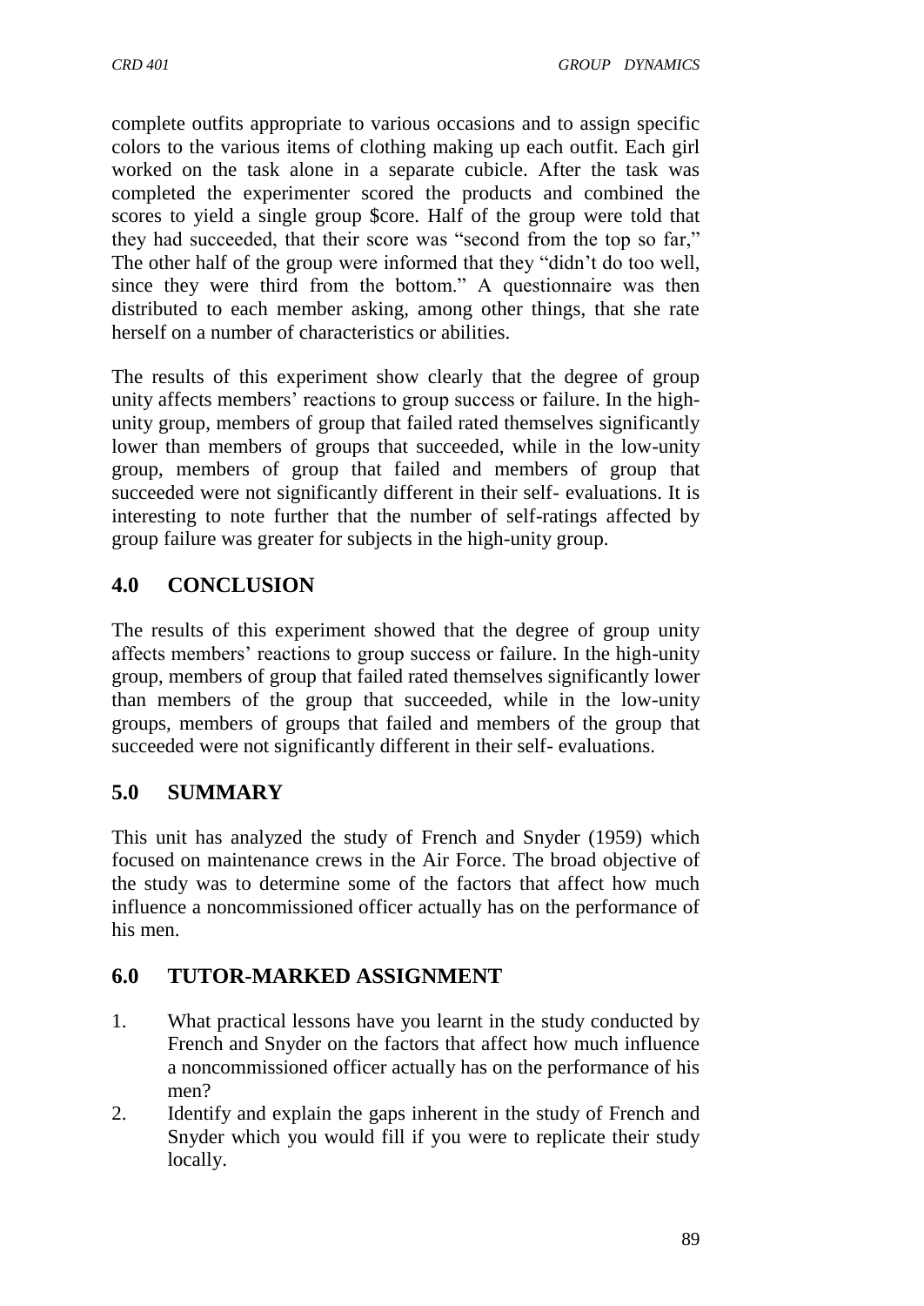complete outfits appropriate to various occasions and to assign specific colors to the various items of clothing making up each outfit. Each girl worked on the task alone in a separate cubicle. After the task was completed the experimenter scored the products and combined the scores to yield a single group $core. Half of the group were told that they had succeeded, that their score was "second from the top so far," The other half of the group were informed that they "didn't do too well, since they were third from the bottom." A questionnaire was then distributed to each member asking, among other things, that she rate herself on a number of characteristics or abilities.

The results of this experiment show clearly that the degree of group unity affects members' reactions to group success or failure. In the high-unity group, members of group that failed rated themselves significantly lower than members of groups that succeeded, while in the low-unity group, members of group that failed and members of group that succeeded were not significantly different in their self- evaluations. It is interesting to note further that the number of self-ratings affected by group failure was greater for subjects in the high-unity group.

## 4.0 CONCLUSION

The results of this experiment showed that the degree of group unity affects members' reactions to group success or failure. In the high-unity group, members of group that failed rated themselves significantly lower than members of the group that succeeded, while in the low-unity groups, members of groups that failed and members of the group that succeeded were not significantly different in their self- evaluations.

## 5.0 SUMMARY

This unit has analyzed the study of French and Snyder (1959) which focused on maintenance crews in the Air Force. The broad objective of the study was to determine some of the factors that affect how much influence a noncommissioned officer actually has on the performance of his men.

## 6.0 TUTOR-MARKED ASSIGNMENT

1. What practical lessons have you learnt in the study conducted by French and Snyder on the factors that affect how much influence a noncommissioned officer actually has on the performance of his men?
2. Identify and explain the gaps inherent in the study of French and Snyder which you would fill if you were to replicate their study locally.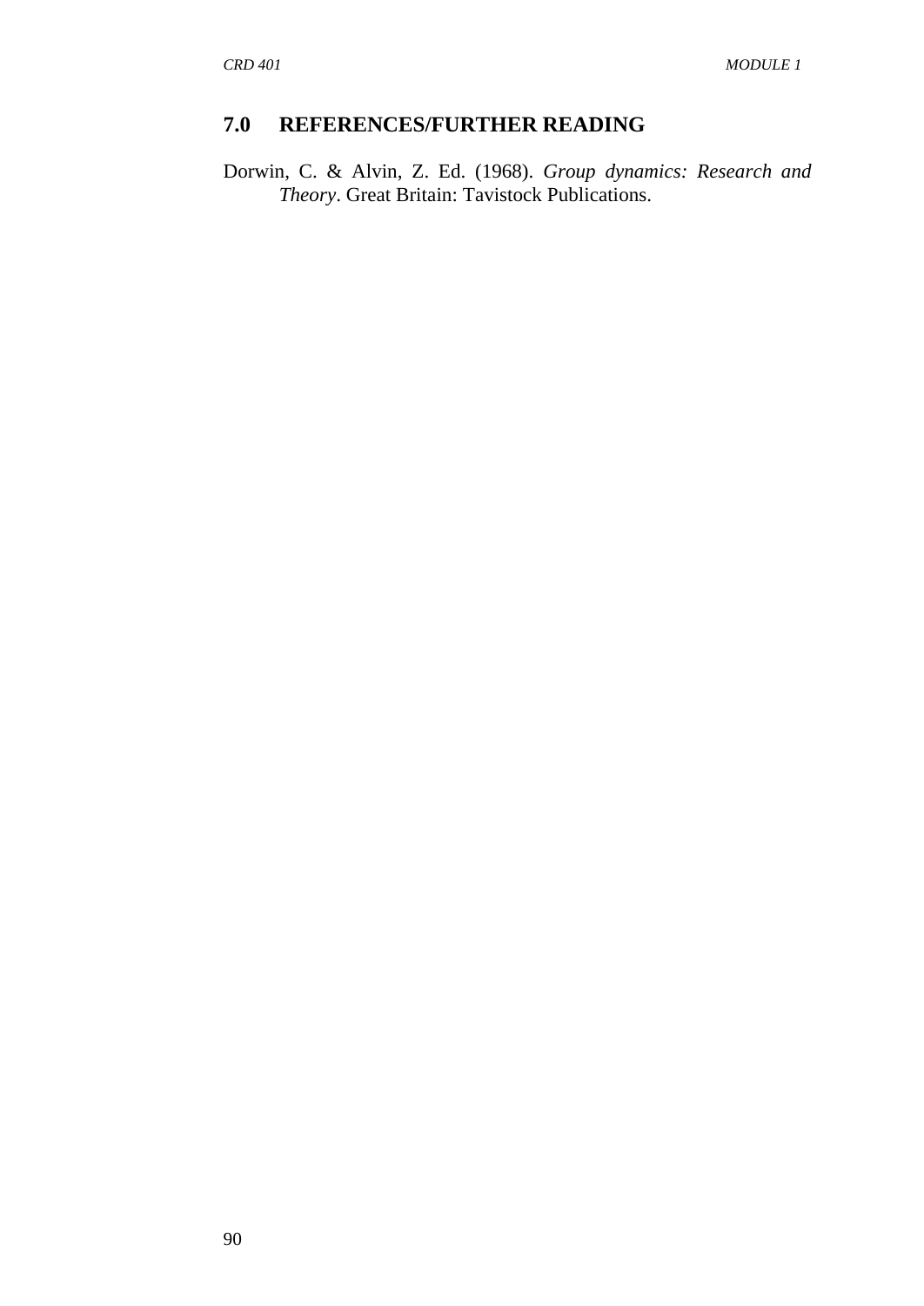## 7.0 REFERENCES/FURTHER READING

Dorwin, C. & Alvin, Z. Ed. (1968). *Group dynamics: Research and Theory*. Great Britain: Tavistock Publications.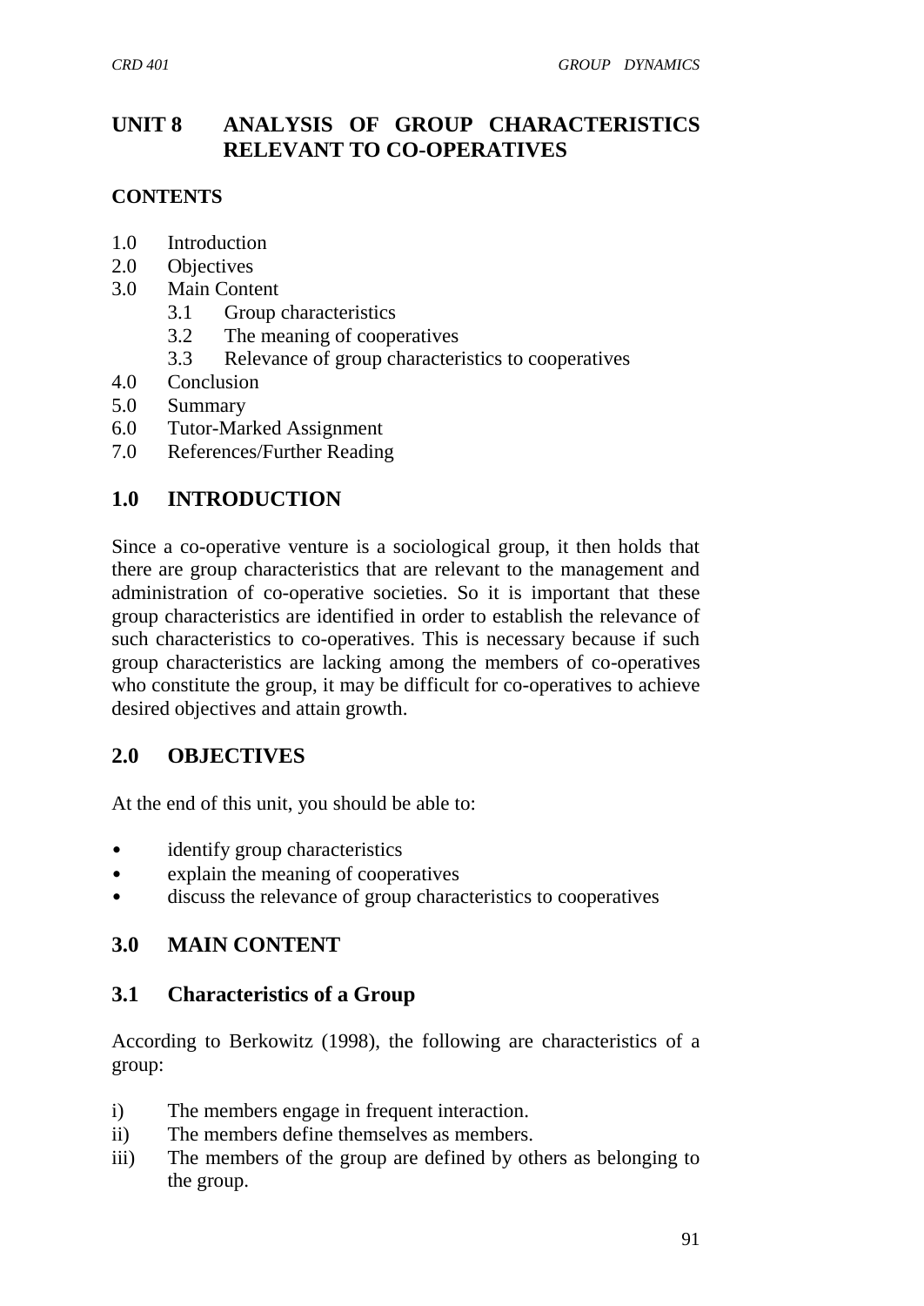# UNIT 8 ANALYSIS OF GROUP CHARACTERISTICS RELEVANT TO CO-OPERATIVES

**CONTENTS**

1.0 Introduction
2.0 Objectives
3.0 Main Content
  3.1 Group characteristics
  3.2 The meaning of cooperatives
  3.3 Relevance of group characteristics to cooperatives
4.0 Conclusion
5.0 Summary
6.0 Tutor-Marked Assignment
7.0 References/Further Reading

## 1.0 INTRODUCTION

Since a co-operative venture is a sociological group, it then holds that there are group characteristics that are relevant to the management and administration of co-operative societies. So it is important that these group characteristics are identified in order to establish the relevance of such characteristics to co-operatives. This is necessary because if such group characteristics are lacking among the members of co-operatives who constitute the group, it may be difficult for co-operatives to achieve desired objectives and attain growth.

## 2.0 OBJECTIVES

At the end of this unit, you should be able to:

- identify group characteristics
- explain the meaning of cooperatives
- discuss the relevance of group characteristics to cooperatives

## 3.0 MAIN CONTENT

### 3.1 Characteristics of a Group

According to Berkowitz (1998), the following are characteristics of a group:

i) The members engage in frequent interaction.
ii) The members define themselves as members.
iii) The members of the group are defined by others as belonging to the group.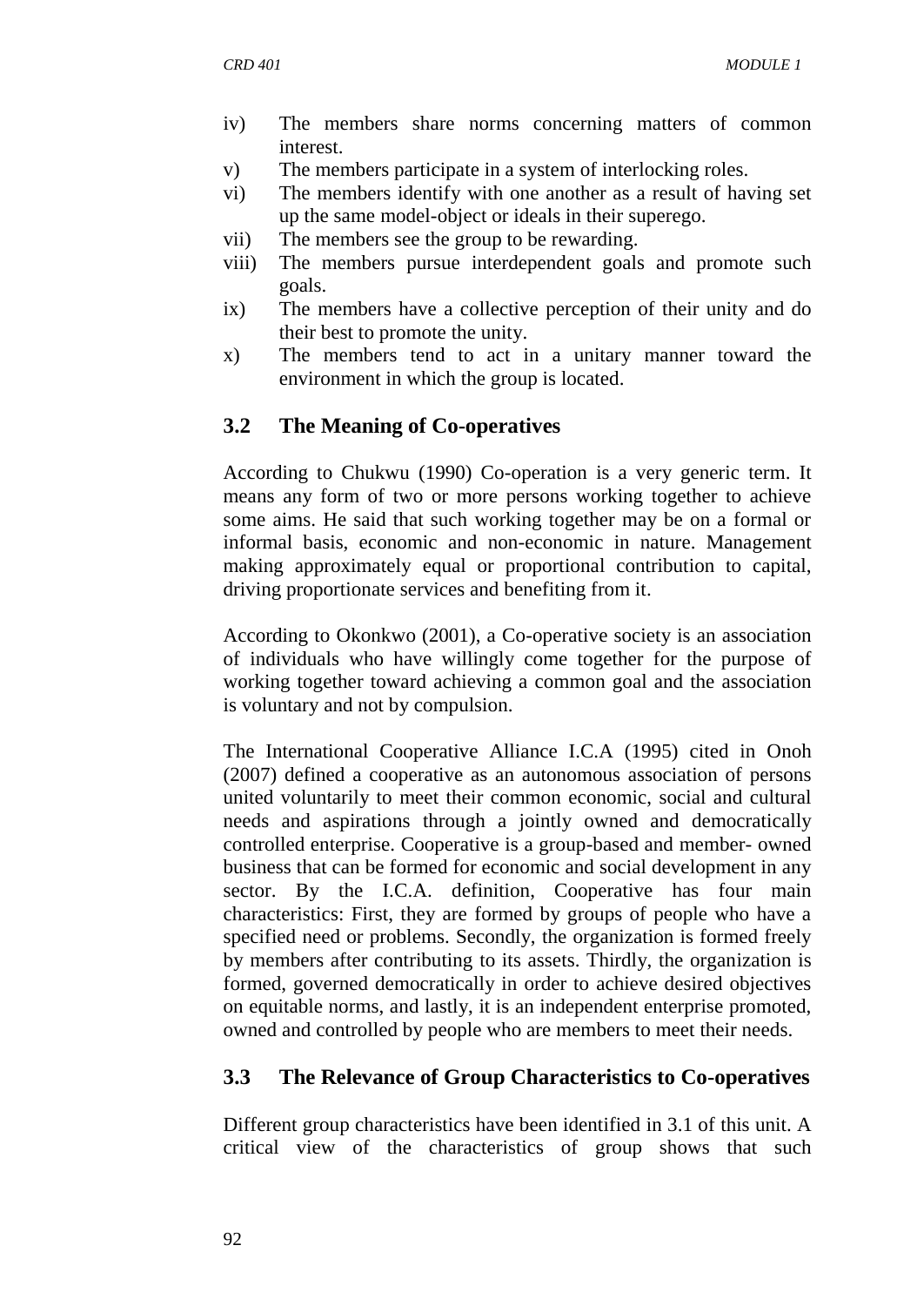iv) The members share norms concerning matters of common interest.
v) The members participate in a system of interlocking roles.
vi) The members identify with one another as a result of having set up the same model-object or ideals in their superego.
vii) The members see the group to be rewarding.
viii) The members pursue interdependent goals and promote such goals.
ix) The members have a collective perception of their unity and do their best to promote the unity.
x) The members tend to act in a unitary manner toward the environment in which the group is located.

## 3.2 The Meaning of Co-operatives

According to Chukwu (1990) Co-operation is a very generic term. It means any form of two or more persons working together to achieve some aims. He said that such working together may be on a formal or informal basis, economic and non-economic in nature. Management making approximately equal or proportional contribution to capital, driving proportionate services and benefiting from it.

According to Okonkwo (2001), a Co-operative society is an association of individuals who have willingly come together for the purpose of working together toward achieving a common goal and the association is voluntary and not by compulsion.

The International Cooperative Alliance I.C.A (1995) cited in Onoh (2007) defined a cooperative as an autonomous association of persons united voluntarily to meet their common economic, social and cultural needs and aspirations through a jointly owned and democratically controlled enterprise. Cooperative is a group-based and member- owned business that can be formed for economic and social development in any sector. By the I.C.A. definition, Cooperative has four main characteristics: First, they are formed by groups of people who have a specified need or problems. Secondly, the organization is formed freely by members after contributing to its assets. Thirdly, the organization is formed, governed democratically in order to achieve desired objectives on equitable norms, and lastly, it is an independent enterprise promoted, owned and controlled by people who are members to meet their needs.

## 3.3 The Relevance of Group Characteristics to Co-operatives

Different group characteristics have been identified in 3.1 of this unit. A critical view of the characteristics of group shows that such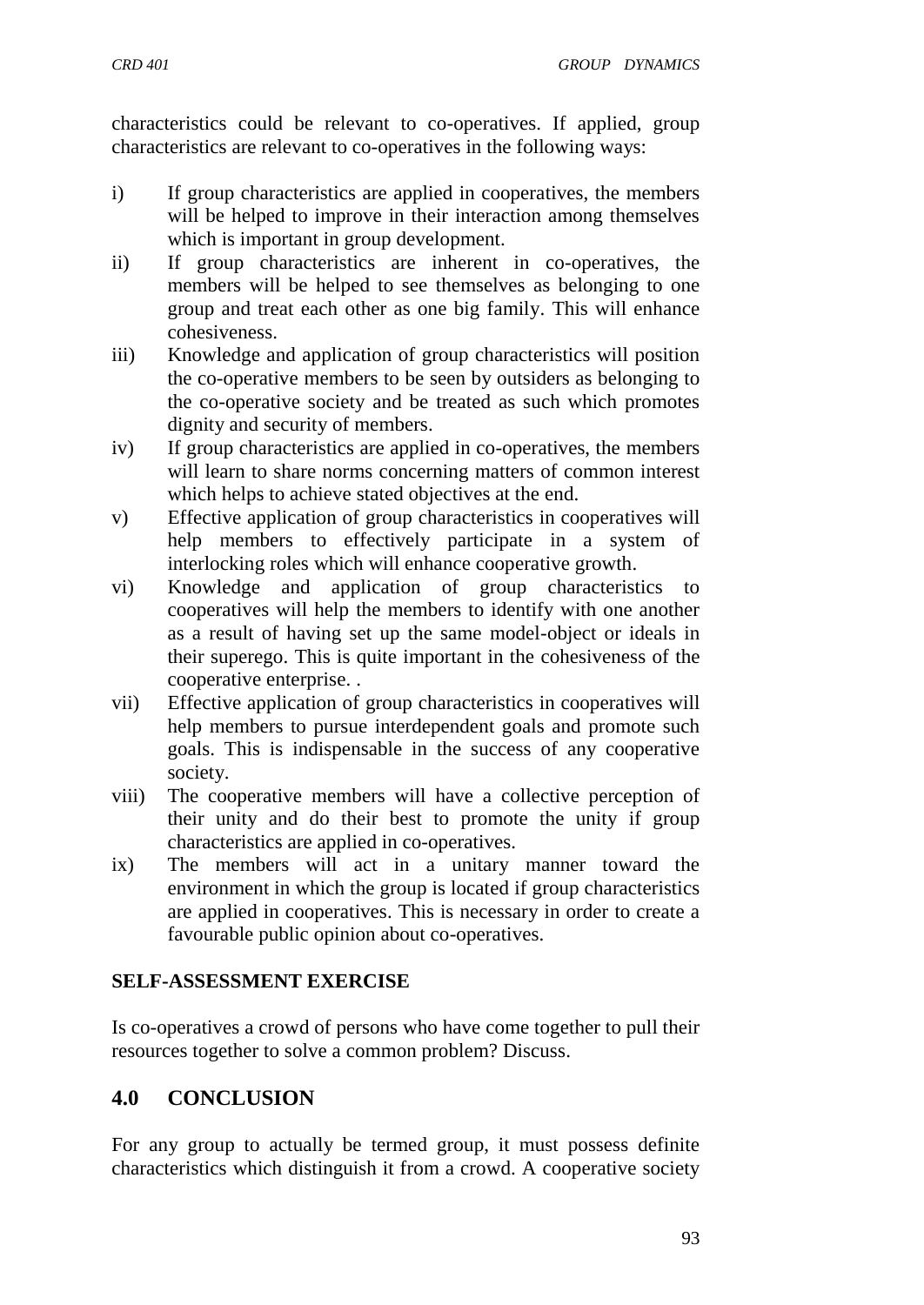characteristics could be relevant to co-operatives. If applied, group characteristics are relevant to co-operatives in the following ways:

i) If group characteristics are applied in cooperatives, the members will be helped to improve in their interaction among themselves which is important in group development.
ii) If group characteristics are inherent in co-operatives, the members will be helped to see themselves as belonging to one group and treat each other as one big family. This will enhance cohesiveness.
iii) Knowledge and application of group characteristics will position the co-operative members to be seen by outsiders as belonging to the co-operative society and be treated as such which promotes dignity and security of members.
iv) If group characteristics are applied in co-operatives, the members will learn to share norms concerning matters of common interest which helps to achieve stated objectives at the end.
v) Effective application of group characteristics in cooperatives will help members to effectively participate in a system of interlocking roles which will enhance cooperative growth.
vi) Knowledge and application of group characteristics to cooperatives will help the members to identify with one another as a result of having set up the same model-object or ideals in their superego. This is quite important in the cohesiveness of the cooperative enterprise. .
vii) Effective application of group characteristics in cooperatives will help members to pursue interdependent goals and promote such goals. This is indispensable in the success of any cooperative society.
viii) The cooperative members will have a collective perception of their unity and do their best to promote the unity if group characteristics are applied in co-operatives.
ix) The members will act in a unitary manner toward the environment in which the group is located if group characteristics are applied in cooperatives. This is necessary in order to create a favourable public opinion about co-operatives.

**SELF-ASSESSMENT EXERCISE**

Is co-operatives a crowd of persons who have come together to pull their resources together to solve a common problem? Discuss.

## 4.0 CONCLUSION

For any group to actually be termed group, it must possess definite characteristics which distinguish it from a crowd. A cooperative society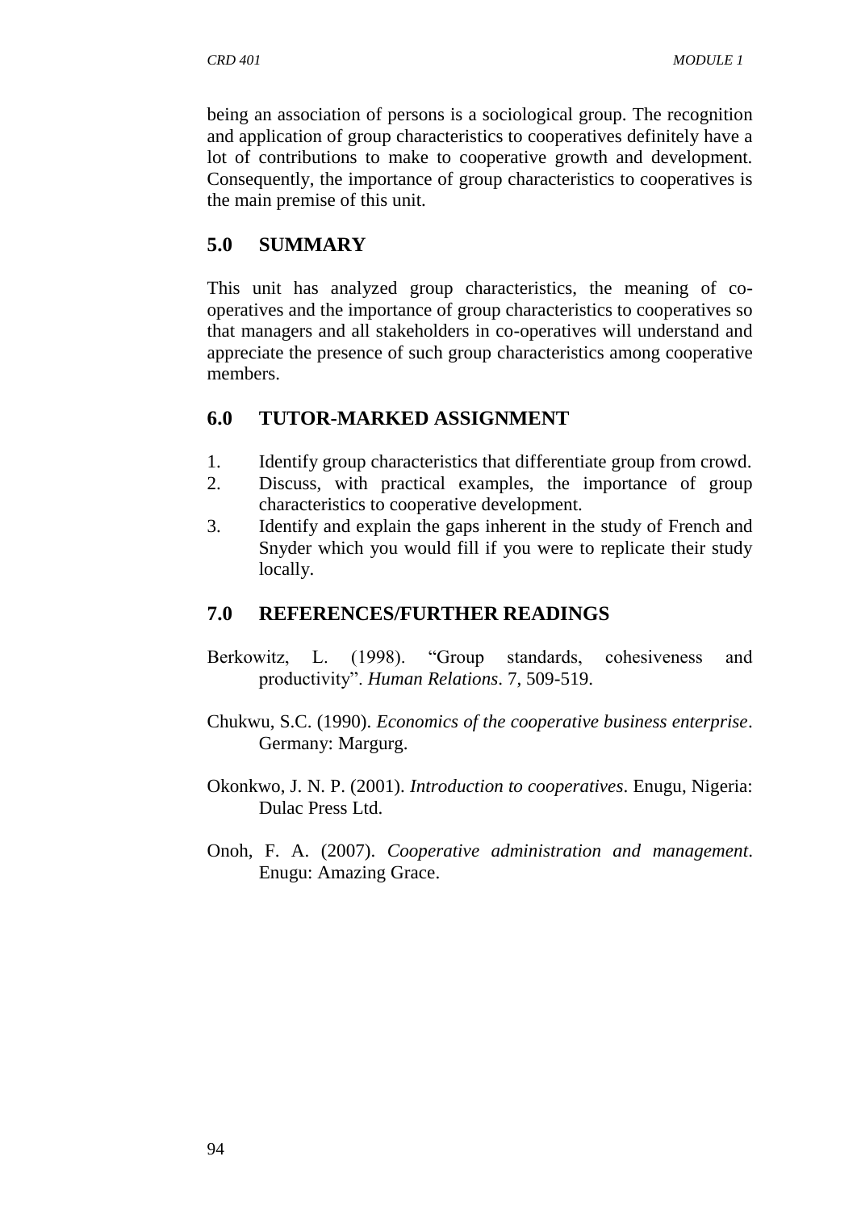being an association of persons is a sociological group. The recognition and application of group characteristics to cooperatives definitely have a lot of contributions to make to cooperative growth and development. Consequently, the importance of group characteristics to cooperatives is the main premise of this unit.

## 5.0 SUMMARY

This unit has analyzed group characteristics, the meaning of co-operatives and the importance of group characteristics to cooperatives so that managers and all stakeholders in co-operatives will understand and appreciate the presence of such group characteristics among cooperative members.

## 6.0 TUTOR-MARKED ASSIGNMENT

1. Identify group characteristics that differentiate group from crowd.
2. Discuss, with practical examples, the importance of group characteristics to cooperative development.
3. Identify and explain the gaps inherent in the study of French and Snyder which you would fill if you were to replicate their study locally.

## 7.0 REFERENCES/FURTHER READINGS

Berkowitz, L. (1998). "Group standards, cohesiveness and productivity". *Human Relations*. 7, 509-519.

Chukwu, S.C. (1990). *Economics of the cooperative business enterprise*. Germany: Margurg.

Okonkwo, J. N. P. (2001). *Introduction to cooperatives*. Enugu, Nigeria: Dulac Press Ltd.

Onoh, F. A. (2007). *Cooperative administration and management*. Enugu: Amazing Grace.